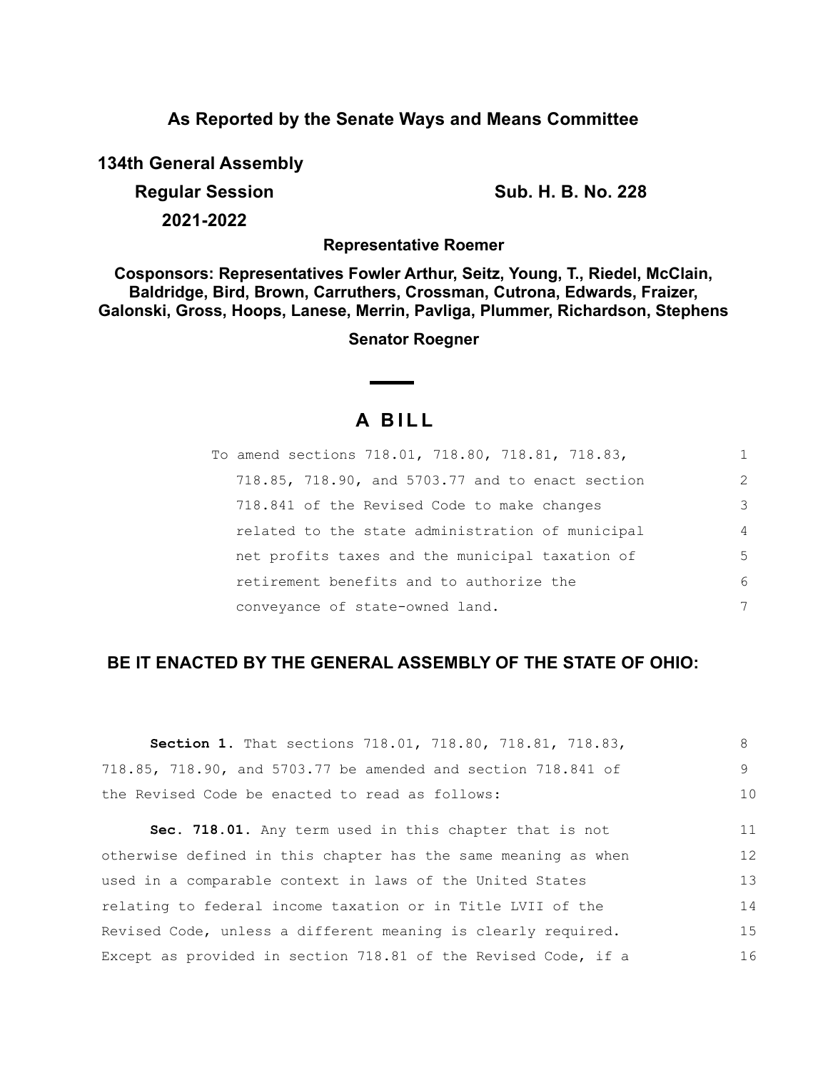**As Reported by the Senate Ways and Means Committee**

**134th General Assembly**

**Regular Session**

**2021-2022**

**Sub. H. B. No. 228**

**Representative Roemer**

**Cosponsors: Representatives Fowler Arthur, Seitz, Young, T., Riedel, McClain, Baldridge, Bird, Brown, Carruthers, Crossman, Cutrona, Edwards, Fraizer, Galonski, Gross, Hoops, Lanese, Merrin, Pavliga, Plummer, Richardson, Stephens**

**Senator Roegner**

# A BILL

To amend sections 718.01, 718.80, 718.81, 718.83, 718.85, 718.90, and 5703.77 and to enact section 718.841 of the Revised Code to make changes related to the state administration of municipal net profits taxes and the municipal taxation of retirement benefits and to authorize the conveyance of state-owned land.

## BE IT ENACTED BY THE GENERAL ASSEMBLY OF THE STATE OF OHIO:

**Section 1.** That sections 718.01, 718.80, 718.81, 718.83, 718.85, 718.90, and 5703.77 be amended and section 718.841 of the Revised Code be enacted to read as follows:

**Sec. 718.01.** Any term used in this chapter that is not otherwise defined in this chapter has the same meaning as when used in a comparable context in laws of the United States relating to federal income taxation or in Title LVII of the Revised Code, unless a different meaning is clearly required. Except as provided in section 718.81 of the Revised Code, if a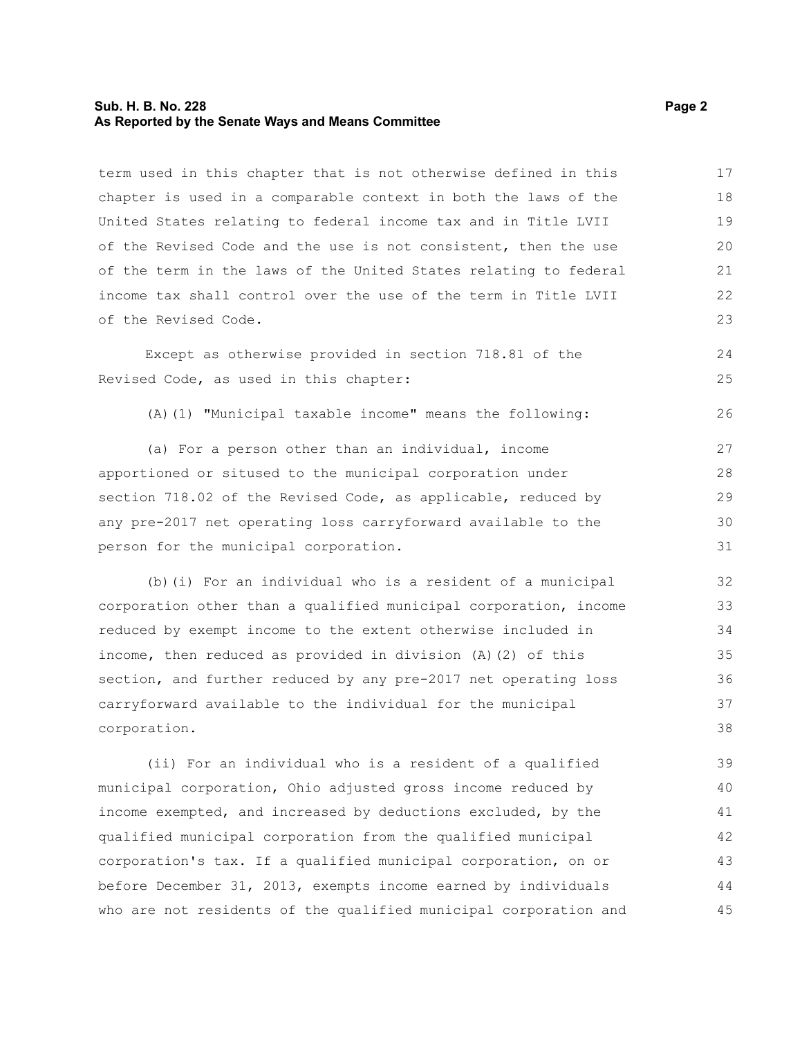term used in this chapter that is not otherwise defined in this chapter is used in a comparable context in both the laws of the United States relating to federal income tax and in Title LVII of the Revised Code and the use is not consistent, then the use of the term in the laws of the United States relating to federal income tax shall control over the use of the term in Title LVII of the Revised Code.

Except as otherwise provided in section 718.81 of the Revised Code, as used in this chapter:

(A)(1) "Municipal taxable income" means the following:

(a) For a person other than an individual, income apportioned or sitused to the municipal corporation under section 718.02 of the Revised Code, as applicable, reduced by any pre-2017 net operating loss carryforward available to the person for the municipal corporation.

(b)(i) For an individual who is a resident of a municipal corporation other than a qualified municipal corporation, income reduced by exempt income to the extent otherwise included in income, then reduced as provided in division (A)(2) of this section, and further reduced by any pre-2017 net operating loss carryforward available to the individual for the municipal corporation.

(ii) For an individual who is a resident of a qualified municipal corporation, Ohio adjusted gross income reduced by income exempted, and increased by deductions excluded, by the qualified municipal corporation from the qualified municipal corporation's tax. If a qualified municipal corporation, on or before December 31, 2013, exempts income earned by individuals who are not residents of the qualified municipal corporation and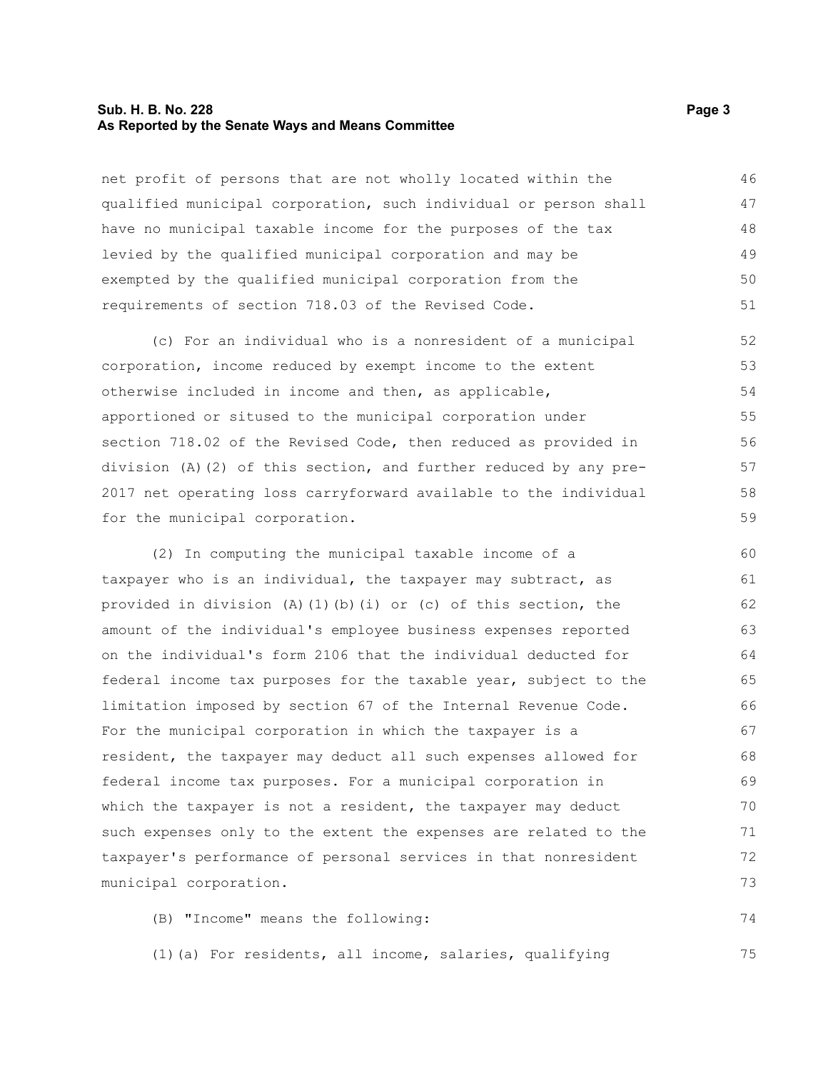net profit of persons that are not wholly located within the qualified municipal corporation, such individual or person shall have no municipal taxable income for the purposes of the tax levied by the qualified municipal corporation and may be exempted by the qualified municipal corporation from the requirements of section 718.03 of the Revised Code.

(c) For an individual who is a nonresident of a municipal corporation, income reduced by exempt income to the extent otherwise included in income and then, as applicable, apportioned or sitused to the municipal corporation under section 718.02 of the Revised Code, then reduced as provided in division (A)(2) of this section, and further reduced by any pre-2017 net operating loss carryforward available to the individual for the municipal corporation.

(2) In computing the municipal taxable income of a taxpayer who is an individual, the taxpayer may subtract, as provided in division (A)(1)(b)(i) or (c) of this section, the amount of the individual's employee business expenses reported on the individual's form 2106 that the individual deducted for federal income tax purposes for the taxable year, subject to the limitation imposed by section 67 of the Internal Revenue Code. For the municipal corporation in which the taxpayer is a resident, the taxpayer may deduct all such expenses allowed for federal income tax purposes. For a municipal corporation in which the taxpayer is not a resident, the taxpayer may deduct such expenses only to the extent the expenses are related to the taxpayer's performance of personal services in that nonresident municipal corporation.

(B) "Income" means the following:

(1)(a) For residents, all income, salaries, qualifying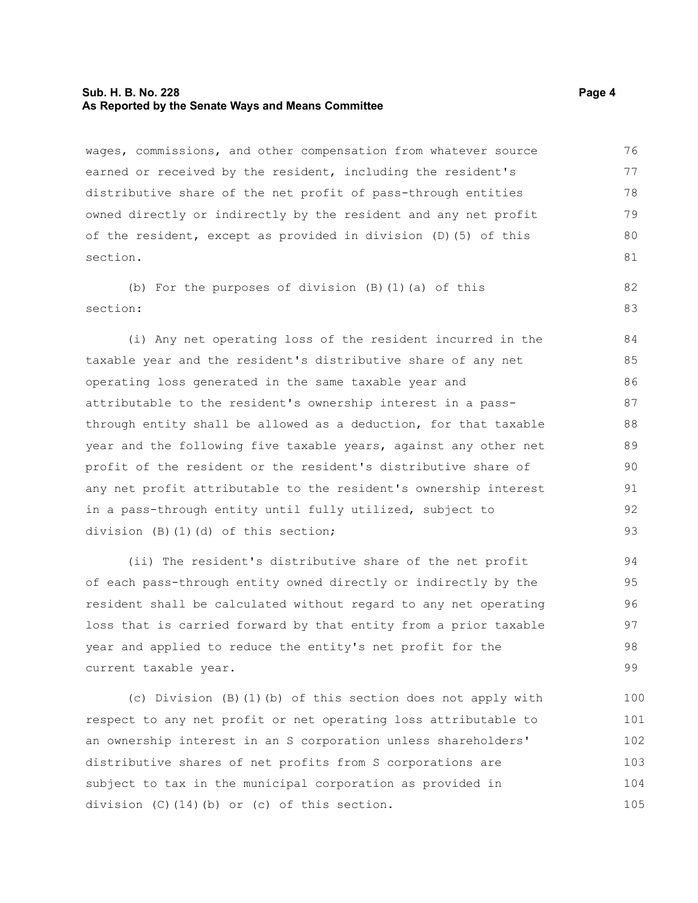wages, commissions, and other compensation from whatever source earned or received by the resident, including the resident's distributive share of the net profit of pass-through entities owned directly or indirectly by the resident and any net profit of the resident, except as provided in division (D)(5) of this section.

(b) For the purposes of division (B)(1)(a) of this section:

(i) Any net operating loss of the resident incurred in the taxable year and the resident's distributive share of any net operating loss generated in the same taxable year and attributable to the resident's ownership interest in a pass-through entity shall be allowed as a deduction, for that taxable year and the following five taxable years, against any other net profit of the resident or the resident's distributive share of any net profit attributable to the resident's ownership interest in a pass-through entity until fully utilized, subject to division (B)(1)(d) of this section;

(ii) The resident's distributive share of the net profit of each pass-through entity owned directly or indirectly by the resident shall be calculated without regard to any net operating loss that is carried forward by that entity from a prior taxable year and applied to reduce the entity's net profit for the current taxable year.

(c) Division (B)(1)(b) of this section does not apply with respect to any net profit or net operating loss attributable to an ownership interest in an S corporation unless shareholders' distributive shares of net profits from S corporations are subject to tax in the municipal corporation as provided in division (C)(14)(b) or (c) of this section.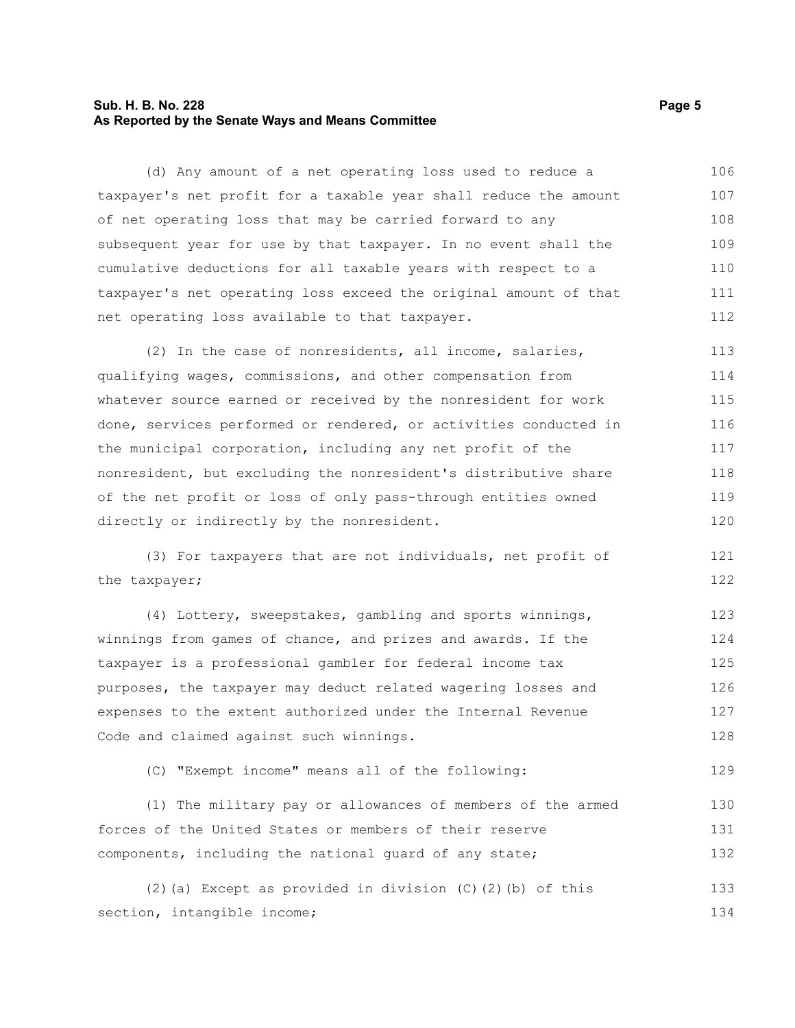(d) Any amount of a net operating loss used to reduce a taxpayer's net profit for a taxable year shall reduce the amount of net operating loss that may be carried forward to any subsequent year for use by that taxpayer. In no event shall the cumulative deductions for all taxable years with respect to a taxpayer's net operating loss exceed the original amount of that net operating loss available to that taxpayer.

(2) In the case of nonresidents, all income, salaries, qualifying wages, commissions, and other compensation from whatever source earned or received by the nonresident for work done, services performed or rendered, or activities conducted in the municipal corporation, including any net profit of the nonresident, but excluding the nonresident's distributive share of the net profit or loss of only pass-through entities owned directly or indirectly by the nonresident.

(3) For taxpayers that are not individuals, net profit of the taxpayer;

(4) Lottery, sweepstakes, gambling and sports winnings, winnings from games of chance, and prizes and awards. If the taxpayer is a professional gambler for federal income tax purposes, the taxpayer may deduct related wagering losses and expenses to the extent authorized under the Internal Revenue Code and claimed against such winnings.

(C) "Exempt income" means all of the following:

(1) The military pay or allowances of members of the armed forces of the United States or members of their reserve components, including the national guard of any state;

(2)(a) Except as provided in division (C)(2)(b) of this section, intangible income;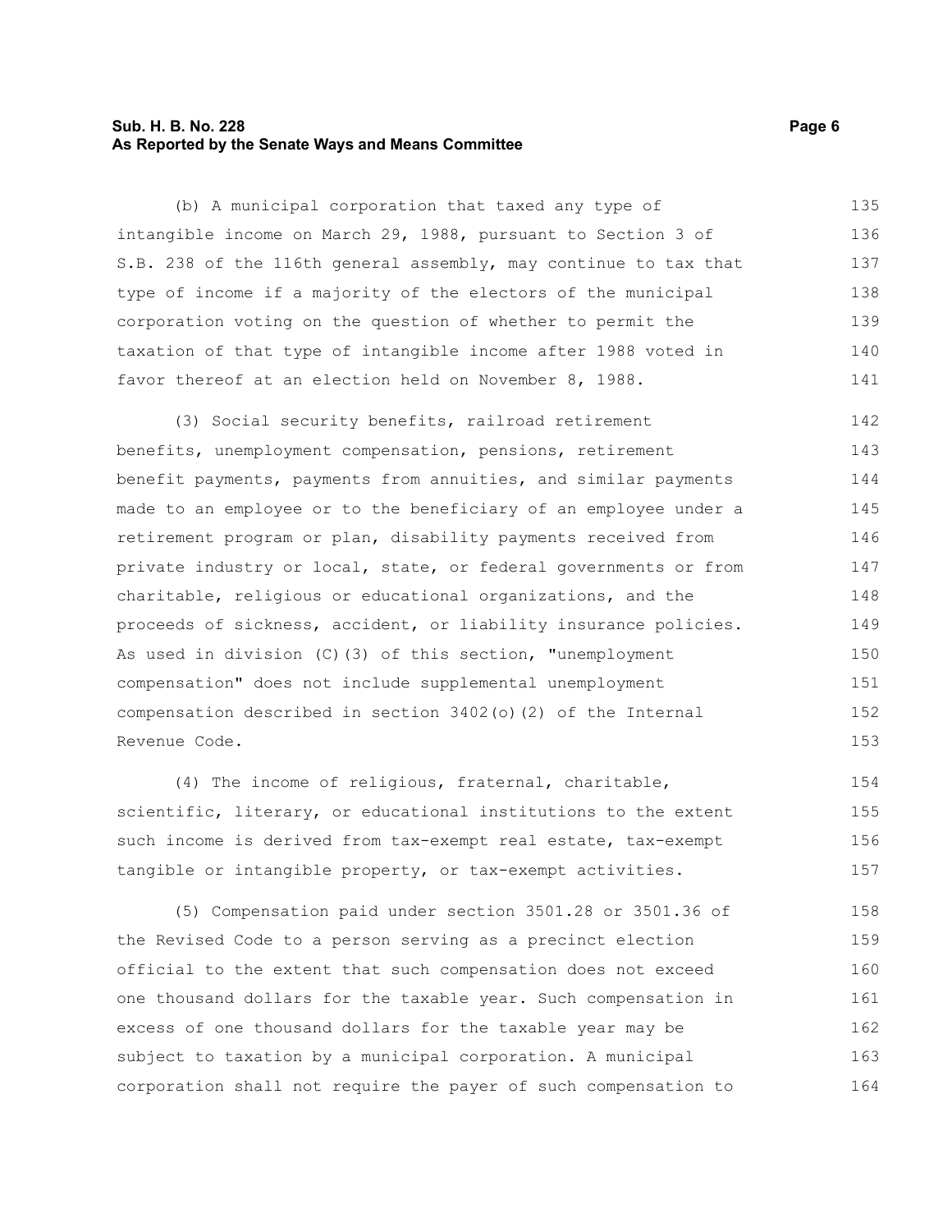(b) A municipal corporation that taxed any type of intangible income on March 29, 1988, pursuant to Section 3 of S.B. 238 of the 116th general assembly, may continue to tax that type of income if a majority of the electors of the municipal corporation voting on the question of whether to permit the taxation of that type of intangible income after 1988 voted in favor thereof at an election held on November 8, 1988.

(3) Social security benefits, railroad retirement benefits, unemployment compensation, pensions, retirement benefit payments, payments from annuities, and similar payments made to an employee or to the beneficiary of an employee under a retirement program or plan, disability payments received from private industry or local, state, or federal governments or from charitable, religious or educational organizations, and the proceeds of sickness, accident, or liability insurance policies. As used in division (C)(3) of this section, "unemployment compensation" does not include supplemental unemployment compensation described in section 3402(o)(2) of the Internal Revenue Code.

(4) The income of religious, fraternal, charitable, scientific, literary, or educational institutions to the extent such income is derived from tax-exempt real estate, tax-exempt tangible or intangible property, or tax-exempt activities.

(5) Compensation paid under section 3501.28 or 3501.36 of the Revised Code to a person serving as a precinct election official to the extent that such compensation does not exceed one thousand dollars for the taxable year. Such compensation in excess of one thousand dollars for the taxable year may be subject to taxation by a municipal corporation. A municipal corporation shall not require the payer of such compensation to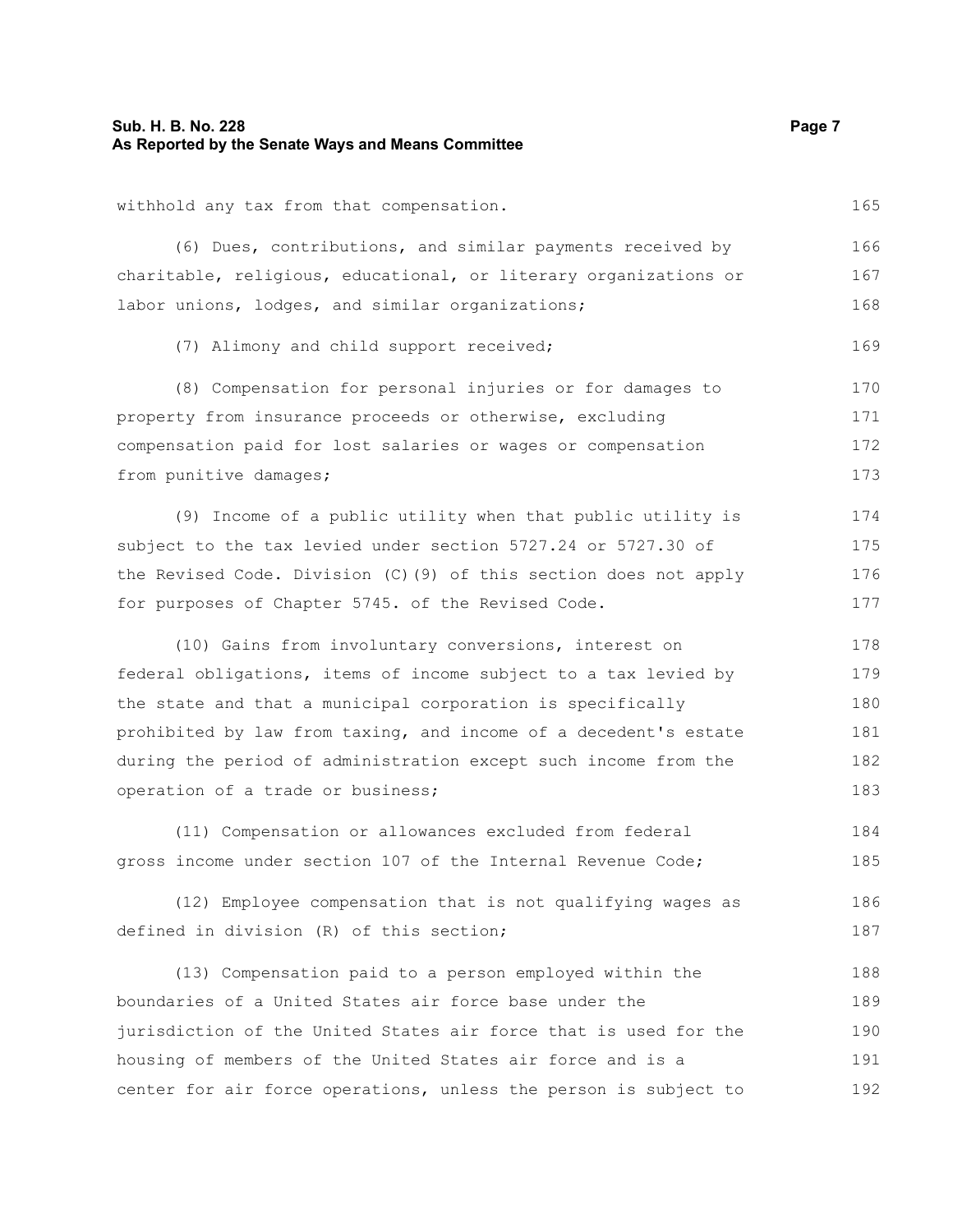withhold any tax from that compensation.

(6) Dues, contributions, and similar payments received by charitable, religious, educational, or literary organizations or labor unions, lodges, and similar organizations;

(7) Alimony and child support received;

(8) Compensation for personal injuries or for damages to property from insurance proceeds or otherwise, excluding compensation paid for lost salaries or wages or compensation from punitive damages;

(9) Income of a public utility when that public utility is subject to the tax levied under section 5727.24 or 5727.30 of the Revised Code. Division (C)(9) of this section does not apply for purposes of Chapter 5745. of the Revised Code.

(10) Gains from involuntary conversions, interest on federal obligations, items of income subject to a tax levied by the state and that a municipal corporation is specifically prohibited by law from taxing, and income of a decedent's estate during the period of administration except such income from the operation of a trade or business;

(11) Compensation or allowances excluded from federal gross income under section 107 of the Internal Revenue Code;

(12) Employee compensation that is not qualifying wages as defined in division (R) of this section;

(13) Compensation paid to a person employed within the boundaries of a United States air force base under the jurisdiction of the United States air force that is used for the housing of members of the United States air force and is a center for air force operations, unless the person is subject to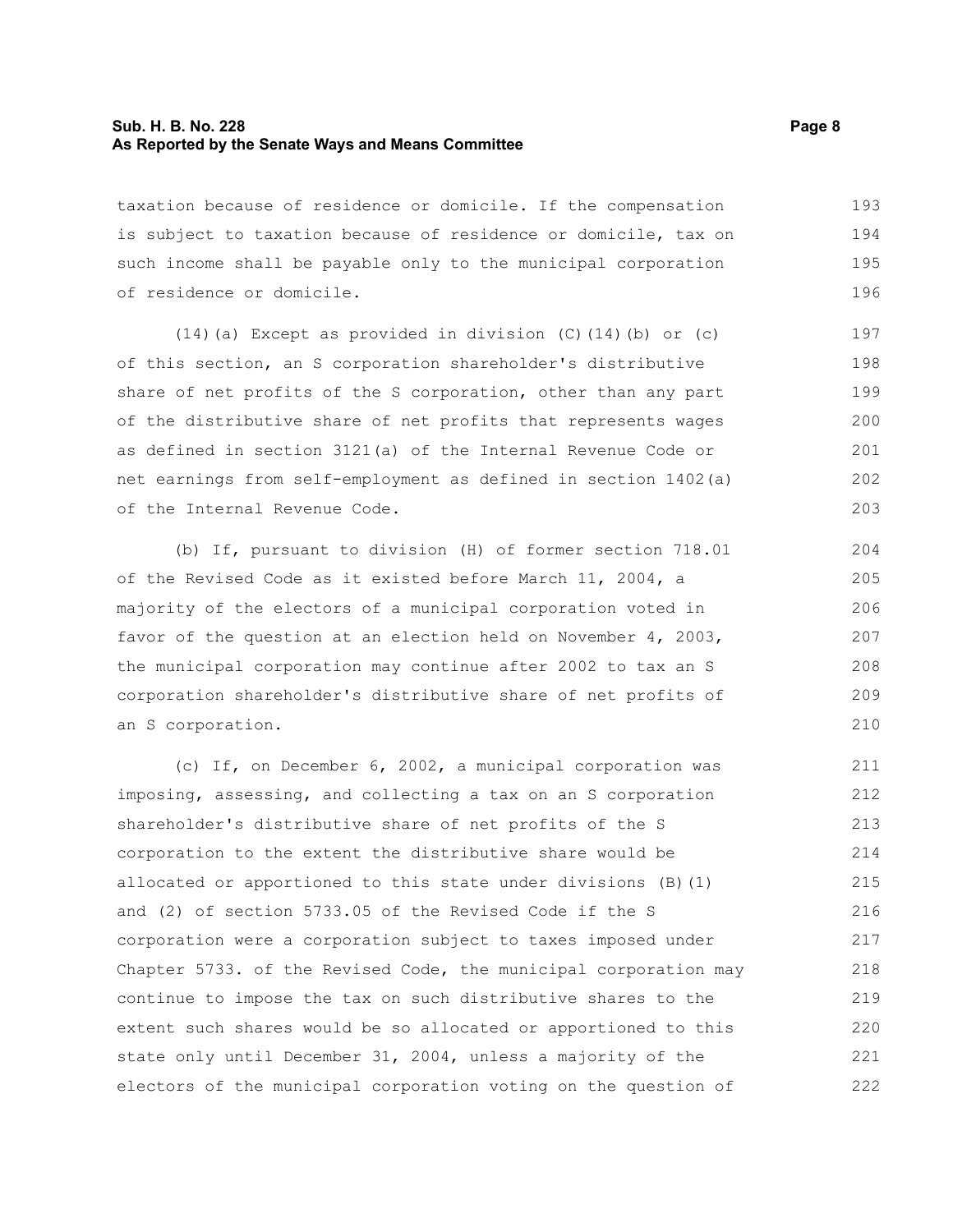taxation because of residence or domicile. If the compensation is subject to taxation because of residence or domicile, tax on such income shall be payable only to the municipal corporation of residence or domicile.

(14)(a) Except as provided in division (C)(14)(b) or (c) of this section, an S corporation shareholder's distributive share of net profits of the S corporation, other than any part of the distributive share of net profits that represents wages as defined in section 3121(a) of the Internal Revenue Code or net earnings from self-employment as defined in section 1402(a) of the Internal Revenue Code.

(b) If, pursuant to division (H) of former section 718.01 of the Revised Code as it existed before March 11, 2004, a majority of the electors of a municipal corporation voted in favor of the question at an election held on November 4, 2003, the municipal corporation may continue after 2002 to tax an S corporation shareholder's distributive share of net profits of an S corporation.

(c) If, on December 6, 2002, a municipal corporation was imposing, assessing, and collecting a tax on an S corporation shareholder's distributive share of net profits of the S corporation to the extent the distributive share would be allocated or apportioned to this state under divisions (B)(1) and (2) of section 5733.05 of the Revised Code if the S corporation were a corporation subject to taxes imposed under Chapter 5733. of the Revised Code, the municipal corporation may continue to impose the tax on such distributive shares to the extent such shares would be so allocated or apportioned to this state only until December 31, 2004, unless a majority of the electors of the municipal corporation voting on the question of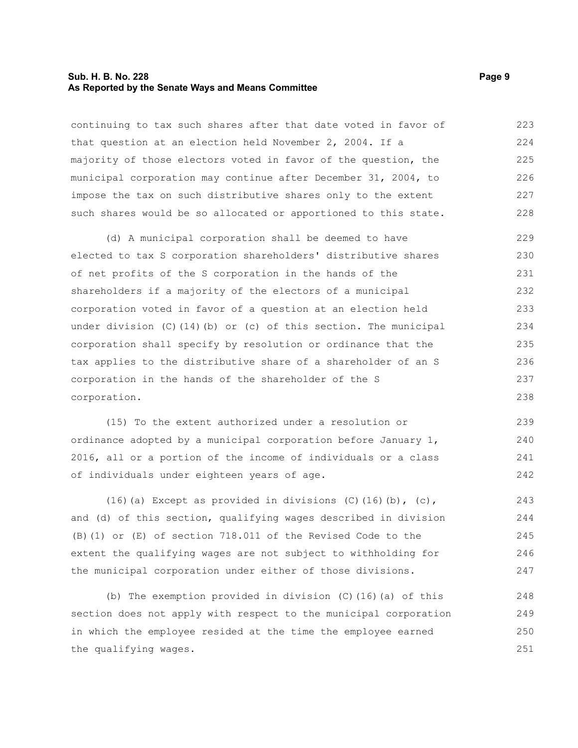continuing to tax such shares after that date voted in favor of that question at an election held November 2, 2004. If a majority of those electors voted in favor of the question, the municipal corporation may continue after December 31, 2004, to impose the tax on such distributive shares only to the extent such shares would be so allocated or apportioned to this state.

(d) A municipal corporation shall be deemed to have elected to tax S corporation shareholders' distributive shares of net profits of the S corporation in the hands of the shareholders if a majority of the electors of a municipal corporation voted in favor of a question at an election held under division (C)(14)(b) or (c) of this section. The municipal corporation shall specify by resolution or ordinance that the tax applies to the distributive share of a shareholder of an S corporation in the hands of the shareholder of the S corporation.

(15) To the extent authorized under a resolution or ordinance adopted by a municipal corporation before January 1, 2016, all or a portion of the income of individuals or a class of individuals under eighteen years of age.

(16)(a) Except as provided in divisions (C)(16)(b), (c), and (d) of this section, qualifying wages described in division (B)(1) or (E) of section 718.011 of the Revised Code to the extent the qualifying wages are not subject to withholding for the municipal corporation under either of those divisions.

(b) The exemption provided in division (C)(16)(a) of this section does not apply with respect to the municipal corporation in which the employee resided at the time the employee earned the qualifying wages.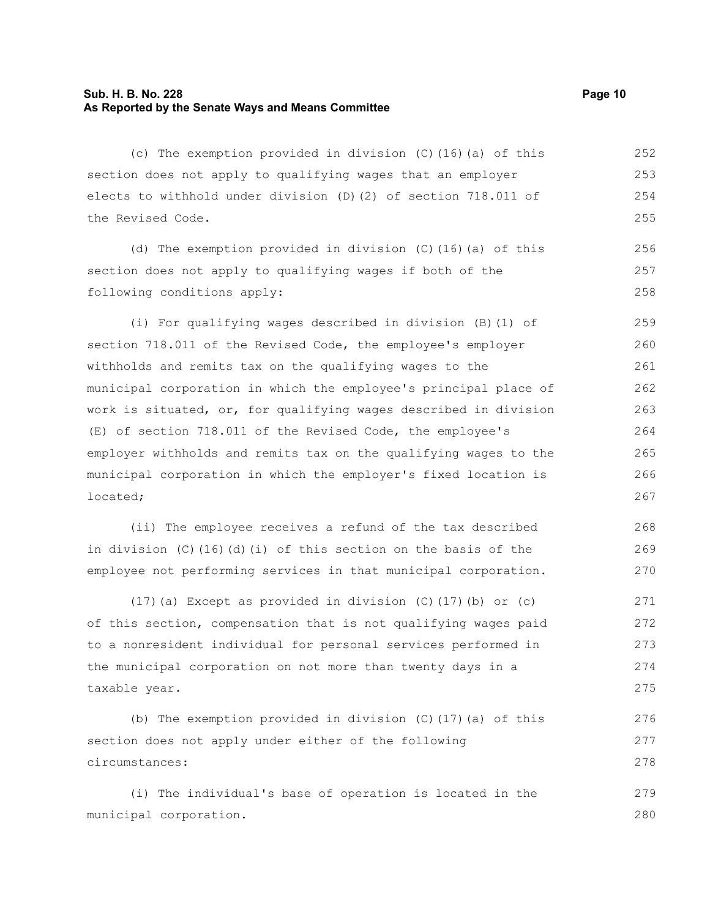(c) The exemption provided in division (C)(16)(a) of this section does not apply to qualifying wages that an employer elects to withhold under division (D)(2) of section 718.011 of the Revised Code.

(d) The exemption provided in division (C)(16)(a) of this section does not apply to qualifying wages if both of the following conditions apply:

(i) For qualifying wages described in division (B)(1) of section 718.011 of the Revised Code, the employee's employer withholds and remits tax on the qualifying wages to the municipal corporation in which the employee's principal place of work is situated, or, for qualifying wages described in division (E) of section 718.011 of the Revised Code, the employee's employer withholds and remits tax on the qualifying wages to the municipal corporation in which the employer's fixed location is located;

(ii) The employee receives a refund of the tax described in division (C)(16)(d)(i) of this section on the basis of the employee not performing services in that municipal corporation.

(17)(a) Except as provided in division (C)(17)(b) or (c) of this section, compensation that is not qualifying wages paid to a nonresident individual for personal services performed in the municipal corporation on not more than twenty days in a taxable year.

(b) The exemption provided in division (C)(17)(a) of this section does not apply under either of the following circumstances:

(i) The individual's base of operation is located in the municipal corporation.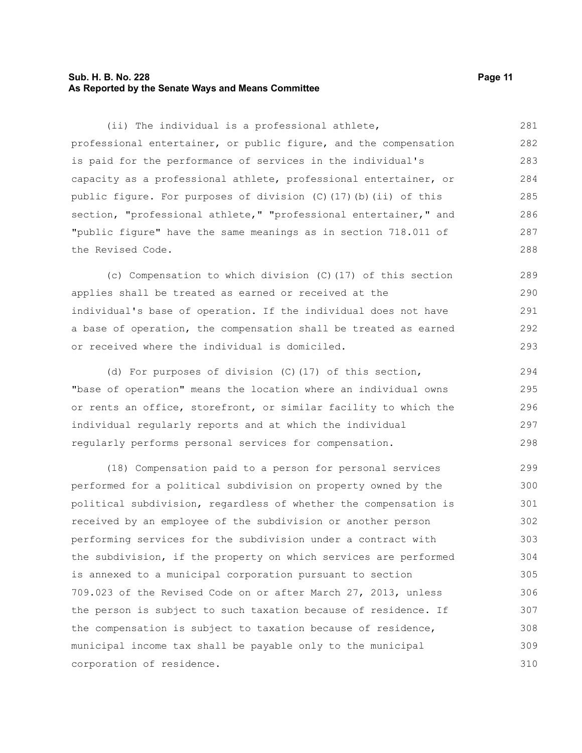(ii) The individual is a professional athlete, professional entertainer, or public figure, and the compensation is paid for the performance of services in the individual's capacity as a professional athlete, professional entertainer, or public figure. For purposes of division (C)(17)(b)(ii) of this section, "professional athlete," "professional entertainer," and "public figure" have the same meanings as in section 718.011 of the Revised Code.

(c) Compensation to which division (C)(17) of this section applies shall be treated as earned or received at the individual's base of operation. If the individual does not have a base of operation, the compensation shall be treated as earned or received where the individual is domiciled.

(d) For purposes of division (C)(17) of this section, "base of operation" means the location where an individual owns or rents an office, storefront, or similar facility to which the individual regularly reports and at which the individual regularly performs personal services for compensation.

(18) Compensation paid to a person for personal services performed for a political subdivision on property owned by the political subdivision, regardless of whether the compensation is received by an employee of the subdivision or another person performing services for the subdivision under a contract with the subdivision, if the property on which services are performed is annexed to a municipal corporation pursuant to section 709.023 of the Revised Code on or after March 27, 2013, unless the person is subject to such taxation because of residence. If the compensation is subject to taxation because of residence, municipal income tax shall be payable only to the municipal corporation of residence.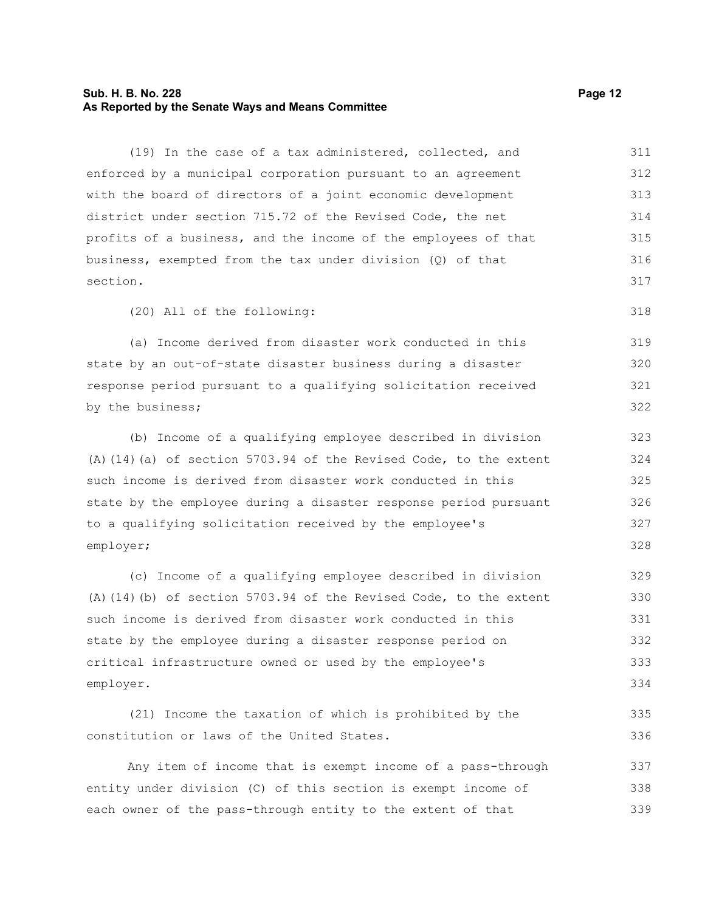(19) In the case of a tax administered, collected, and enforced by a municipal corporation pursuant to an agreement with the board of directors of a joint economic development district under section 715.72 of the Revised Code, the net profits of a business, and the income of the employees of that business, exempted from the tax under division (Q) of that section.

(20) All of the following:

(a) Income derived from disaster work conducted in this state by an out-of-state disaster business during a disaster response period pursuant to a qualifying solicitation received by the business;

(b) Income of a qualifying employee described in division (A)(14)(a) of section 5703.94 of the Revised Code, to the extent such income is derived from disaster work conducted in this state by the employee during a disaster response period pursuant to a qualifying solicitation received by the employee's employer;

(c) Income of a qualifying employee described in division (A)(14)(b) of section 5703.94 of the Revised Code, to the extent such income is derived from disaster work conducted in this state by the employee during a disaster response period on critical infrastructure owned or used by the employee's employer.

(21) Income the taxation of which is prohibited by the constitution or laws of the United States.

Any item of income that is exempt income of a pass-through entity under division (C) of this section is exempt income of each owner of the pass-through entity to the extent of that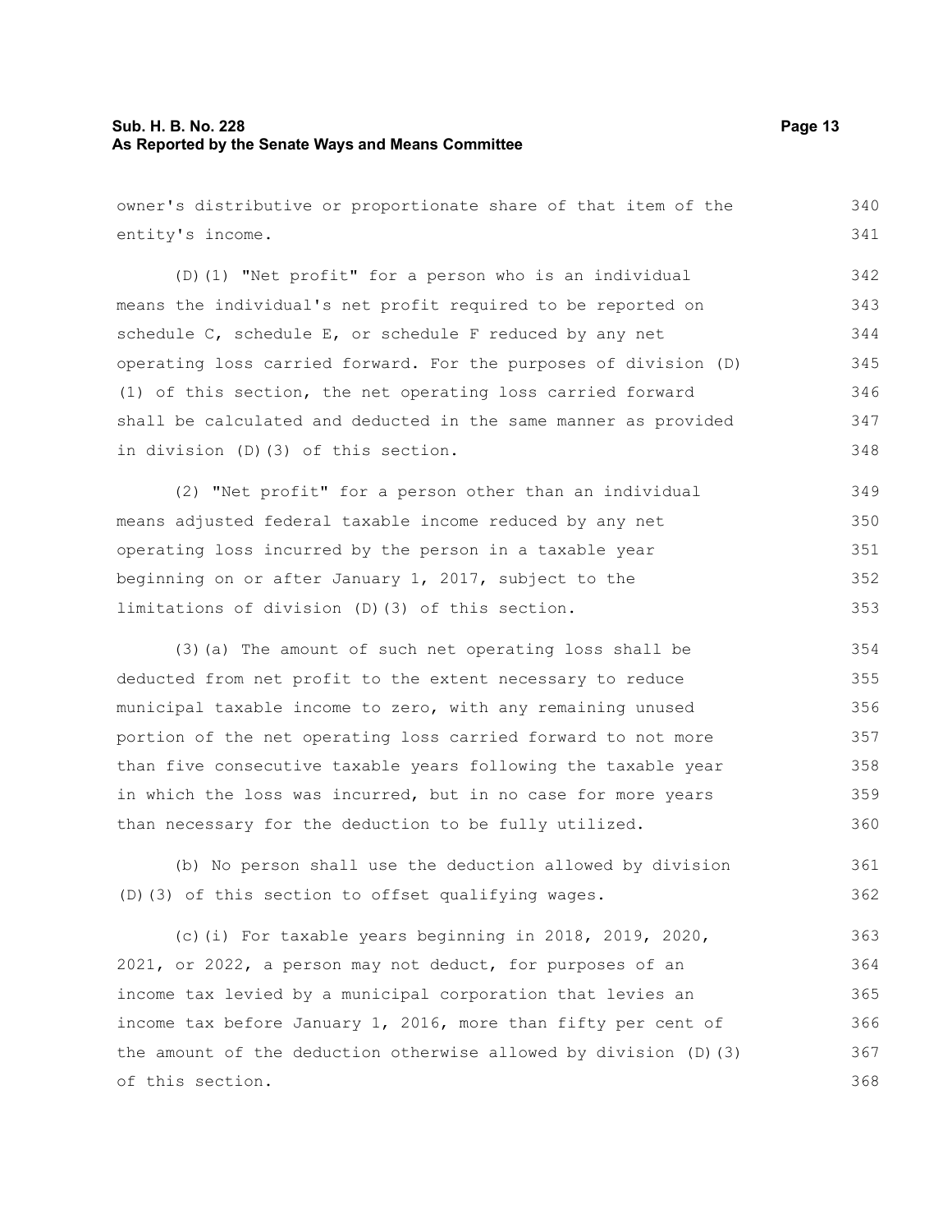owner's distributive or proportionate share of that item of the entity's income.

(D)(1) "Net profit" for a person who is an individual means the individual's net profit required to be reported on schedule C, schedule E, or schedule F reduced by any net operating loss carried forward. For the purposes of division (D)(1) of this section, the net operating loss carried forward shall be calculated and deducted in the same manner as provided in division (D)(3) of this section.

(2) "Net profit" for a person other than an individual means adjusted federal taxable income reduced by any net operating loss incurred by the person in a taxable year beginning on or after January 1, 2017, subject to the limitations of division (D)(3) of this section.

(3)(a) The amount of such net operating loss shall be deducted from net profit to the extent necessary to reduce municipal taxable income to zero, with any remaining unused portion of the net operating loss carried forward to not more than five consecutive taxable years following the taxable year in which the loss was incurred, but in no case for more years than necessary for the deduction to be fully utilized.

(b) No person shall use the deduction allowed by division (D)(3) of this section to offset qualifying wages.

(c)(i) For taxable years beginning in 2018, 2019, 2020, 2021, or 2022, a person may not deduct, for purposes of an income tax levied by a municipal corporation that levies an income tax before January 1, 2016, more than fifty per cent of the amount of the deduction otherwise allowed by division (D)(3) of this section.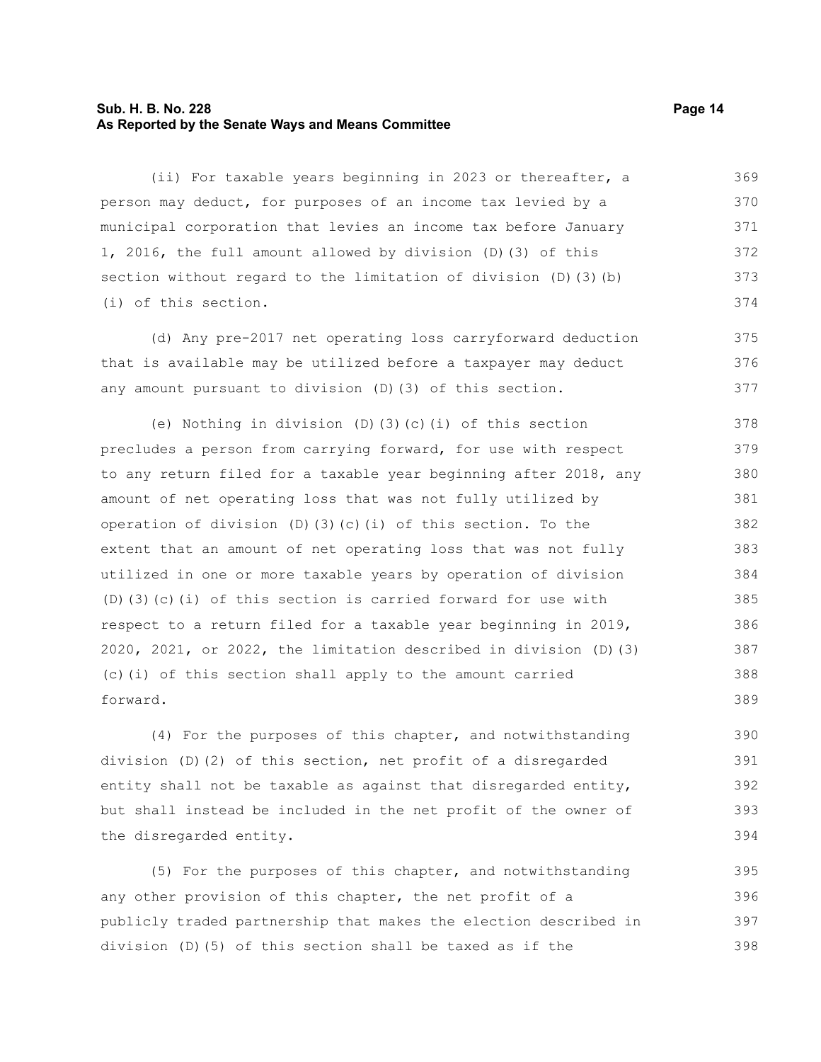(ii) For taxable years beginning in 2023 or thereafter, a person may deduct, for purposes of an income tax levied by a municipal corporation that levies an income tax before January 1, 2016, the full amount allowed by division (D)(3) of this section without regard to the limitation of division (D)(3)(b)(i) of this section.

(d) Any pre-2017 net operating loss carryforward deduction that is available may be utilized before a taxpayer may deduct any amount pursuant to division (D)(3) of this section.

(e) Nothing in division (D)(3)(c)(i) of this section precludes a person from carrying forward, for use with respect to any return filed for a taxable year beginning after 2018, any amount of net operating loss that was not fully utilized by operation of division (D)(3)(c)(i) of this section. To the extent that an amount of net operating loss that was not fully utilized in one or more taxable years by operation of division (D)(3)(c)(i) of this section is carried forward for use with respect to a return filed for a taxable year beginning in 2019, 2020, 2021, or 2022, the limitation described in division (D)(3)(c)(i) of this section shall apply to the amount carried forward.

(4) For the purposes of this chapter, and notwithstanding division (D)(2) of this section, net profit of a disregarded entity shall not be taxable as against that disregarded entity, but shall instead be included in the net profit of the owner of the disregarded entity.

(5) For the purposes of this chapter, and notwithstanding any other provision of this chapter, the net profit of a publicly traded partnership that makes the election described in division (D)(5) of this section shall be taxed as if the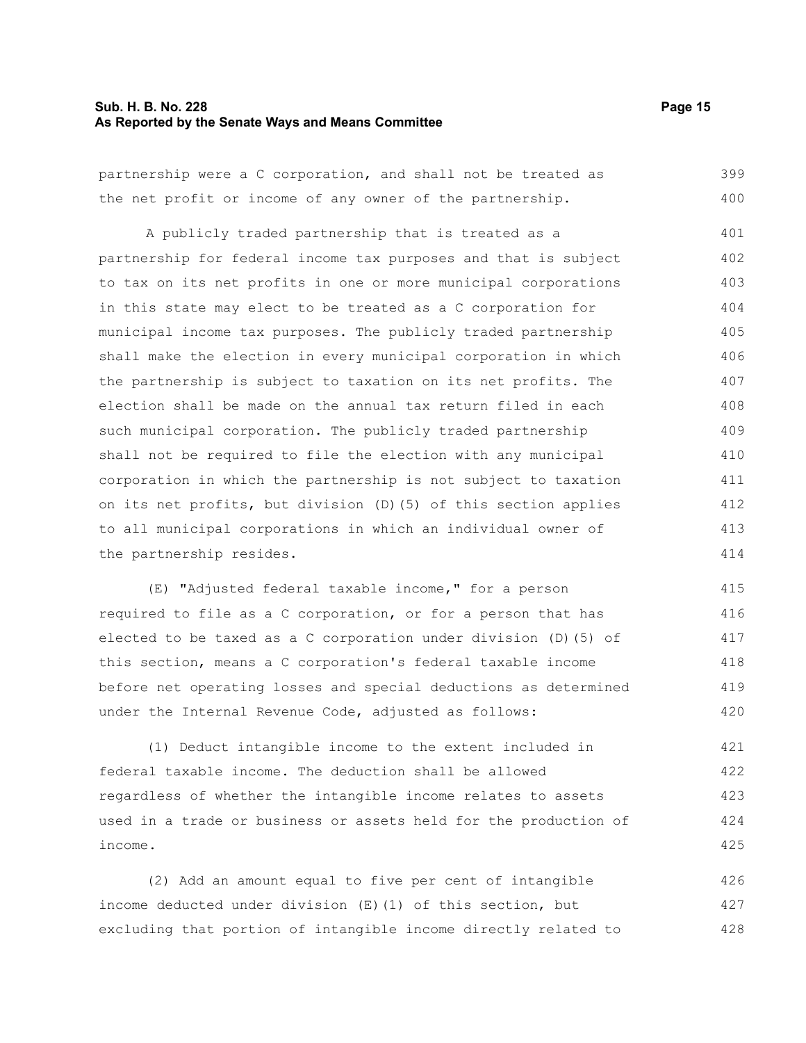partnership were a C corporation, and shall not be treated as the net profit or income of any owner of the partnership.

A publicly traded partnership that is treated as a partnership for federal income tax purposes and that is subject to tax on its net profits in one or more municipal corporations in this state may elect to be treated as a C corporation for municipal income tax purposes. The publicly traded partnership shall make the election in every municipal corporation in which the partnership is subject to taxation on its net profits. The election shall be made on the annual tax return filed in each such municipal corporation. The publicly traded partnership shall not be required to file the election with any municipal corporation in which the partnership is not subject to taxation on its net profits, but division (D)(5) of this section applies to all municipal corporations in which an individual owner of the partnership resides.

(E) "Adjusted federal taxable income," for a person required to file as a C corporation, or for a person that has elected to be taxed as a C corporation under division (D)(5) of this section, means a C corporation's federal taxable income before net operating losses and special deductions as determined under the Internal Revenue Code, adjusted as follows:

(1) Deduct intangible income to the extent included in federal taxable income. The deduction shall be allowed regardless of whether the intangible income relates to assets used in a trade or business or assets held for the production of income.

(2) Add an amount equal to five per cent of intangible income deducted under division (E)(1) of this section, but excluding that portion of intangible income directly related to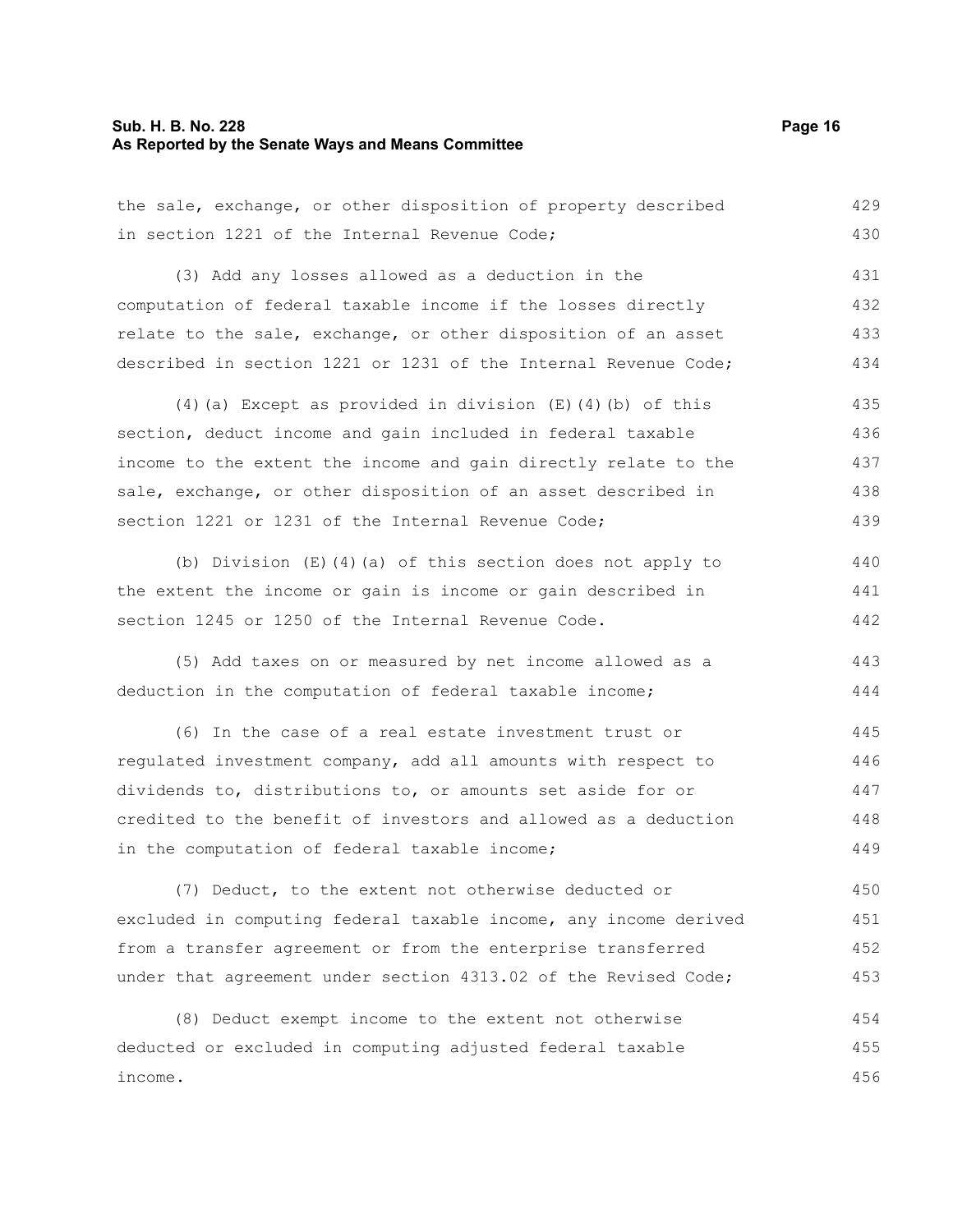the sale, exchange, or other disposition of property described in section 1221 of the Internal Revenue Code;

(3) Add any losses allowed as a deduction in the computation of federal taxable income if the losses directly relate to the sale, exchange, or other disposition of an asset described in section 1221 or 1231 of the Internal Revenue Code;

(4)(a) Except as provided in division (E)(4)(b) of this section, deduct income and gain included in federal taxable income to the extent the income and gain directly relate to the sale, exchange, or other disposition of an asset described in section 1221 or 1231 of the Internal Revenue Code;

(b) Division (E)(4)(a) of this section does not apply to the extent the income or gain is income or gain described in section 1245 or 1250 of the Internal Revenue Code.

(5) Add taxes on or measured by net income allowed as a deduction in the computation of federal taxable income;

(6) In the case of a real estate investment trust or regulated investment company, add all amounts with respect to dividends to, distributions to, or amounts set aside for or credited to the benefit of investors and allowed as a deduction in the computation of federal taxable income;

(7) Deduct, to the extent not otherwise deducted or excluded in computing federal taxable income, any income derived from a transfer agreement or from the enterprise transferred under that agreement under section 4313.02 of the Revised Code;

(8) Deduct exempt income to the extent not otherwise deducted or excluded in computing adjusted federal taxable income.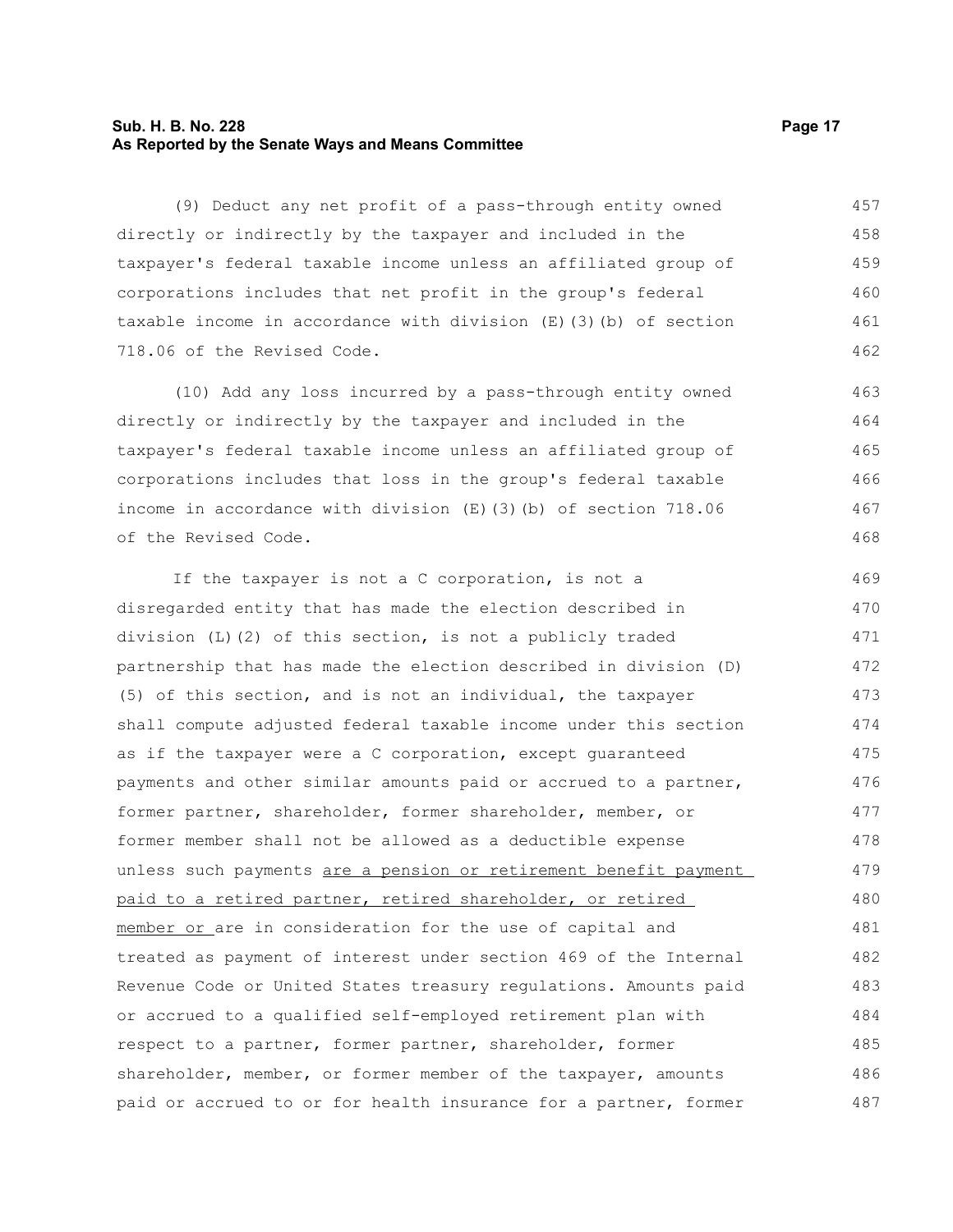(9) Deduct any net profit of a pass-through entity owned directly or indirectly by the taxpayer and included in the taxpayer's federal taxable income unless an affiliated group of corporations includes that net profit in the group's federal taxable income in accordance with division (E)(3)(b) of section 718.06 of the Revised Code.

(10) Add any loss incurred by a pass-through entity owned directly or indirectly by the taxpayer and included in the taxpayer's federal taxable income unless an affiliated group of corporations includes that loss in the group's federal taxable income in accordance with division (E)(3)(b) of section 718.06 of the Revised Code.

If the taxpayer is not a C corporation, is not a disregarded entity that has made the election described in division (L)(2) of this section, is not a publicly traded partnership that has made the election described in division (D)(5) of this section, and is not an individual, the taxpayer shall compute adjusted federal taxable income under this section as if the taxpayer were a C corporation, except guaranteed payments and other similar amounts paid or accrued to a partner, former partner, shareholder, former shareholder, member, or former member shall not be allowed as a deductible expense unless such payments <u>are a pension or retirement benefit payment paid to a retired partner, retired shareholder, or retired member or</u> are in consideration for the use of capital and treated as payment of interest under section 469 of the Internal Revenue Code or United States treasury regulations. Amounts paid or accrued to a qualified self-employed retirement plan with respect to a partner, former partner, shareholder, former shareholder, member, or former member of the taxpayer, amounts paid or accrued to or for health insurance for a partner, former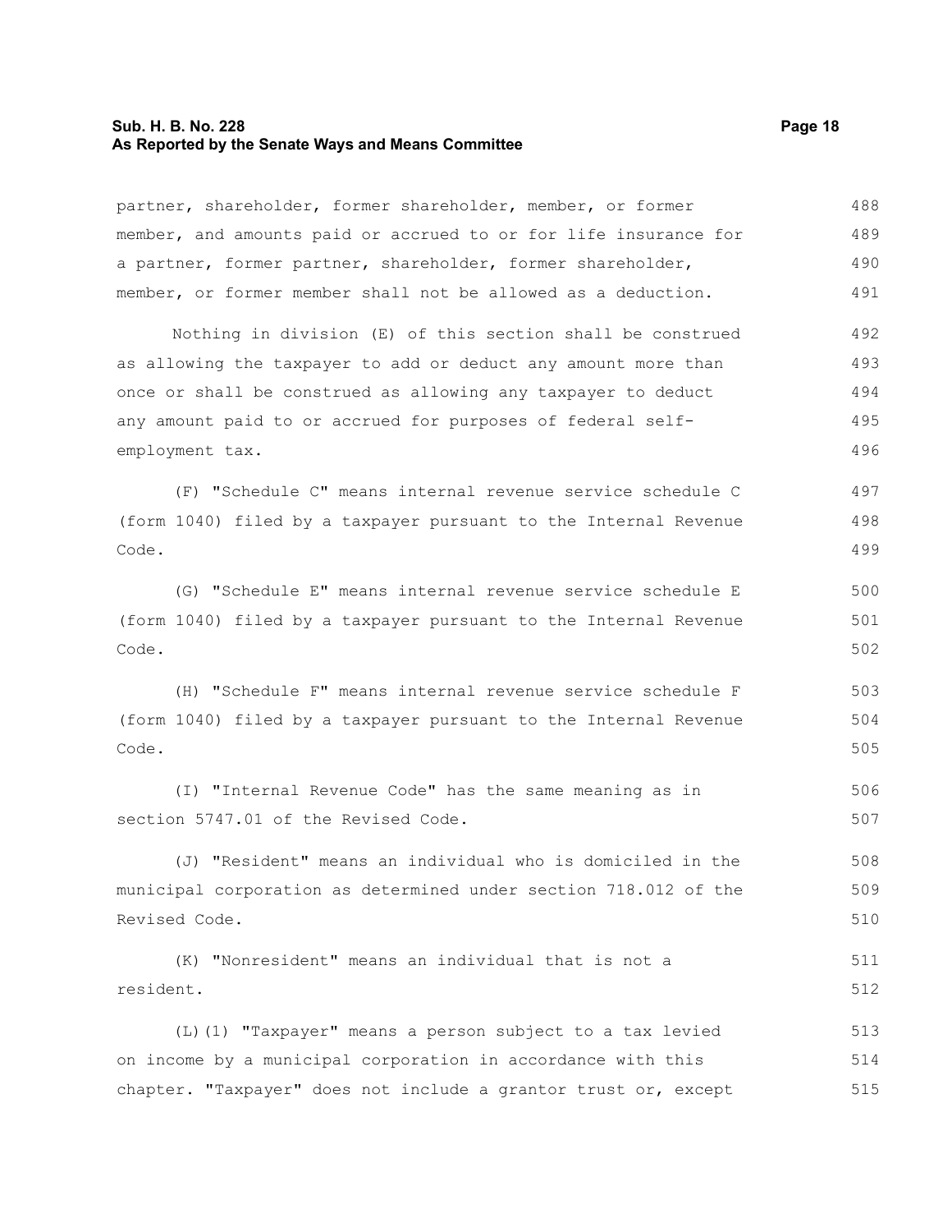partner, shareholder, former shareholder, member, or former member, and amounts paid or accrued to or for life insurance for a partner, former partner, shareholder, former shareholder, member, or former member shall not be allowed as a deduction.

Nothing in division (E) of this section shall be construed as allowing the taxpayer to add or deduct any amount more than once or shall be construed as allowing any taxpayer to deduct any amount paid to or accrued for purposes of federal self-employment tax.

(F) "Schedule C" means internal revenue service schedule C (form 1040) filed by a taxpayer pursuant to the Internal Revenue Code.

(G) "Schedule E" means internal revenue service schedule E (form 1040) filed by a taxpayer pursuant to the Internal Revenue Code.

(H) "Schedule F" means internal revenue service schedule F (form 1040) filed by a taxpayer pursuant to the Internal Revenue Code.

(I) "Internal Revenue Code" has the same meaning as in section 5747.01 of the Revised Code.

(J) "Resident" means an individual who is domiciled in the municipal corporation as determined under section 718.012 of the Revised Code.

(K) "Nonresident" means an individual that is not a resident.

(L)(1) "Taxpayer" means a person subject to a tax levied on income by a municipal corporation in accordance with this chapter. "Taxpayer" does not include a grantor trust or, except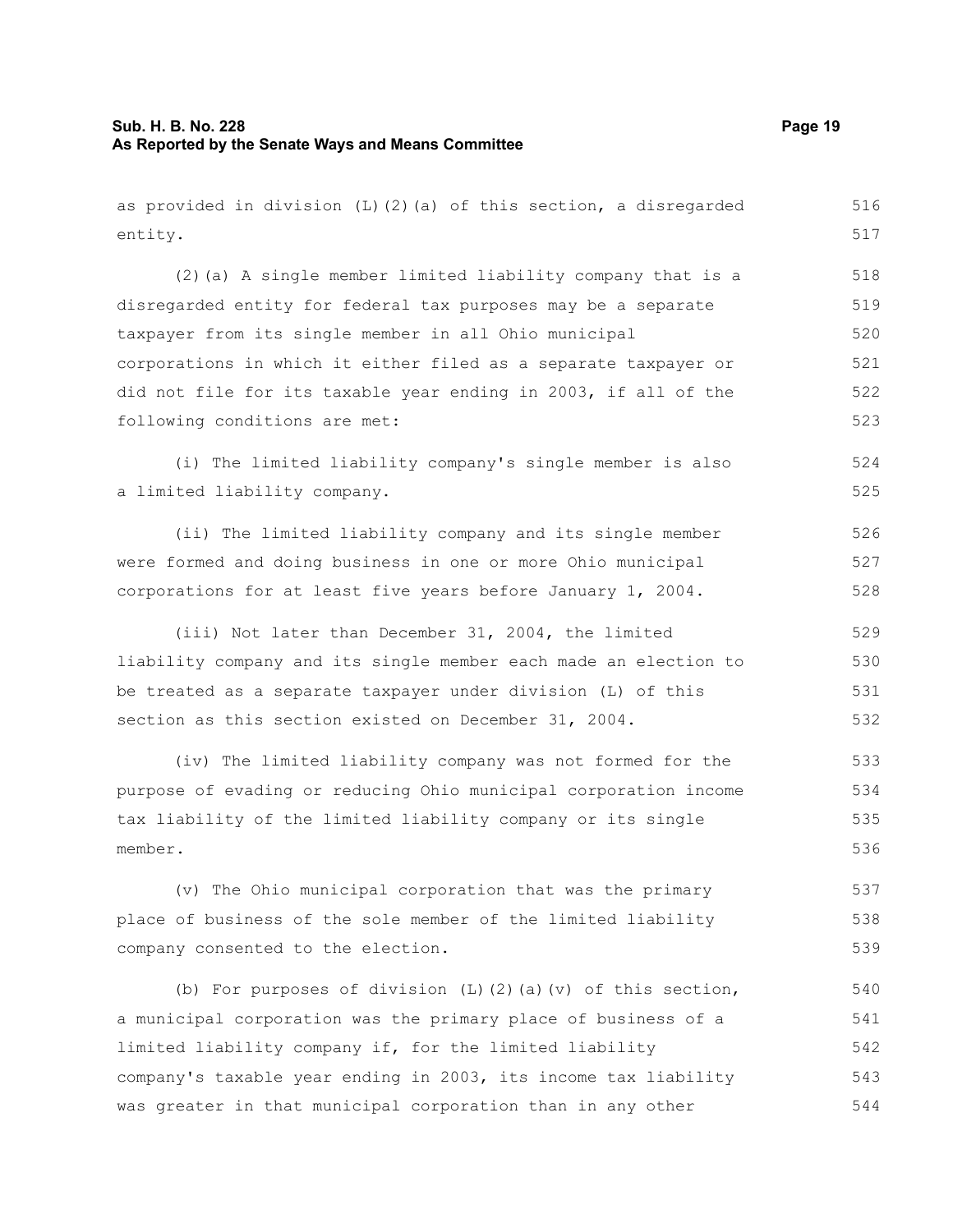as provided in division (L)(2)(a) of this section, a disregarded entity.

(2)(a) A single member limited liability company that is a disregarded entity for federal tax purposes may be a separate taxpayer from its single member in all Ohio municipal corporations in which it either filed as a separate taxpayer or did not file for its taxable year ending in 2003, if all of the following conditions are met:

(i) The limited liability company's single member is also a limited liability company.

(ii) The limited liability company and its single member were formed and doing business in one or more Ohio municipal corporations for at least five years before January 1, 2004.

(iii) Not later than December 31, 2004, the limited liability company and its single member each made an election to be treated as a separate taxpayer under division (L) of this section as this section existed on December 31, 2004.

(iv) The limited liability company was not formed for the purpose of evading or reducing Ohio municipal corporation income tax liability of the limited liability company or its single member.

(v) The Ohio municipal corporation that was the primary place of business of the sole member of the limited liability company consented to the election.

(b) For purposes of division (L)(2)(a)(v) of this section, a municipal corporation was the primary place of business of a limited liability company if, for the limited liability company's taxable year ending in 2003, its income tax liability was greater in that municipal corporation than in any other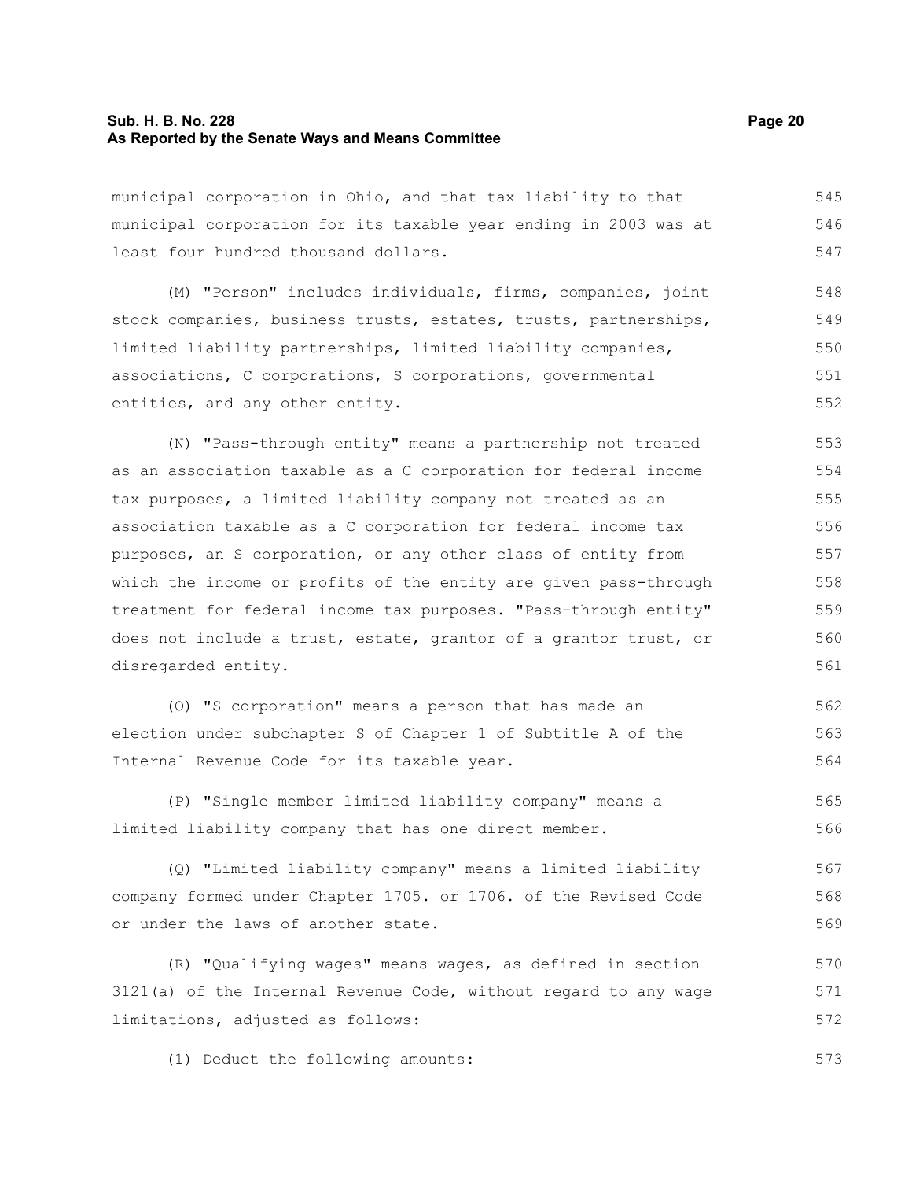municipal corporation in Ohio, and that tax liability to that municipal corporation for its taxable year ending in 2003 was at least four hundred thousand dollars.

(M) "Person" includes individuals, firms, companies, joint stock companies, business trusts, estates, trusts, partnerships, limited liability partnerships, limited liability companies, associations, C corporations, S corporations, governmental entities, and any other entity.

(N) "Pass-through entity" means a partnership not treated as an association taxable as a C corporation for federal income tax purposes, a limited liability company not treated as an association taxable as a C corporation for federal income tax purposes, an S corporation, or any other class of entity from which the income or profits of the entity are given pass-through treatment for federal income tax purposes. "Pass-through entity" does not include a trust, estate, grantor of a grantor trust, or disregarded entity.

(O) "S corporation" means a person that has made an election under subchapter S of Chapter 1 of Subtitle A of the Internal Revenue Code for its taxable year.

(P) "Single member limited liability company" means a limited liability company that has one direct member.

(Q) "Limited liability company" means a limited liability company formed under Chapter 1705. or 1706. of the Revised Code or under the laws of another state.

(R) "Qualifying wages" means wages, as defined in section 3121(a) of the Internal Revenue Code, without regard to any wage limitations, adjusted as follows:

(1) Deduct the following amounts: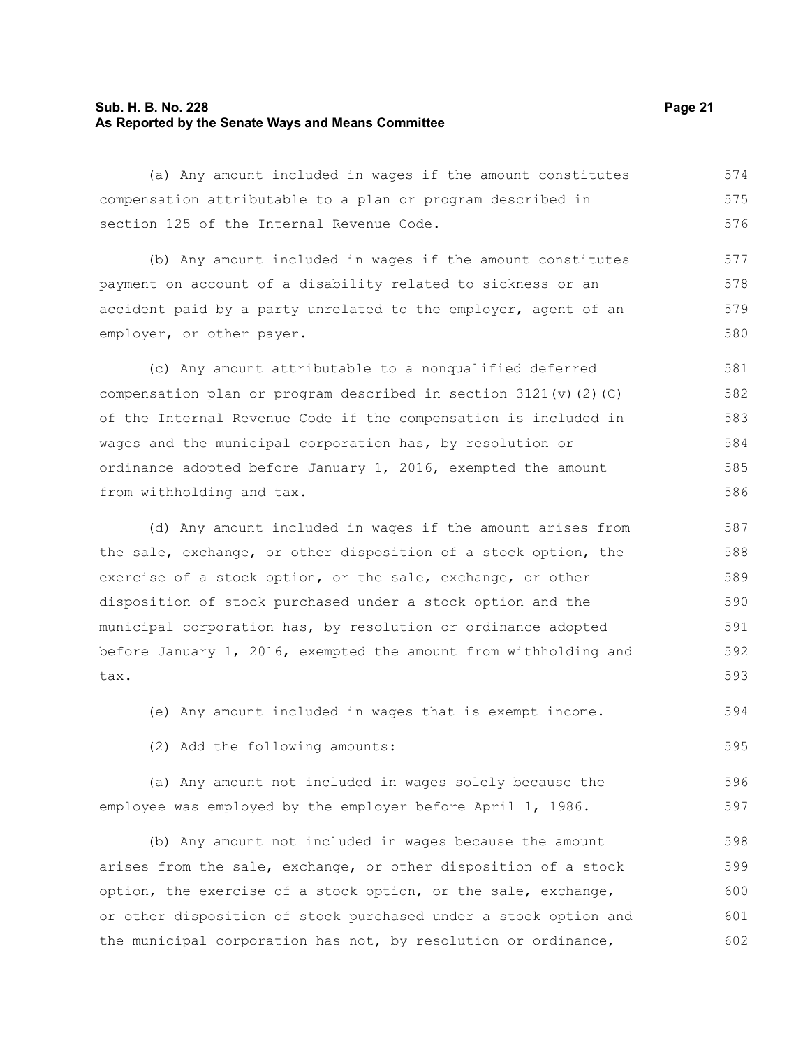(a) Any amount included in wages if the amount constitutes compensation attributable to a plan or program described in section 125 of the Internal Revenue Code.

(b) Any amount included in wages if the amount constitutes payment on account of a disability related to sickness or an accident paid by a party unrelated to the employer, agent of an employer, or other payer.

(c) Any amount attributable to a nonqualified deferred compensation plan or program described in section 3121(v)(2)(C) of the Internal Revenue Code if the compensation is included in wages and the municipal corporation has, by resolution or ordinance adopted before January 1, 2016, exempted the amount from withholding and tax.

(d) Any amount included in wages if the amount arises from the sale, exchange, or other disposition of a stock option, the exercise of a stock option, or the sale, exchange, or other disposition of stock purchased under a stock option and the municipal corporation has, by resolution or ordinance adopted before January 1, 2016, exempted the amount from withholding and tax.

(e) Any amount included in wages that is exempt income.

(2) Add the following amounts:

(a) Any amount not included in wages solely because the employee was employed by the employer before April 1, 1986.

(b) Any amount not included in wages because the amount arises from the sale, exchange, or other disposition of a stock option, the exercise of a stock option, or the sale, exchange, or other disposition of stock purchased under a stock option and the municipal corporation has not, by resolution or ordinance,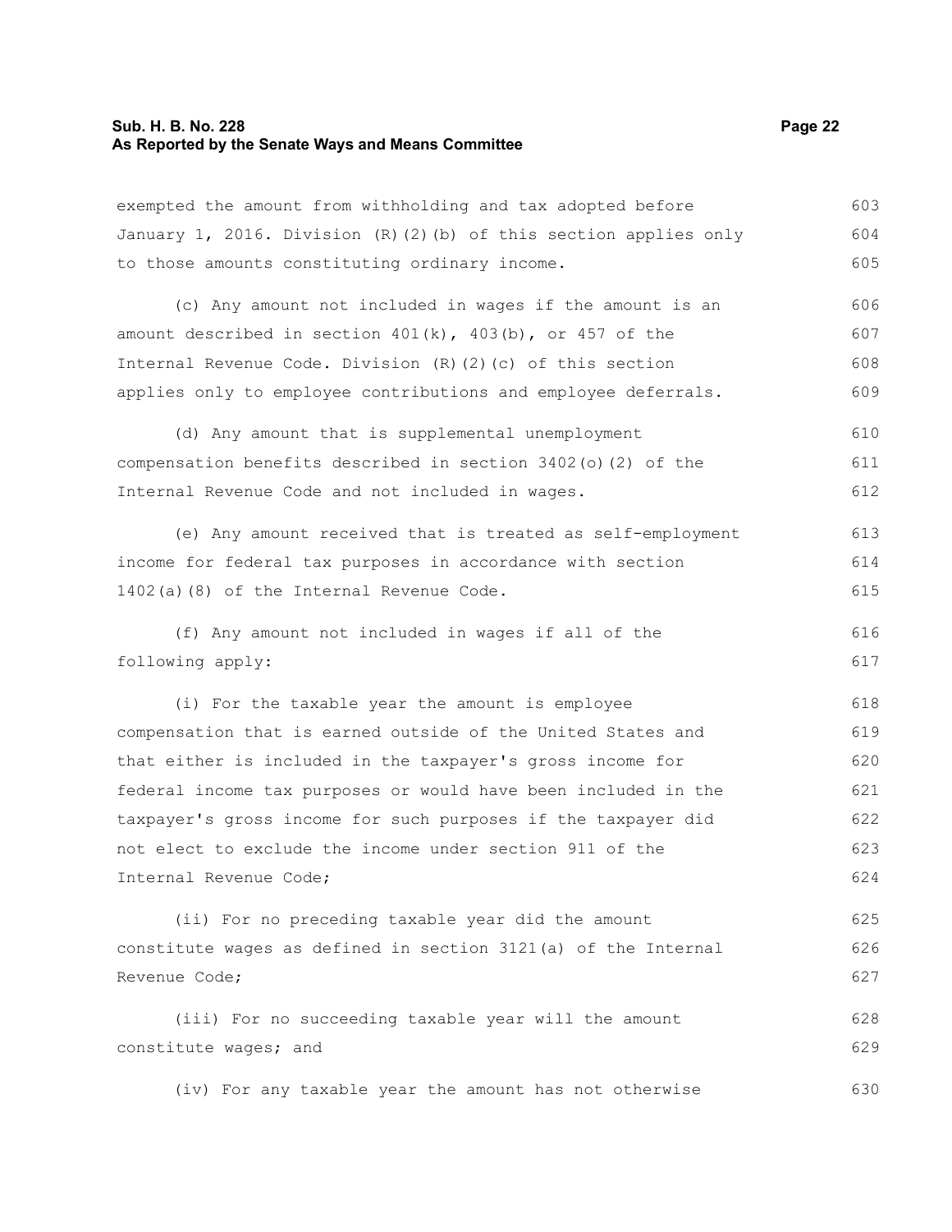exempted the amount from withholding and tax adopted before January 1, 2016. Division (R)(2)(b) of this section applies only to those amounts constituting ordinary income.

(c) Any amount not included in wages if the amount is an amount described in section 401(k), 403(b), or 457 of the Internal Revenue Code. Division (R)(2)(c) of this section applies only to employee contributions and employee deferrals.

(d) Any amount that is supplemental unemployment compensation benefits described in section 3402(o)(2) of the Internal Revenue Code and not included in wages.

(e) Any amount received that is treated as self-employment income for federal tax purposes in accordance with section 1402(a)(8) of the Internal Revenue Code.

(f) Any amount not included in wages if all of the following apply:

(i) For the taxable year the amount is employee compensation that is earned outside of the United States and that either is included in the taxpayer's gross income for federal income tax purposes or would have been included in the taxpayer's gross income for such purposes if the taxpayer did not elect to exclude the income under section 911 of the Internal Revenue Code;

(ii) For no preceding taxable year did the amount constitute wages as defined in section 3121(a) of the Internal Revenue Code;

(iii) For no succeeding taxable year will the amount constitute wages; and

(iv) For any taxable year the amount has not otherwise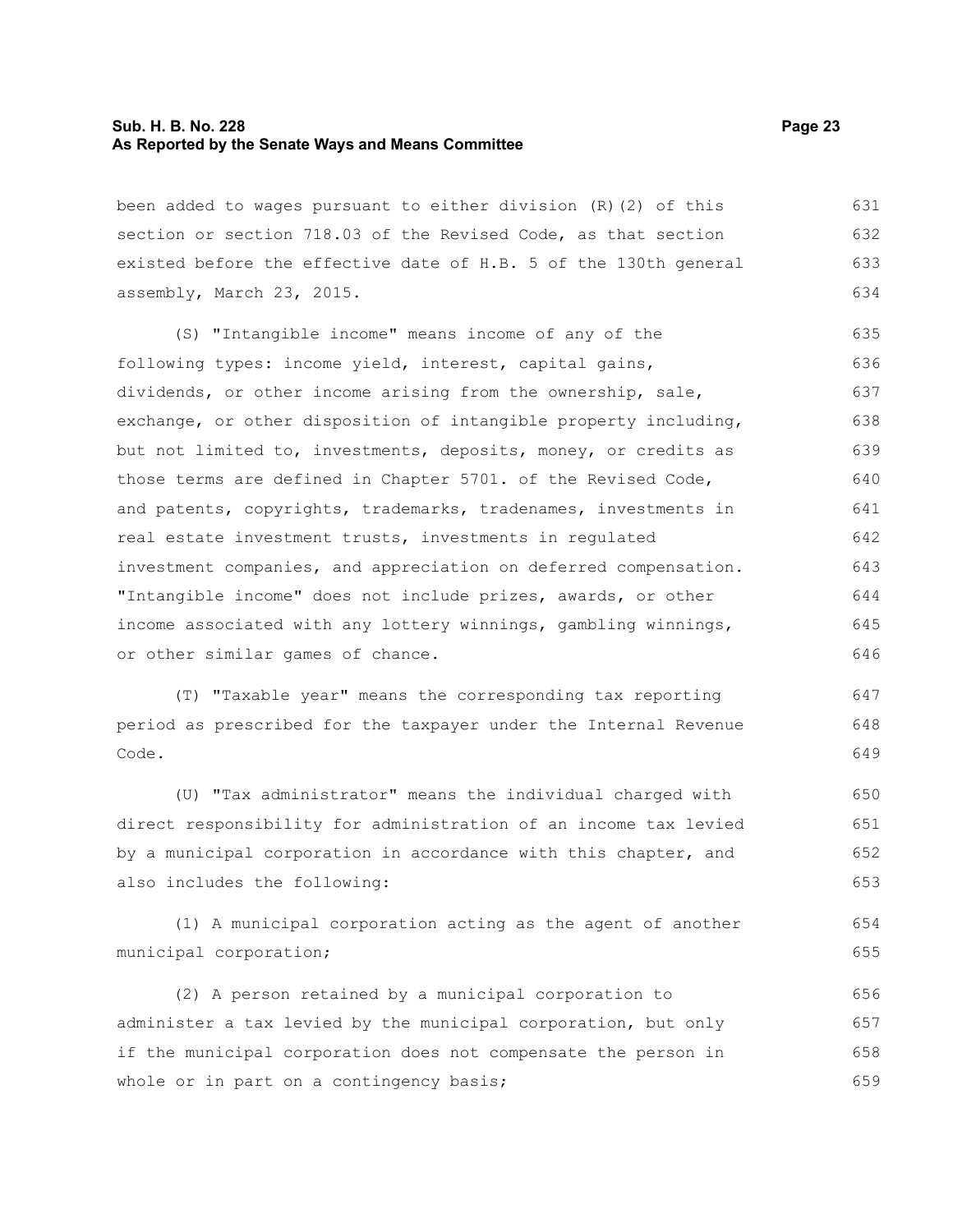been added to wages pursuant to either division (R)(2) of this section or section 718.03 of the Revised Code, as that section existed before the effective date of H.B. 5 of the 130th general assembly, March 23, 2015.

(S) "Intangible income" means income of any of the following types: income yield, interest, capital gains, dividends, or other income arising from the ownership, sale, exchange, or other disposition of intangible property including, but not limited to, investments, deposits, money, or credits as those terms are defined in Chapter 5701. of the Revised Code, and patents, copyrights, trademarks, tradenames, investments in real estate investment trusts, investments in regulated investment companies, and appreciation on deferred compensation. "Intangible income" does not include prizes, awards, or other income associated with any lottery winnings, gambling winnings, or other similar games of chance.

(T) "Taxable year" means the corresponding tax reporting period as prescribed for the taxpayer under the Internal Revenue Code.

(U) "Tax administrator" means the individual charged with direct responsibility for administration of an income tax levied by a municipal corporation in accordance with this chapter, and also includes the following:

(1) A municipal corporation acting as the agent of another municipal corporation;

(2) A person retained by a municipal corporation to administer a tax levied by the municipal corporation, but only if the municipal corporation does not compensate the person in whole or in part on a contingency basis;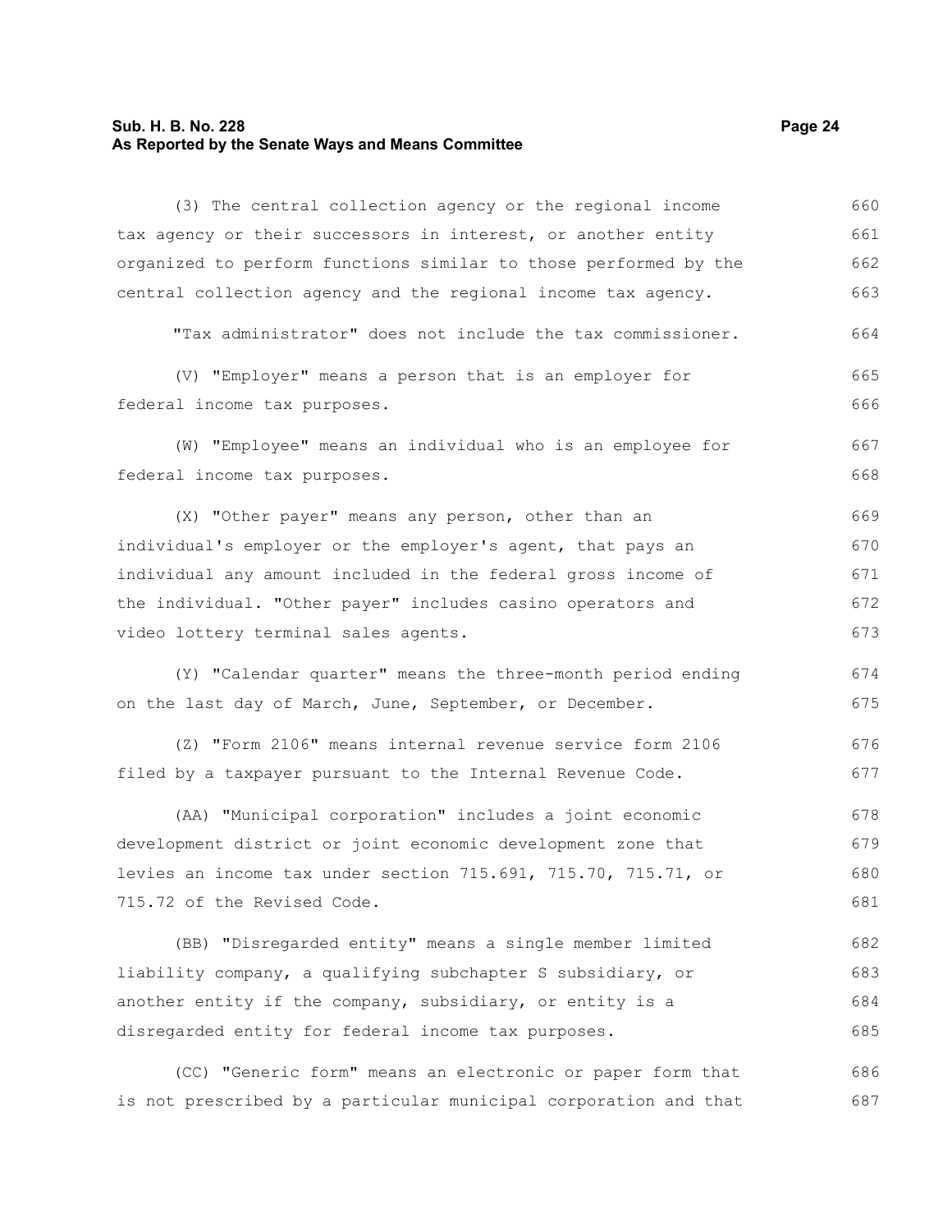(3) The central collection agency or the regional income tax agency or their successors in interest, or another entity organized to perform functions similar to those performed by the central collection agency and the regional income tax agency.

"Tax administrator" does not include the tax commissioner.

(V) "Employer" means a person that is an employer for federal income tax purposes.

(W) "Employee" means an individual who is an employee for federal income tax purposes.

(X) "Other payer" means any person, other than an individual's employer or the employer's agent, that pays an individual any amount included in the federal gross income of the individual. "Other payer" includes casino operators and video lottery terminal sales agents.

(Y) "Calendar quarter" means the three-month period ending on the last day of March, June, September, or December.

(Z) "Form 2106" means internal revenue service form 2106 filed by a taxpayer pursuant to the Internal Revenue Code.

(AA) "Municipal corporation" includes a joint economic development district or joint economic development zone that levies an income tax under section 715.691, 715.70, 715.71, or 715.72 of the Revised Code.

(BB) "Disregarded entity" means a single member limited liability company, a qualifying subchapter S subsidiary, or another entity if the company, subsidiary, or entity is a disregarded entity for federal income tax purposes.

(CC) "Generic form" means an electronic or paper form that is not prescribed by a particular municipal corporation and that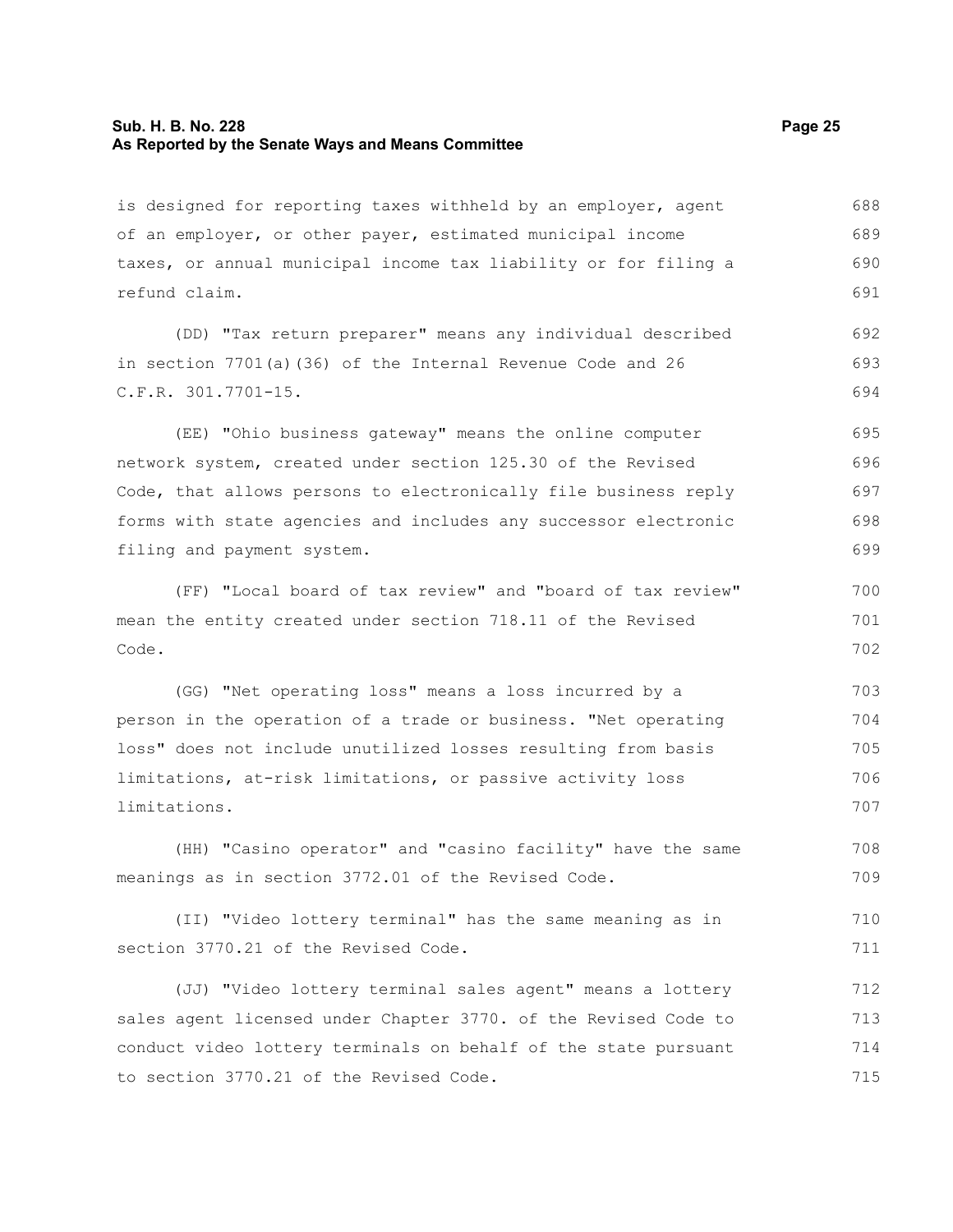is designed for reporting taxes withheld by an employer, agent of an employer, or other payer, estimated municipal income taxes, or annual municipal income tax liability or for filing a refund claim.

(DD) "Tax return preparer" means any individual described in section 7701(a)(36) of the Internal Revenue Code and 26 C.F.R. 301.7701-15.

(EE) "Ohio business gateway" means the online computer network system, created under section 125.30 of the Revised Code, that allows persons to electronically file business reply forms with state agencies and includes any successor electronic filing and payment system.

(FF) "Local board of tax review" and "board of tax review" mean the entity created under section 718.11 of the Revised Code.

(GG) "Net operating loss" means a loss incurred by a person in the operation of a trade or business. "Net operating loss" does not include unutilized losses resulting from basis limitations, at-risk limitations, or passive activity loss limitations.

(HH) "Casino operator" and "casino facility" have the same meanings as in section 3772.01 of the Revised Code.

(II) "Video lottery terminal" has the same meaning as in section 3770.21 of the Revised Code.

(JJ) "Video lottery terminal sales agent" means a lottery sales agent licensed under Chapter 3770. of the Revised Code to conduct video lottery terminals on behalf of the state pursuant to section 3770.21 of the Revised Code.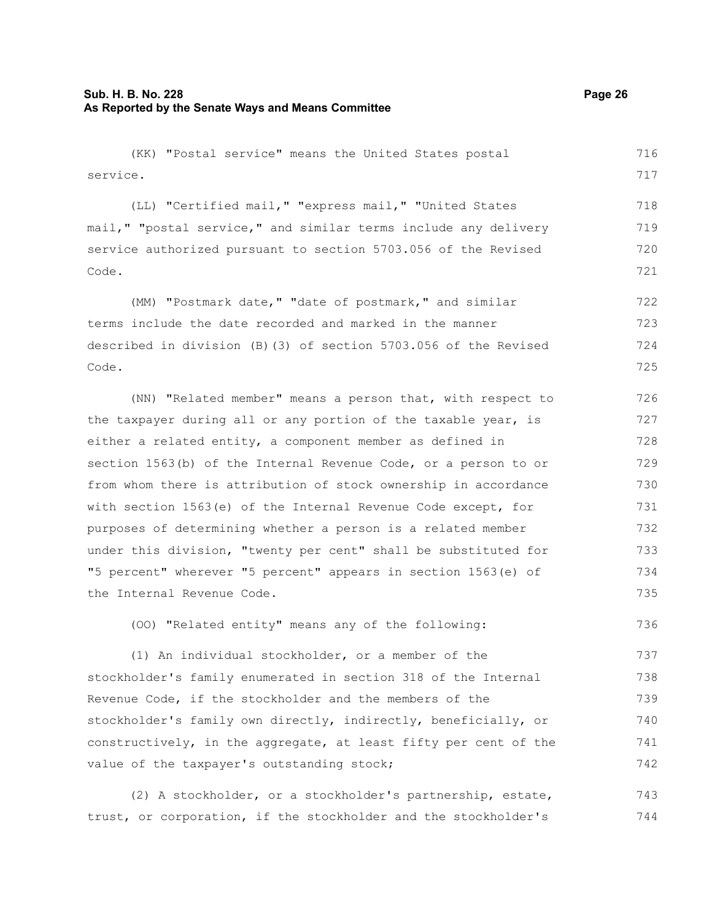(KK) "Postal service" means the United States postal service.

(LL) "Certified mail," "express mail," "United States mail," "postal service," and similar terms include any delivery service authorized pursuant to section 5703.056 of the Revised Code.

(MM) "Postmark date," "date of postmark," and similar terms include the date recorded and marked in the manner described in division (B)(3) of section 5703.056 of the Revised Code.

(NN) "Related member" means a person that, with respect to the taxpayer during all or any portion of the taxable year, is either a related entity, a component member as defined in section 1563(b) of the Internal Revenue Code, or a person to or from whom there is attribution of stock ownership in accordance with section 1563(e) of the Internal Revenue Code except, for purposes of determining whether a person is a related member under this division, "twenty per cent" shall be substituted for "5 percent" wherever "5 percent" appears in section 1563(e) of the Internal Revenue Code.

(OO) "Related entity" means any of the following:

(1) An individual stockholder, or a member of the stockholder's family enumerated in section 318 of the Internal Revenue Code, if the stockholder and the members of the stockholder's family own directly, indirectly, beneficially, or constructively, in the aggregate, at least fifty per cent of the value of the taxpayer's outstanding stock;

(2) A stockholder, or a stockholder's partnership, estate, trust, or corporation, if the stockholder and the stockholder's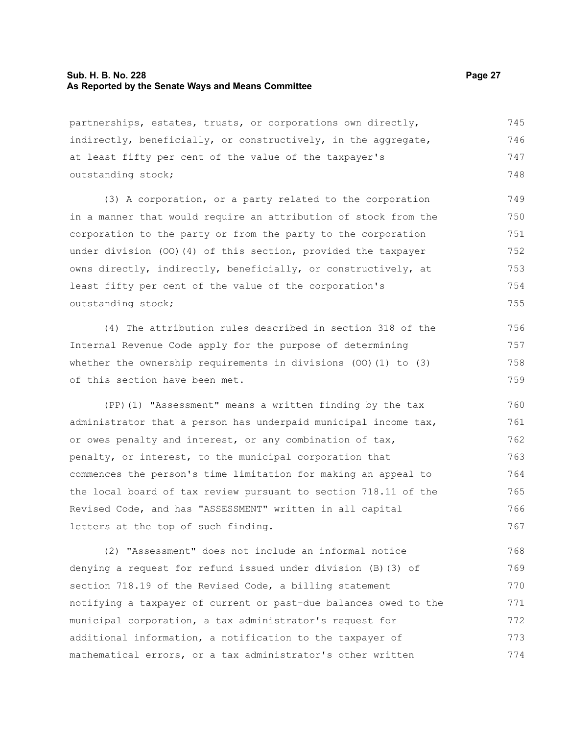partnerships, estates, trusts, or corporations own directly, indirectly, beneficially, or constructively, in the aggregate, at least fifty per cent of the value of the taxpayer's outstanding stock;

(3) A corporation, or a party related to the corporation in a manner that would require an attribution of stock from the corporation to the party or from the party to the corporation under division (OO)(4) of this section, provided the taxpayer owns directly, indirectly, beneficially, or constructively, at least fifty per cent of the value of the corporation's outstanding stock;

(4) The attribution rules described in section 318 of the Internal Revenue Code apply for the purpose of determining whether the ownership requirements in divisions (OO)(1) to (3) of this section have been met.

(PP)(1) "Assessment" means a written finding by the tax administrator that a person has underpaid municipal income tax, or owes penalty and interest, or any combination of tax, penalty, or interest, to the municipal corporation that commences the person's time limitation for making an appeal to the local board of tax review pursuant to section 718.11 of the Revised Code, and has "ASSESSMENT" written in all capital letters at the top of such finding.

(2) "Assessment" does not include an informal notice denying a request for refund issued under division (B)(3) of section 718.19 of the Revised Code, a billing statement notifying a taxpayer of current or past-due balances owed to the municipal corporation, a tax administrator's request for additional information, a notification to the taxpayer of mathematical errors, or a tax administrator's other written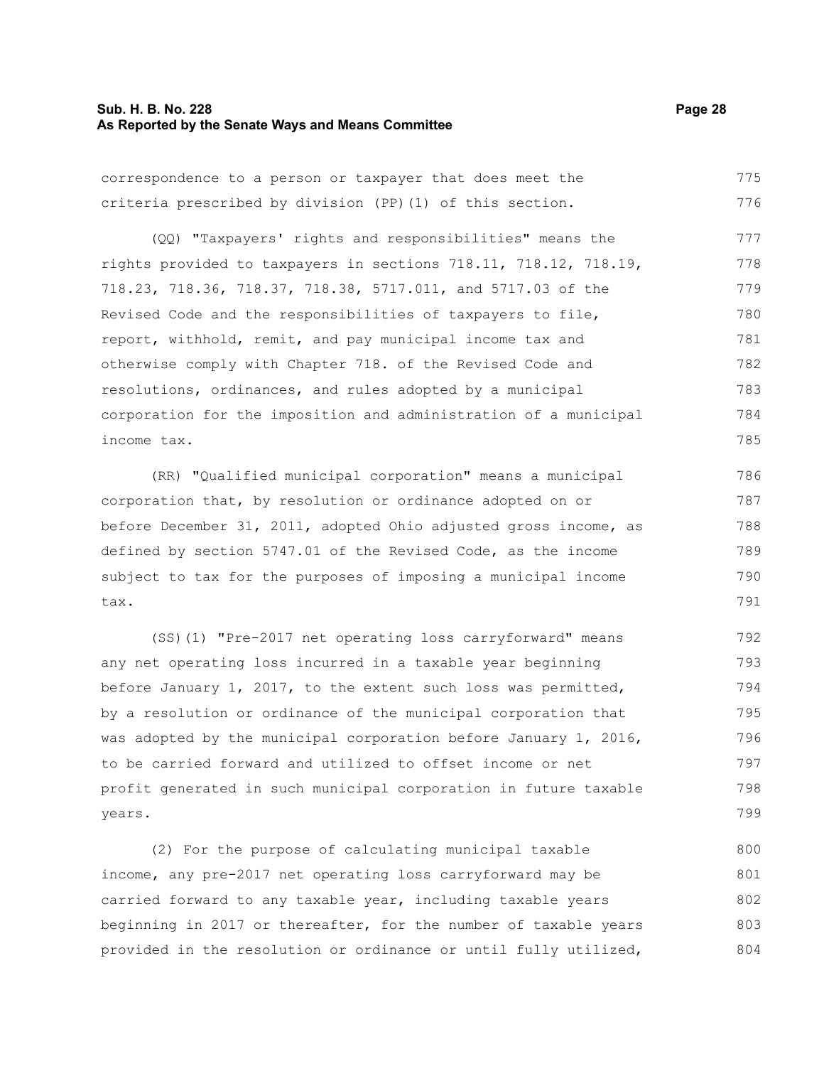correspondence to a person or taxpayer that does meet the criteria prescribed by division (PP)(1) of this section.

(QQ) "Taxpayers' rights and responsibilities" means the rights provided to taxpayers in sections 718.11, 718.12, 718.19, 718.23, 718.36, 718.37, 718.38, 5717.011, and 5717.03 of the Revised Code and the responsibilities of taxpayers to file, report, withhold, remit, and pay municipal income tax and otherwise comply with Chapter 718. of the Revised Code and resolutions, ordinances, and rules adopted by a municipal corporation for the imposition and administration of a municipal income tax.

(RR) "Qualified municipal corporation" means a municipal corporation that, by resolution or ordinance adopted on or before December 31, 2011, adopted Ohio adjusted gross income, as defined by section 5747.01 of the Revised Code, as the income subject to tax for the purposes of imposing a municipal income tax.

(SS)(1) "Pre-2017 net operating loss carryforward" means any net operating loss incurred in a taxable year beginning before January 1, 2017, to the extent such loss was permitted, by a resolution or ordinance of the municipal corporation that was adopted by the municipal corporation before January 1, 2016, to be carried forward and utilized to offset income or net profit generated in such municipal corporation in future taxable years.

(2) For the purpose of calculating municipal taxable income, any pre-2017 net operating loss carryforward may be carried forward to any taxable year, including taxable years beginning in 2017 or thereafter, for the number of taxable years provided in the resolution or ordinance or until fully utilized,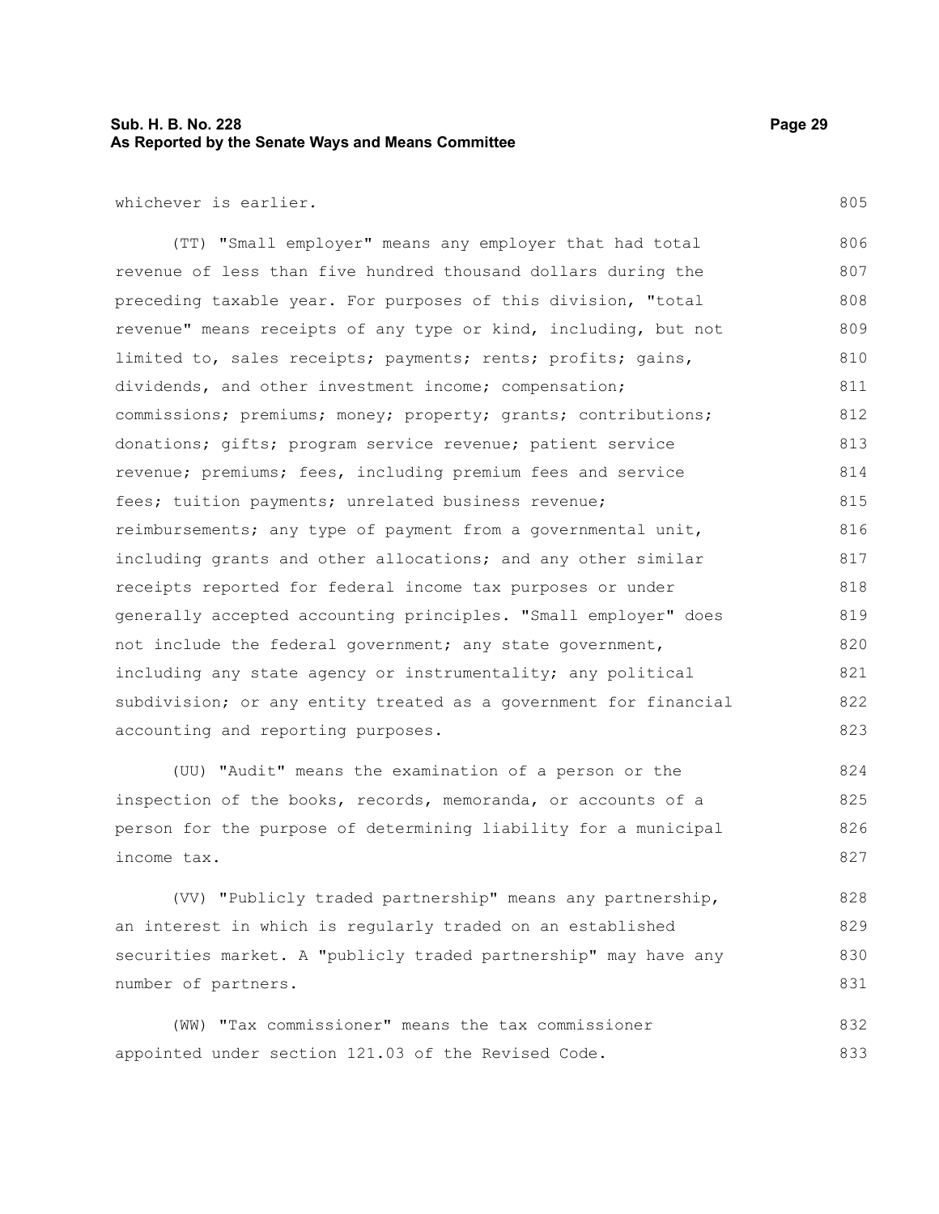whichever is earlier.

(TT) "Small employer" means any employer that had total revenue of less than five hundred thousand dollars during the preceding taxable year. For purposes of this division, "total revenue" means receipts of any type or kind, including, but not limited to, sales receipts; payments; rents; profits; gains, dividends, and other investment income; compensation; commissions; premiums; money; property; grants; contributions; donations; gifts; program service revenue; patient service revenue; premiums; fees, including premium fees and service fees; tuition payments; unrelated business revenue; reimbursements; any type of payment from a governmental unit, including grants and other allocations; and any other similar receipts reported for federal income tax purposes or under generally accepted accounting principles. "Small employer" does not include the federal government; any state government, including any state agency or instrumentality; any political subdivision; or any entity treated as a government for financial accounting and reporting purposes.

(UU) "Audit" means the examination of a person or the inspection of the books, records, memoranda, or accounts of a person for the purpose of determining liability for a municipal income tax.

(VV) "Publicly traded partnership" means any partnership, an interest in which is regularly traded on an established securities market. A "publicly traded partnership" may have any number of partners.

(WW) "Tax commissioner" means the tax commissioner appointed under section 121.03 of the Revised Code.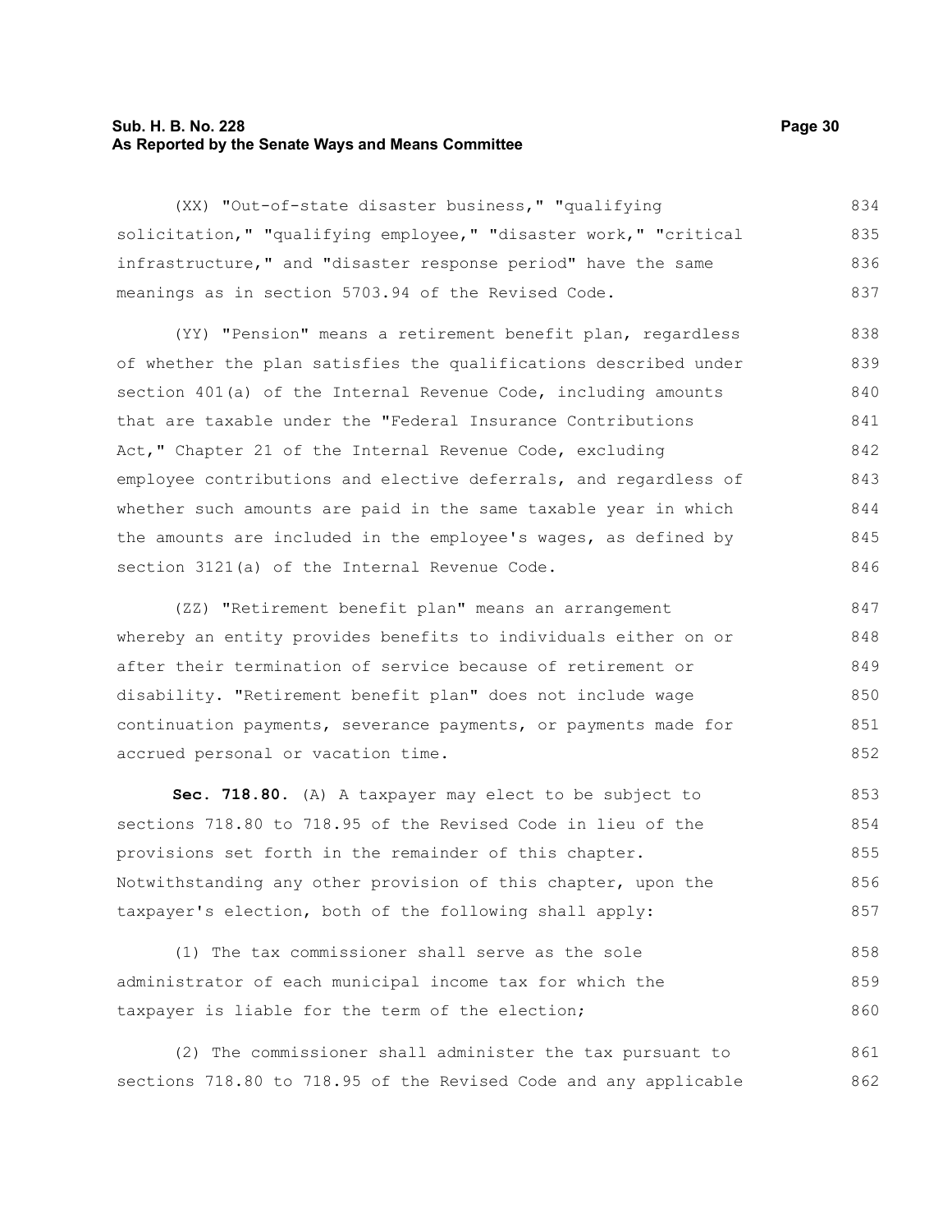(XX) "Out-of-state disaster business," "qualifying solicitation," "qualifying employee," "disaster work," "critical infrastructure," and "disaster response period" have the same meanings as in section 5703.94 of the Revised Code.

(YY) "Pension" means a retirement benefit plan, regardless of whether the plan satisfies the qualifications described under section 401(a) of the Internal Revenue Code, including amounts that are taxable under the "Federal Insurance Contributions Act," Chapter 21 of the Internal Revenue Code, excluding employee contributions and elective deferrals, and regardless of whether such amounts are paid in the same taxable year in which the amounts are included in the employee's wages, as defined by section 3121(a) of the Internal Revenue Code.

(ZZ) "Retirement benefit plan" means an arrangement whereby an entity provides benefits to individuals either on or after their termination of service because of retirement or disability. "Retirement benefit plan" does not include wage continuation payments, severance payments, or payments made for accrued personal or vacation time.

**Sec. 718.80.** (A) A taxpayer may elect to be subject to sections 718.80 to 718.95 of the Revised Code in lieu of the provisions set forth in the remainder of this chapter. Notwithstanding any other provision of this chapter, upon the taxpayer's election, both of the following shall apply:

(1) The tax commissioner shall serve as the sole administrator of each municipal income tax for which the taxpayer is liable for the term of the election;

(2) The commissioner shall administer the tax pursuant to sections 718.80 to 718.95 of the Revised Code and any applicable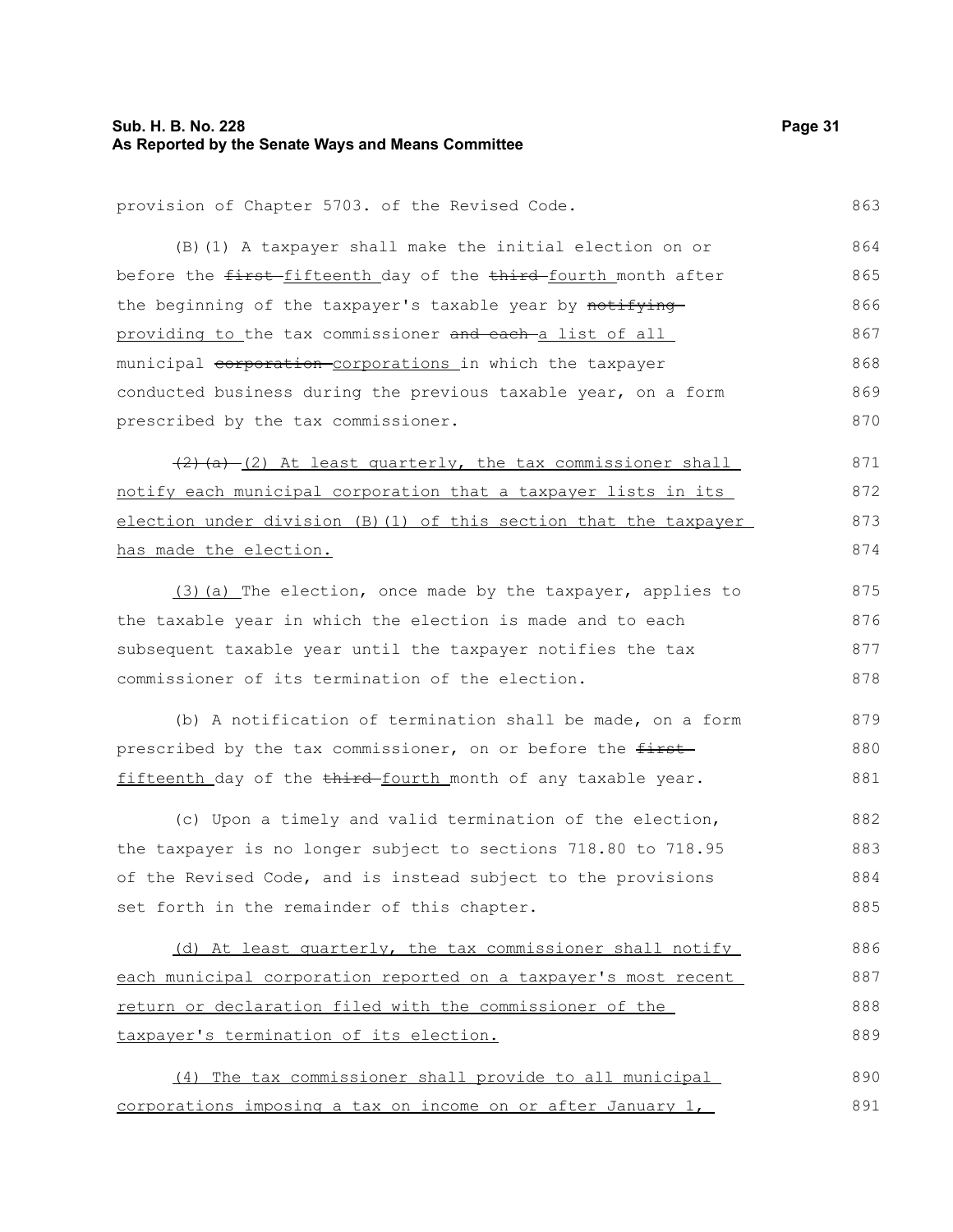provision of Chapter 5703. of the Revised Code.

(B)(1) A taxpayer shall make the initial election on or before the ~~first~~ fifteenth day of the ~~third~~ fourth month after the beginning of the taxpayer's taxable year by ~~notifying~~ providing to the tax commissioner ~~and each~~ a list of all municipal ~~corporation~~ corporations in which the taxpayer conducted business during the previous taxable year, on a form prescribed by the tax commissioner.

~~(2)(a)~~ (2) At least quarterly, the tax commissioner shall notify each municipal corporation that a taxpayer lists in its election under division (B)(1) of this section that the taxpayer has made the election.

(3)(a) The election, once made by the taxpayer, applies to the taxable year in which the election is made and to each subsequent taxable year until the taxpayer notifies the tax commissioner of its termination of the election.

(b) A notification of termination shall be made, on a form prescribed by the tax commissioner, on or before the ~~first~~ fifteenth day of the ~~third~~ fourth month of any taxable year.

(c) Upon a timely and valid termination of the election, the taxpayer is no longer subject to sections 718.80 to 718.95 of the Revised Code, and is instead subject to the provisions set forth in the remainder of this chapter.

(d) At least quarterly, the tax commissioner shall notify each municipal corporation reported on a taxpayer's most recent return or declaration filed with the commissioner of the taxpayer's termination of its election.

(4) The tax commissioner shall provide to all municipal corporations imposing a tax on income on or after January 1,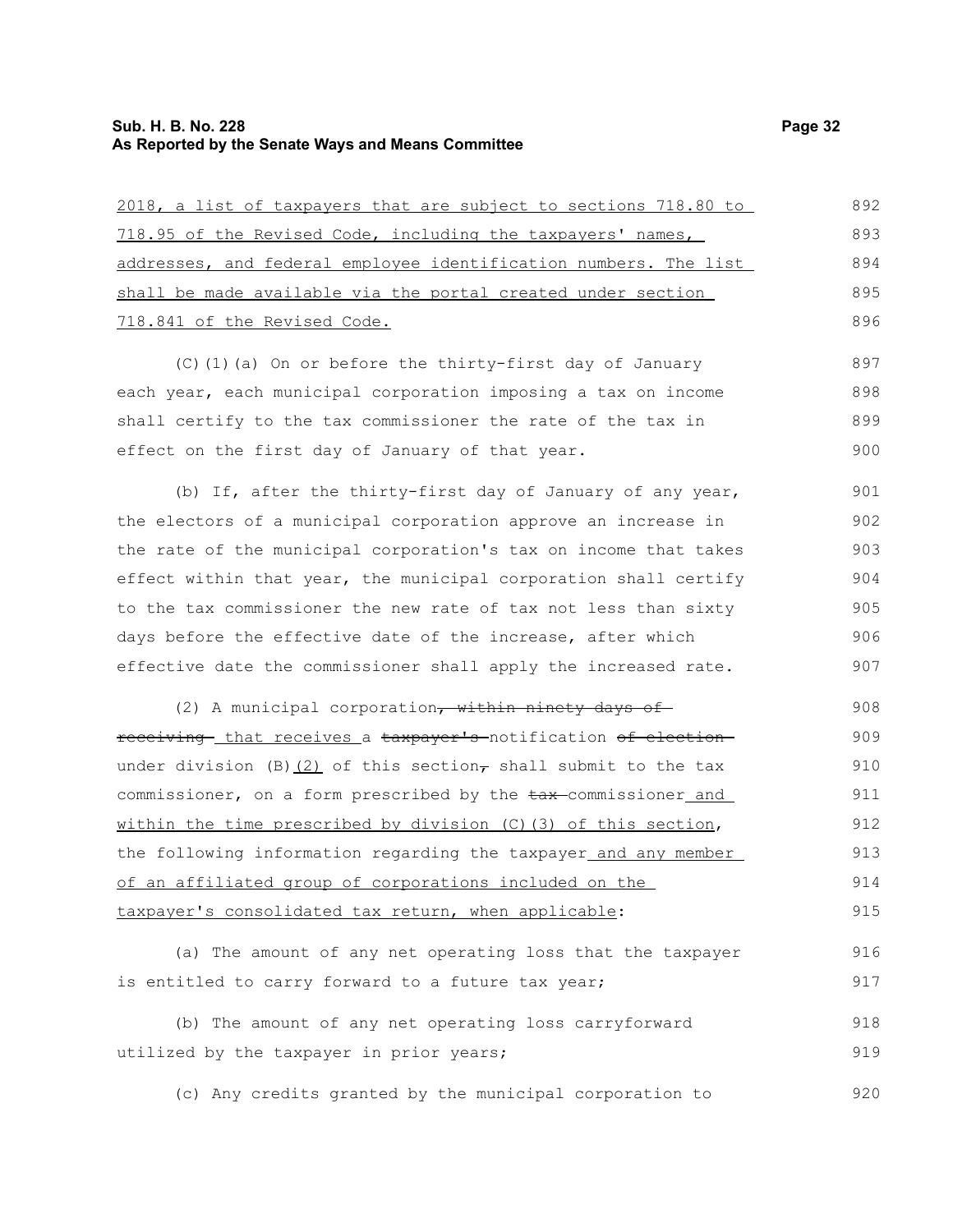2018, a list of taxpayers that are subject to sections 718.80 to 718.95 of the Revised Code, including the taxpayers' names, addresses, and federal employee identification numbers. The list shall be made available via the portal created under section 718.841 of the Revised Code.

(C)(1)(a) On or before the thirty-first day of January each year, each municipal corporation imposing a tax on income shall certify to the tax commissioner the rate of the tax in effect on the first day of January of that year.

(b) If, after the thirty-first day of January of any year, the electors of a municipal corporation approve an increase in the rate of the municipal corporation's tax on income that takes effect within that year, the municipal corporation shall certify to the tax commissioner the new rate of tax not less than sixty days before the effective date of the increase, after which effective date the commissioner shall apply the increased rate.

(2) A municipal corporation, ~~within ninety days of receiving~~ that receives a ~~taxpayer's~~ notification ~~of election~~ under division (B)(2) of this section, shall submit to the tax commissioner, on a form prescribed by the ~~tax~~ commissioner and within the time prescribed by division (C)(3) of this section, the following information regarding the taxpayer and any member of an affiliated group of corporations included on the taxpayer's consolidated tax return, when applicable:

(a) The amount of any net operating loss that the taxpayer is entitled to carry forward to a future tax year;

(b) The amount of any net operating loss carryforward utilized by the taxpayer in prior years;

(c) Any credits granted by the municipal corporation to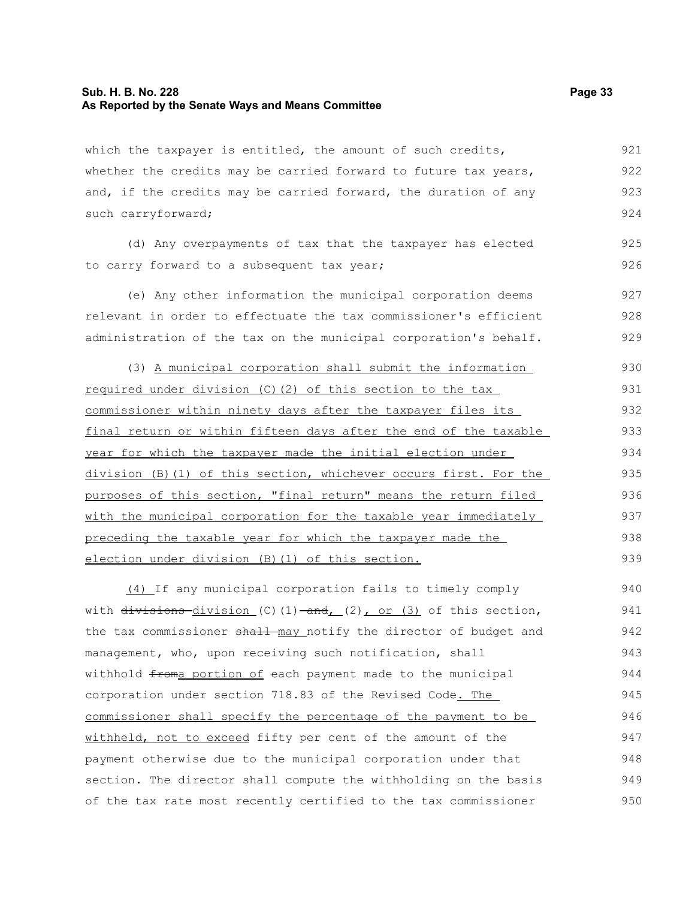which the taxpayer is entitled, the amount of such credits, whether the credits may be carried forward to future tax years, and, if the credits may be carried forward, the duration of any such carryforward;

(d) Any overpayments of tax that the taxpayer has elected to carry forward to a subsequent tax year;

(e) Any other information the municipal corporation deems relevant in order to effectuate the tax commissioner's efficient administration of the tax on the municipal corporation's behalf.

(3) A municipal corporation shall submit the information required under division (C)(2) of this section to the tax commissioner within ninety days after the taxpayer files its final return or within fifteen days after the end of the taxable year for which the taxpayer made the initial election under division (B)(1) of this section, whichever occurs first. For the purposes of this section, "final return" means the return filed with the municipal corporation for the taxable year immediately preceding the taxable year for which the taxpayer made the election under division (B)(1) of this section.

(4) If any municipal corporation fails to timely comply with ~~divisions~~ division (C)(1)~~ and~~, (2), or (3) of this section, the tax commissioner ~~shall~~ may notify the director of budget and management, who, upon receiving such notification, shall withhold ~~from~~a portion of each payment made to the municipal corporation under section 718.83 of the Revised Code. The commissioner shall specify the percentage of the payment to be withheld, not to exceed fifty per cent of the amount of the payment otherwise due to the municipal corporation under that section. The director shall compute the withholding on the basis of the tax rate most recently certified to the tax commissioner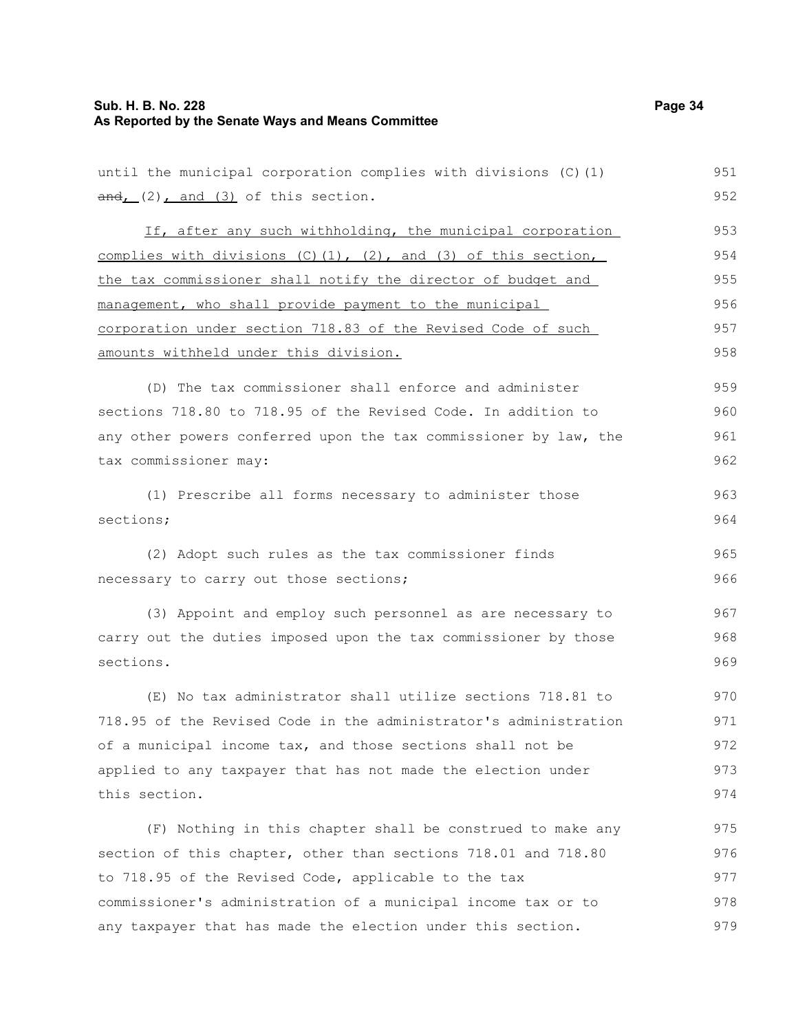until the municipal corporation complies with divisions (C)(1) ~~and~~, (2), and (3) of this section.

If, after any such withholding, the municipal corporation complies with divisions (C)(1), (2), and (3) of this section, the tax commissioner shall notify the director of budget and management, who shall provide payment to the municipal corporation under section 718.83 of the Revised Code of such amounts withheld under this division.

(D) The tax commissioner shall enforce and administer sections 718.80 to 718.95 of the Revised Code. In addition to any other powers conferred upon the tax commissioner by law, the tax commissioner may:

(1) Prescribe all forms necessary to administer those sections;

(2) Adopt such rules as the tax commissioner finds necessary to carry out those sections;

(3) Appoint and employ such personnel as are necessary to carry out the duties imposed upon the tax commissioner by those sections.

(E) No tax administrator shall utilize sections 718.81 to 718.95 of the Revised Code in the administrator's administration of a municipal income tax, and those sections shall not be applied to any taxpayer that has not made the election under this section.

(F) Nothing in this chapter shall be construed to make any section of this chapter, other than sections 718.01 and 718.80 to 718.95 of the Revised Code, applicable to the tax commissioner's administration of a municipal income tax or to any taxpayer that has made the election under this section.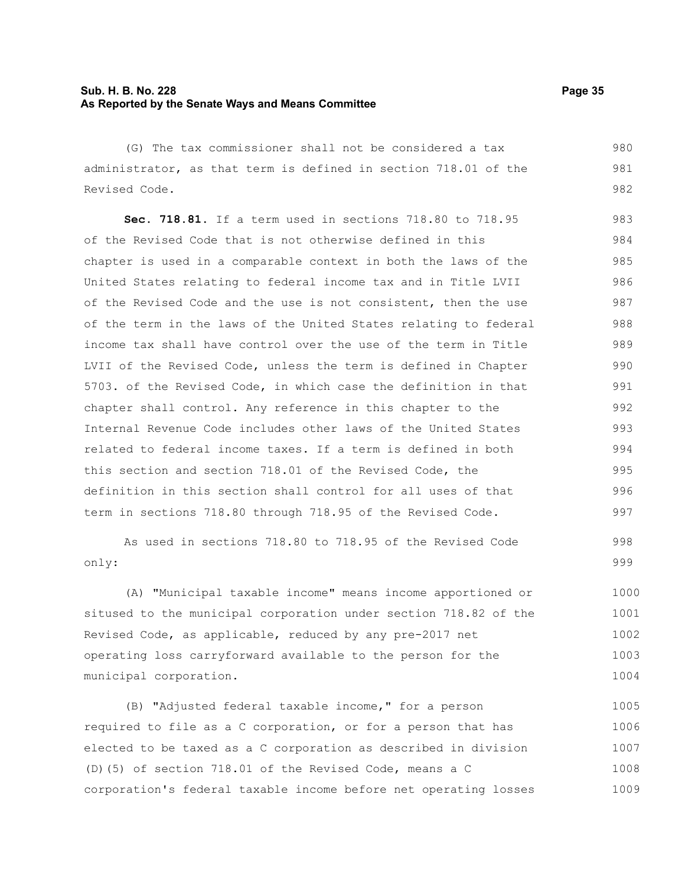(G) The tax commissioner shall not be considered a tax administrator, as that term is defined in section 718.01 of the Revised Code.

**Sec. 718.81.** If a term used in sections 718.80 to 718.95 of the Revised Code that is not otherwise defined in this chapter is used in a comparable context in both the laws of the United States relating to federal income tax and in Title LVII of the Revised Code and the use is not consistent, then the use of the term in the laws of the United States relating to federal income tax shall have control over the use of the term in Title LVII of the Revised Code, unless the term is defined in Chapter 5703. of the Revised Code, in which case the definition in that chapter shall control. Any reference in this chapter to the Internal Revenue Code includes other laws of the United States related to federal income taxes. If a term is defined in both this section and section 718.01 of the Revised Code, the definition in this section shall control for all uses of that term in sections 718.80 through 718.95 of the Revised Code.

As used in sections 718.80 to 718.95 of the Revised Code only:

(A) "Municipal taxable income" means income apportioned or sitused to the municipal corporation under section 718.82 of the Revised Code, as applicable, reduced by any pre-2017 net operating loss carryforward available to the person for the municipal corporation.

(B) "Adjusted federal taxable income," for a person required to file as a C corporation, or for a person that has elected to be taxed as a C corporation as described in division (D)(5) of section 718.01 of the Revised Code, means a C corporation's federal taxable income before net operating losses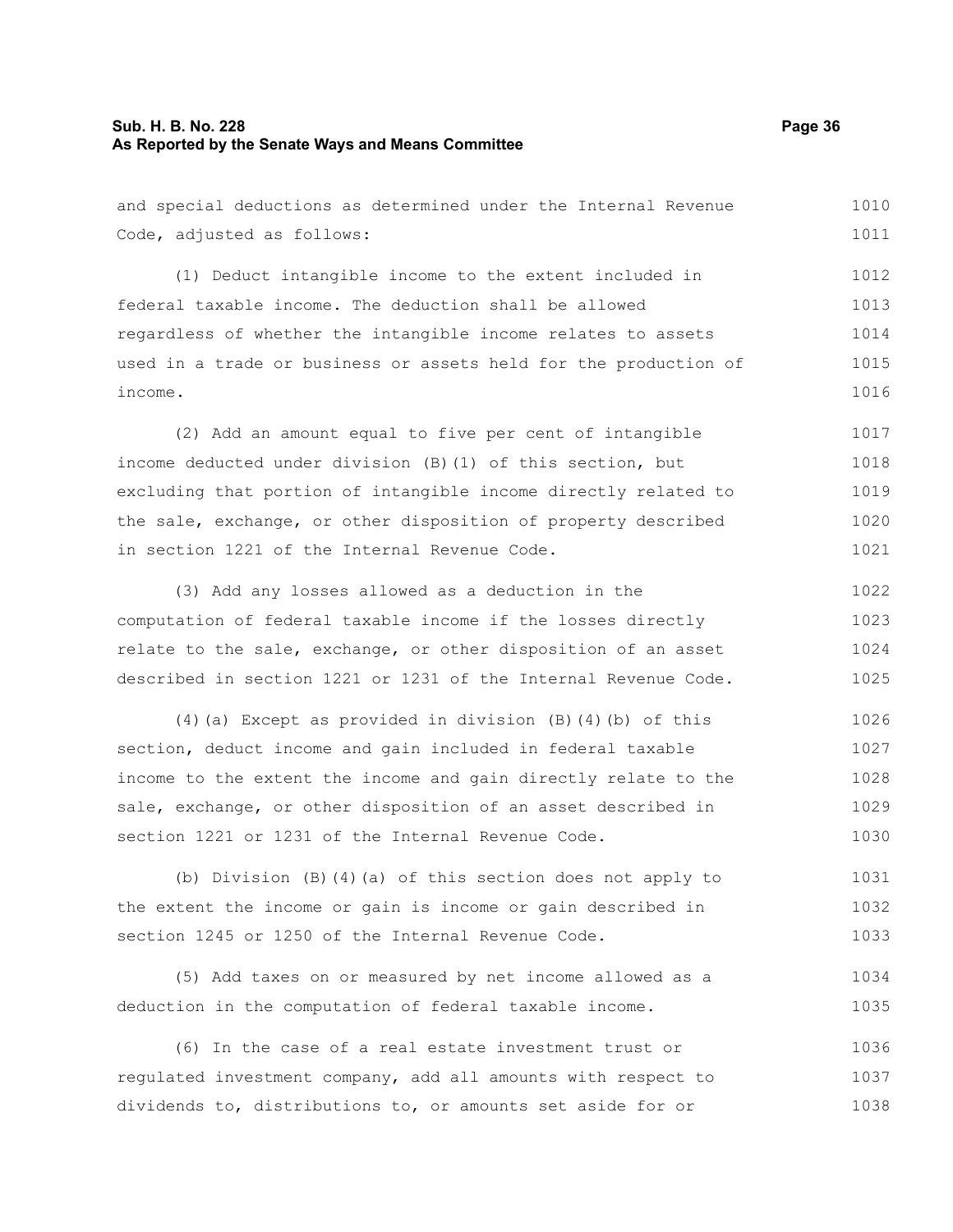and special deductions as determined under the Internal Revenue Code, adjusted as follows:

(1) Deduct intangible income to the extent included in federal taxable income. The deduction shall be allowed regardless of whether the intangible income relates to assets used in a trade or business or assets held for the production of income.

(2) Add an amount equal to five per cent of intangible income deducted under division (B)(1) of this section, but excluding that portion of intangible income directly related to the sale, exchange, or other disposition of property described in section 1221 of the Internal Revenue Code.

(3) Add any losses allowed as a deduction in the computation of federal taxable income if the losses directly relate to the sale, exchange, or other disposition of an asset described in section 1221 or 1231 of the Internal Revenue Code.

(4)(a) Except as provided in division (B)(4)(b) of this section, deduct income and gain included in federal taxable income to the extent the income and gain directly relate to the sale, exchange, or other disposition of an asset described in section 1221 or 1231 of the Internal Revenue Code.

(b) Division (B)(4)(a) of this section does not apply to the extent the income or gain is income or gain described in section 1245 or 1250 of the Internal Revenue Code.

(5) Add taxes on or measured by net income allowed as a deduction in the computation of federal taxable income.

(6) In the case of a real estate investment trust or regulated investment company, add all amounts with respect to dividends to, distributions to, or amounts set aside for or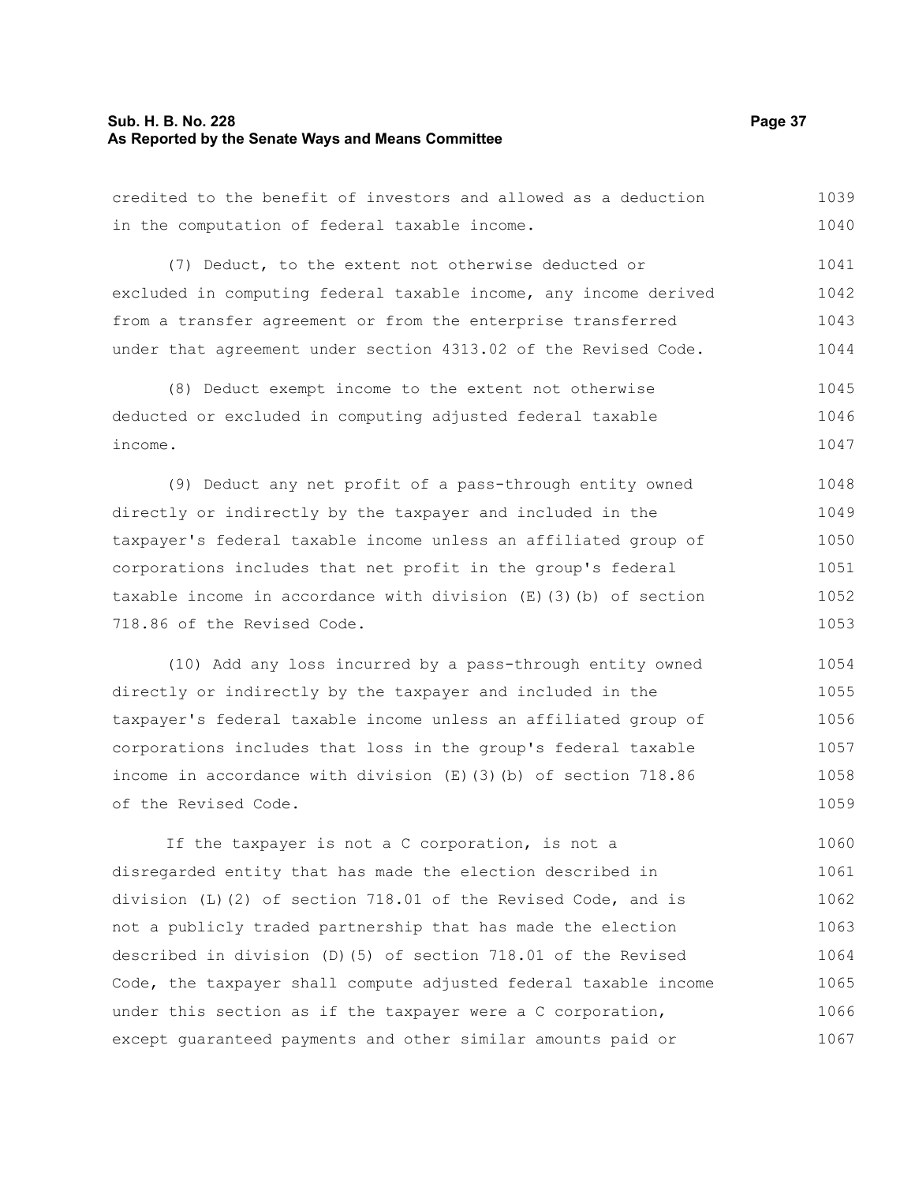credited to the benefit of investors and allowed as a deduction in the computation of federal taxable income.

(7) Deduct, to the extent not otherwise deducted or excluded in computing federal taxable income, any income derived from a transfer agreement or from the enterprise transferred under that agreement under section 4313.02 of the Revised Code.

(8) Deduct exempt income to the extent not otherwise deducted or excluded in computing adjusted federal taxable income.

(9) Deduct any net profit of a pass-through entity owned directly or indirectly by the taxpayer and included in the taxpayer's federal taxable income unless an affiliated group of corporations includes that net profit in the group's federal taxable income in accordance with division (E)(3)(b) of section 718.86 of the Revised Code.

(10) Add any loss incurred by a pass-through entity owned directly or indirectly by the taxpayer and included in the taxpayer's federal taxable income unless an affiliated group of corporations includes that loss in the group's federal taxable income in accordance with division (E)(3)(b) of section 718.86 of the Revised Code.

If the taxpayer is not a C corporation, is not a disregarded entity that has made the election described in division (L)(2) of section 718.01 of the Revised Code, and is not a publicly traded partnership that has made the election described in division (D)(5) of section 718.01 of the Revised Code, the taxpayer shall compute adjusted federal taxable income under this section as if the taxpayer were a C corporation, except guaranteed payments and other similar amounts paid or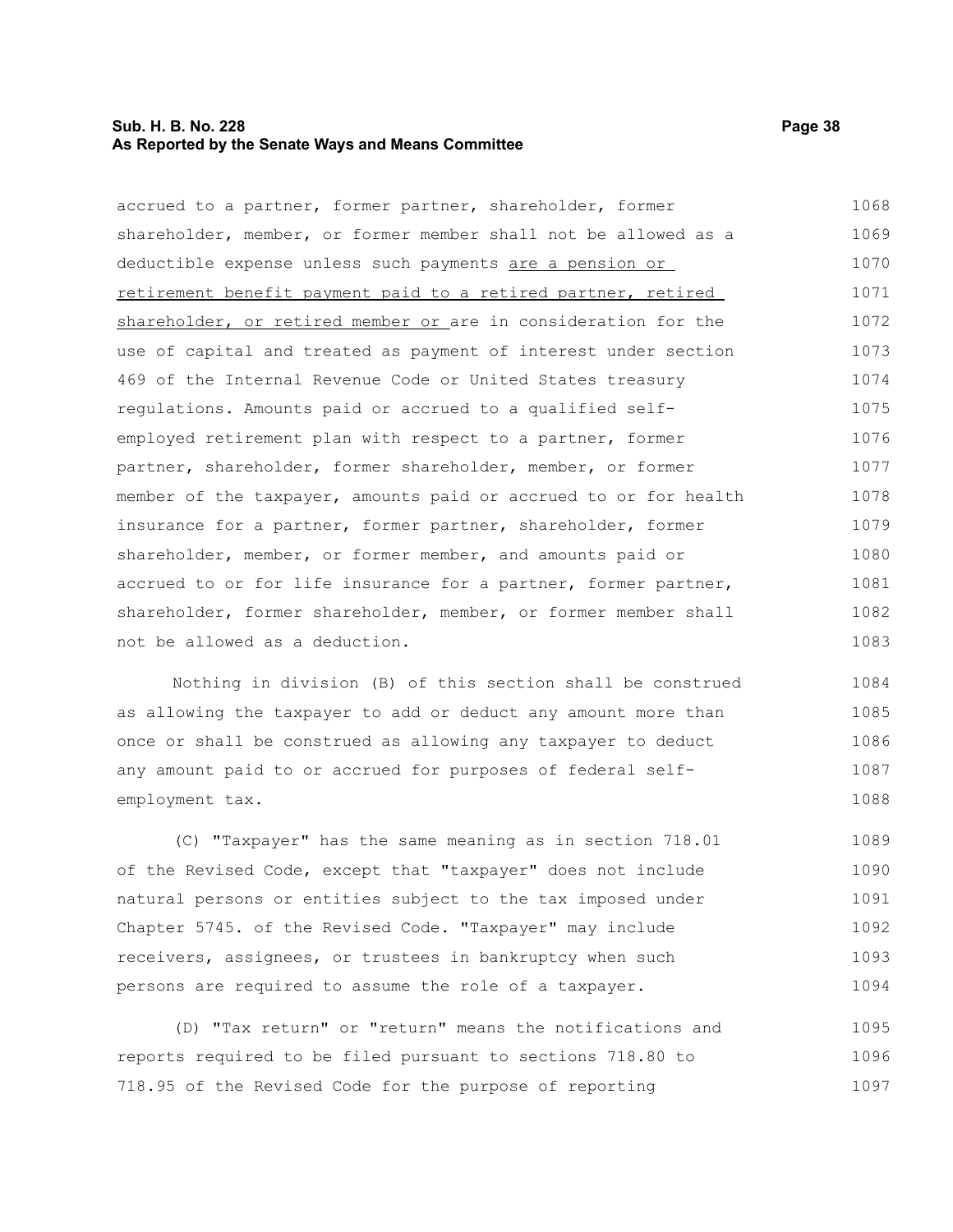accrued to a partner, former partner, shareholder, former shareholder, member, or former member shall not be allowed as a deductible expense unless such payments <u>are a pension or retirement benefit payment paid to a retired partner, retired shareholder, or retired member or</u> are in consideration for the use of capital and treated as payment of interest under section 469 of the Internal Revenue Code or United States treasury regulations. Amounts paid or accrued to a qualified self-employed retirement plan with respect to a partner, former partner, shareholder, former shareholder, member, or former member of the taxpayer, amounts paid or accrued to or for health insurance for a partner, former partner, shareholder, former shareholder, member, or former member, and amounts paid or accrued to or for life insurance for a partner, former partner, shareholder, former shareholder, member, or former member shall not be allowed as a deduction.

Nothing in division (B) of this section shall be construed as allowing the taxpayer to add or deduct any amount more than once or shall be construed as allowing any taxpayer to deduct any amount paid to or accrued for purposes of federal self-employment tax.

(C) "Taxpayer" has the same meaning as in section 718.01 of the Revised Code, except that "taxpayer" does not include natural persons or entities subject to the tax imposed under Chapter 5745. of the Revised Code. "Taxpayer" may include receivers, assignees, or trustees in bankruptcy when such persons are required to assume the role of a taxpayer.

(D) "Tax return" or "return" means the notifications and reports required to be filed pursuant to sections 718.80 to 718.95 of the Revised Code for the purpose of reporting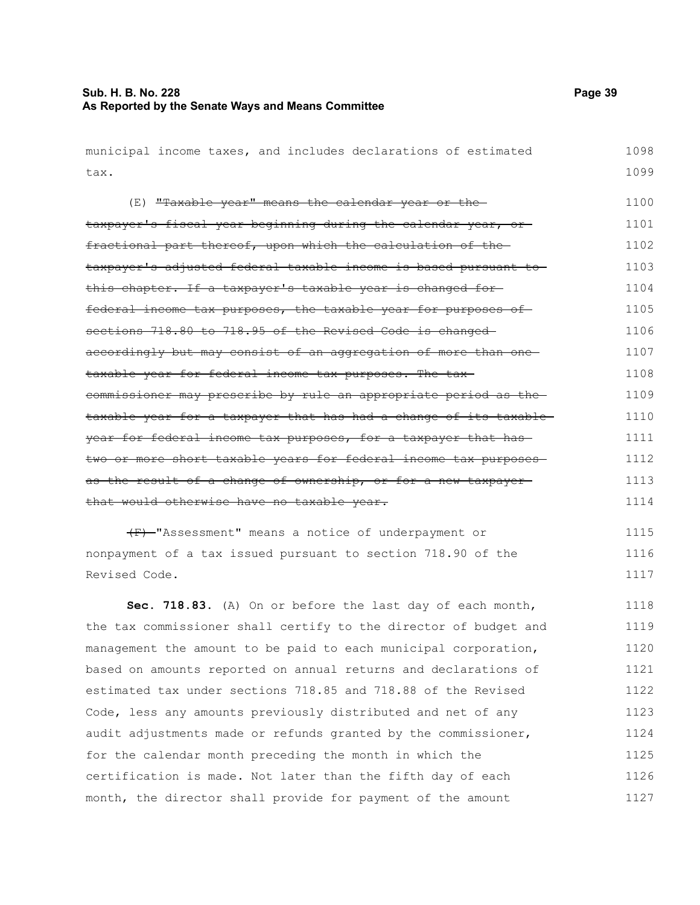municipal income taxes, and includes declarations of estimated tax.

(E) ~~"Taxable year" means the calendar year or the taxpayer's fiscal year beginning during the calendar year, or fractional part thereof, upon which the calculation of the taxpayer's adjusted federal taxable income is based pursuant to this chapter. If a taxpayer's taxable year is changed for federal income tax purposes, the taxable year for purposes of sections 718.80 to 718.95 of the Revised Code is changed accordingly but may consist of an aggregation of more than one taxable year for federal income tax purposes. The tax commissioner may prescribe by rule an appropriate period as the taxable year for a taxpayer that has had a change of its taxable year for federal income tax purposes, for a taxpayer that has two or more short taxable years for federal income tax purposes as the result of a change of ownership, or for a new taxpayer that would otherwise have no taxable year.~~

~~(F)~~ "Assessment" means a notice of underpayment or nonpayment of a tax issued pursuant to section 718.90 of the Revised Code.

**Sec. 718.83.** (A) On or before the last day of each month, the tax commissioner shall certify to the director of budget and management the amount to be paid to each municipal corporation, based on amounts reported on annual returns and declarations of estimated tax under sections 718.85 and 718.88 of the Revised Code, less any amounts previously distributed and net of any audit adjustments made or refunds granted by the commissioner, for the calendar month preceding the month in which the certification is made. Not later than the fifth day of each month, the director shall provide for payment of the amount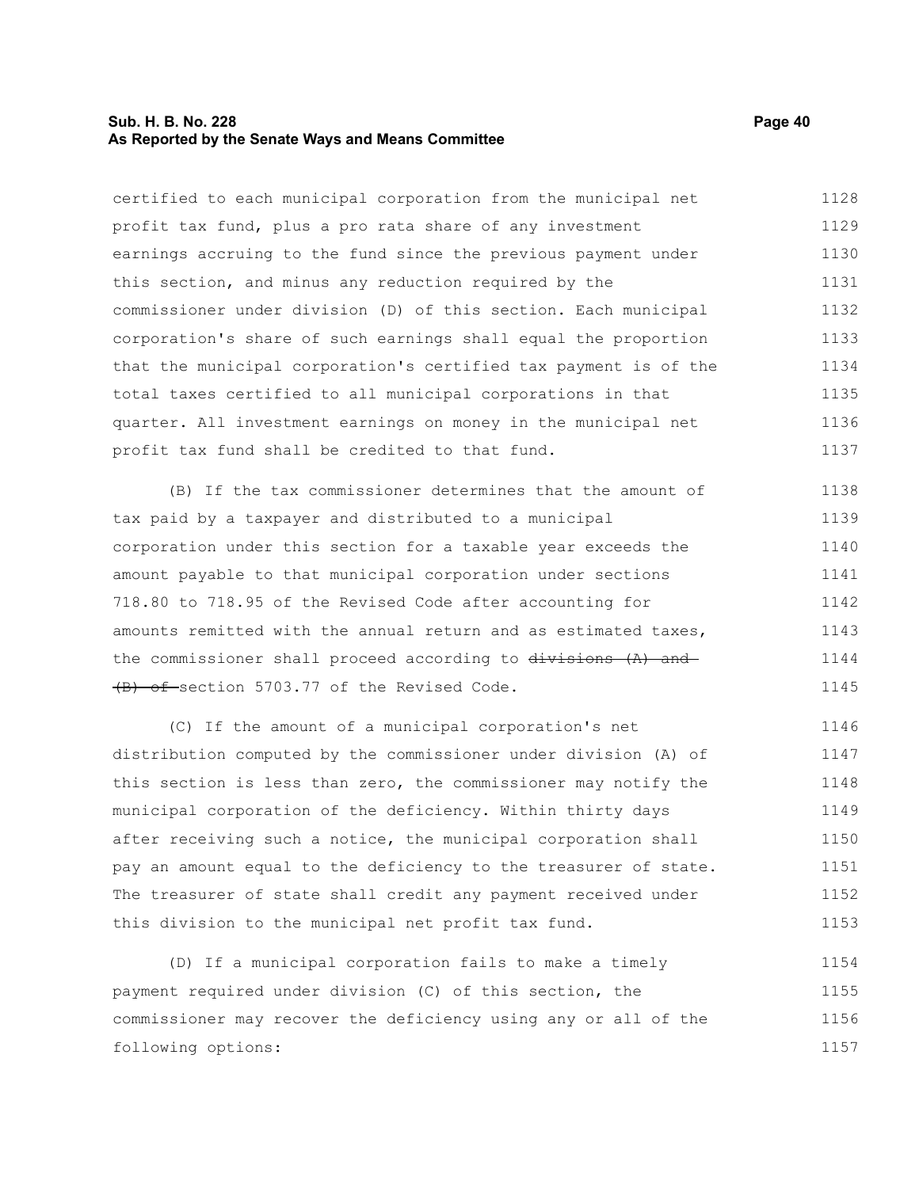certified to each municipal corporation from the municipal net profit tax fund, plus a pro rata share of any investment earnings accruing to the fund since the previous payment under this section, and minus any reduction required by the commissioner under division (D) of this section. Each municipal corporation's share of such earnings shall equal the proportion that the municipal corporation's certified tax payment is of the total taxes certified to all municipal corporations in that quarter. All investment earnings on money in the municipal net profit tax fund shall be credited to that fund.

(B) If the tax commissioner determines that the amount of tax paid by a taxpayer and distributed to a municipal corporation under this section for a taxable year exceeds the amount payable to that municipal corporation under sections 718.80 to 718.95 of the Revised Code after accounting for amounts remitted with the annual return and as estimated taxes, the commissioner shall proceed according to ~~divisions (A) and (B) of~~ section 5703.77 of the Revised Code.

(C) If the amount of a municipal corporation's net distribution computed by the commissioner under division (A) of this section is less than zero, the commissioner may notify the municipal corporation of the deficiency. Within thirty days after receiving such a notice, the municipal corporation shall pay an amount equal to the deficiency to the treasurer of state. The treasurer of state shall credit any payment received under this division to the municipal net profit tax fund.

(D) If a municipal corporation fails to make a timely payment required under division (C) of this section, the commissioner may recover the deficiency using any or all of the following options: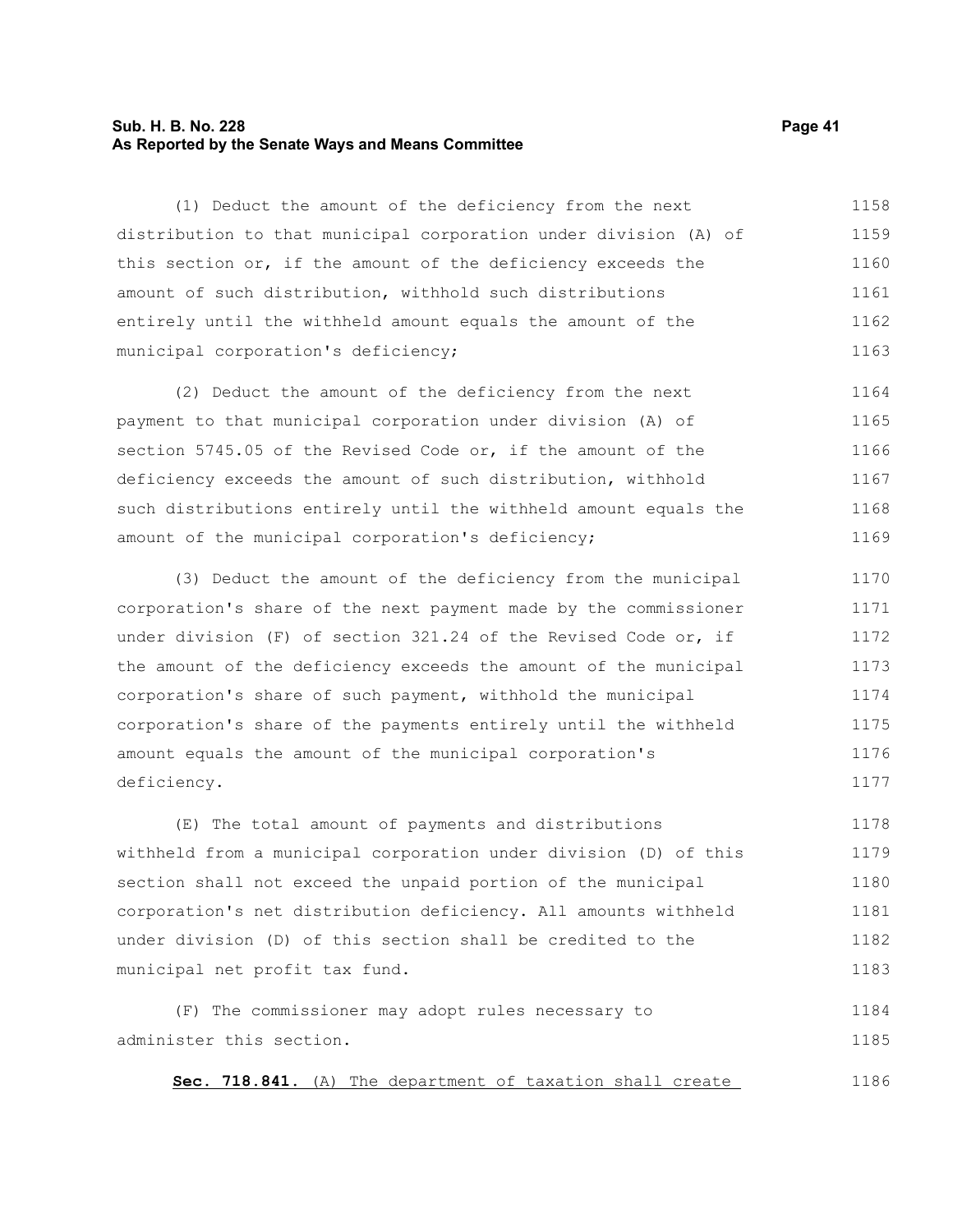(1) Deduct the amount of the deficiency from the next distribution to that municipal corporation under division (A) of this section or, if the amount of the deficiency exceeds the amount of such distribution, withhold such distributions entirely until the withheld amount equals the amount of the municipal corporation's deficiency;

(2) Deduct the amount of the deficiency from the next payment to that municipal corporation under division (A) of section 5745.05 of the Revised Code or, if the amount of the deficiency exceeds the amount of such distribution, withhold such distributions entirely until the withheld amount equals the amount of the municipal corporation's deficiency;

(3) Deduct the amount of the deficiency from the municipal corporation's share of the next payment made by the commissioner under division (F) of section 321.24 of the Revised Code or, if the amount of the deficiency exceeds the amount of the municipal corporation's share of such payment, withhold the municipal corporation's share of the payments entirely until the withheld amount equals the amount of the municipal corporation's deficiency.

(E) The total amount of payments and distributions withheld from a municipal corporation under division (D) of this section shall not exceed the unpaid portion of the municipal corporation's net distribution deficiency. All amounts withheld under division (D) of this section shall be credited to the municipal net profit tax fund.

(F) The commissioner may adopt rules necessary to administer this section.

**Sec. 718.841.** (A) The department of taxation shall create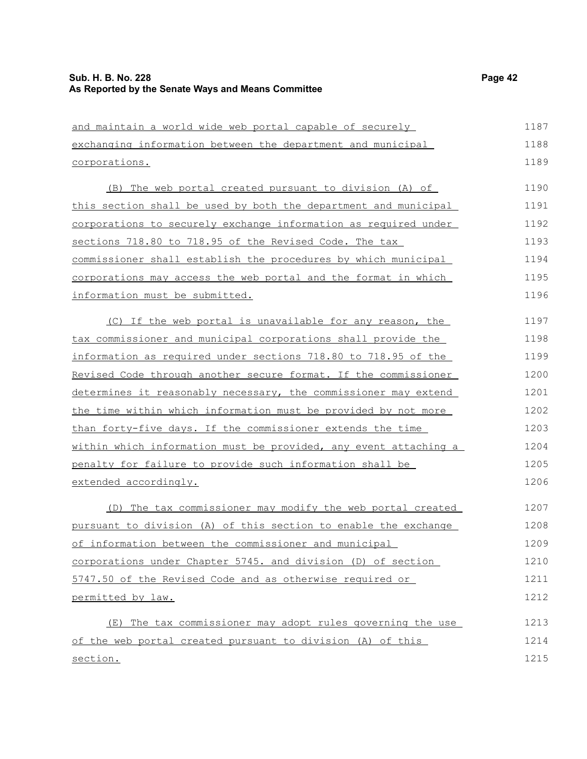and maintain a world wide web portal capable of securely exchanging information between the department and municipal corporations.

(B) The web portal created pursuant to division (A) of this section shall be used by both the department and municipal corporations to securely exchange information as required under sections 718.80 to 718.95 of the Revised Code. The tax commissioner shall establish the procedures by which municipal corporations may access the web portal and the format in which information must be submitted.

(C) If the web portal is unavailable for any reason, the tax commissioner and municipal corporations shall provide the information as required under sections 718.80 to 718.95 of the Revised Code through another secure format. If the commissioner determines it reasonably necessary, the commissioner may extend the time within which information must be provided by not more than forty-five days. If the commissioner extends the time within which information must be provided, any event attaching a penalty for failure to provide such information shall be extended accordingly.

(D) The tax commissioner may modify the web portal created pursuant to division (A) of this section to enable the exchange of information between the commissioner and municipal corporations under Chapter 5745. and division (D) of section 5747.50 of the Revised Code and as otherwise required or permitted by law.

(E) The tax commissioner may adopt rules governing the use of the web portal created pursuant to division (A) of this section.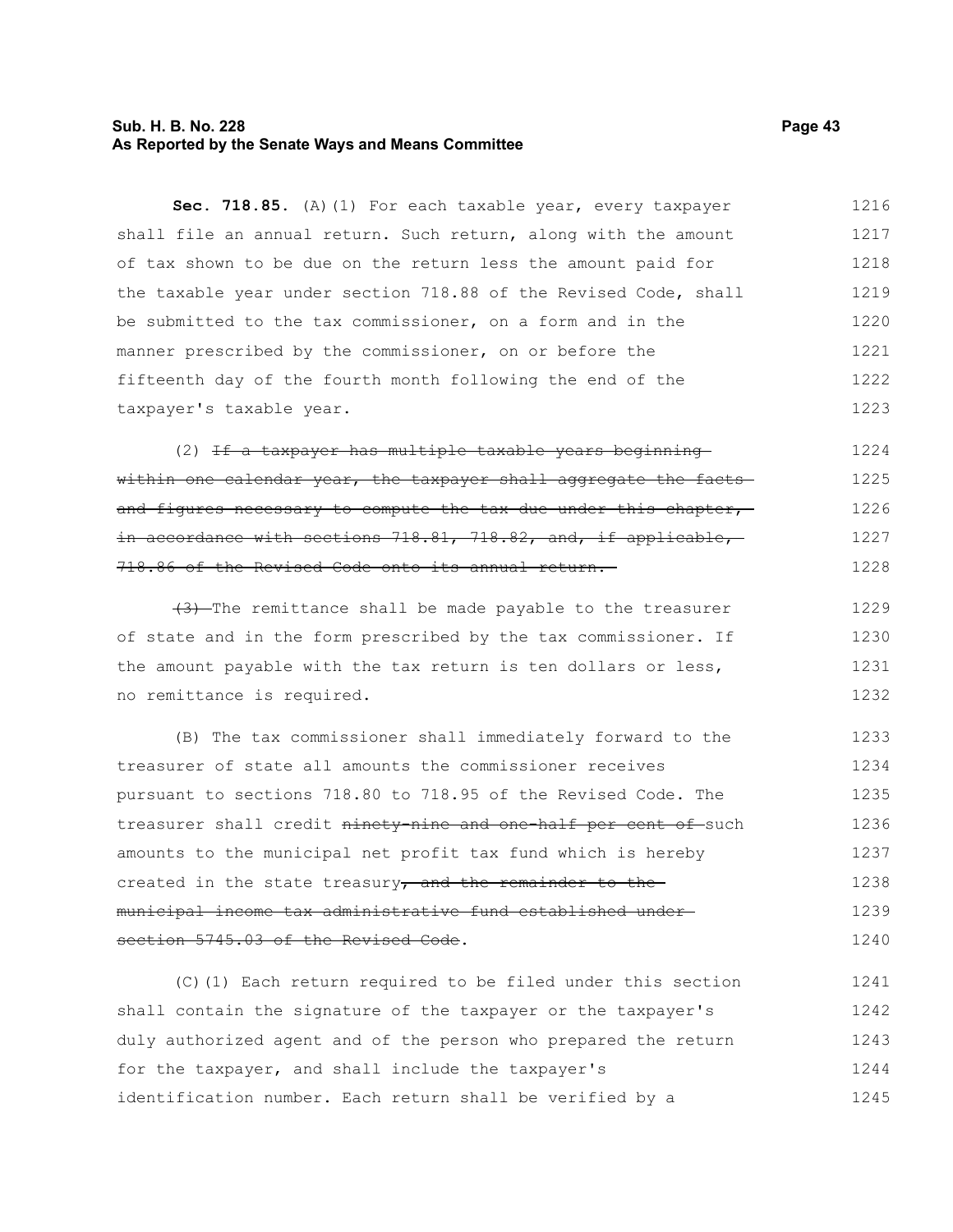**Sec. 718.85.** (A)(1) For each taxable year, every taxpayer shall file an annual return. Such return, along with the amount of tax shown to be due on the return less the amount paid for the taxable year under section 718.88 of the Revised Code, shall be submitted to the tax commissioner, on a form and in the manner prescribed by the commissioner, on or before the fifteenth day of the fourth month following the end of the taxpayer's taxable year.

(2) ~~If a taxpayer has multiple taxable years beginning within one calendar year, the taxpayer shall aggregate the facts and figures necessary to compute the tax due under this chapter, in accordance with sections 718.81, 718.82, and, if applicable, 718.86 of the Revised Code onto its annual return.~~

~~(3)~~ The remittance shall be made payable to the treasurer of state and in the form prescribed by the tax commissioner. If the amount payable with the tax return is ten dollars or less, no remittance is required.

(B) The tax commissioner shall immediately forward to the treasurer of state all amounts the commissioner receives pursuant to sections 718.80 to 718.95 of the Revised Code. The treasurer shall credit ~~ninety-nine and one-half per cent of~~ such amounts to the municipal net profit tax fund which is hereby created in the state treasury~~, and the remainder to the municipal income tax administrative fund established under section 5745.03 of the Revised Code~~.

(C)(1) Each return required to be filed under this section shall contain the signature of the taxpayer or the taxpayer's duly authorized agent and of the person who prepared the return for the taxpayer, and shall include the taxpayer's identification number. Each return shall be verified by a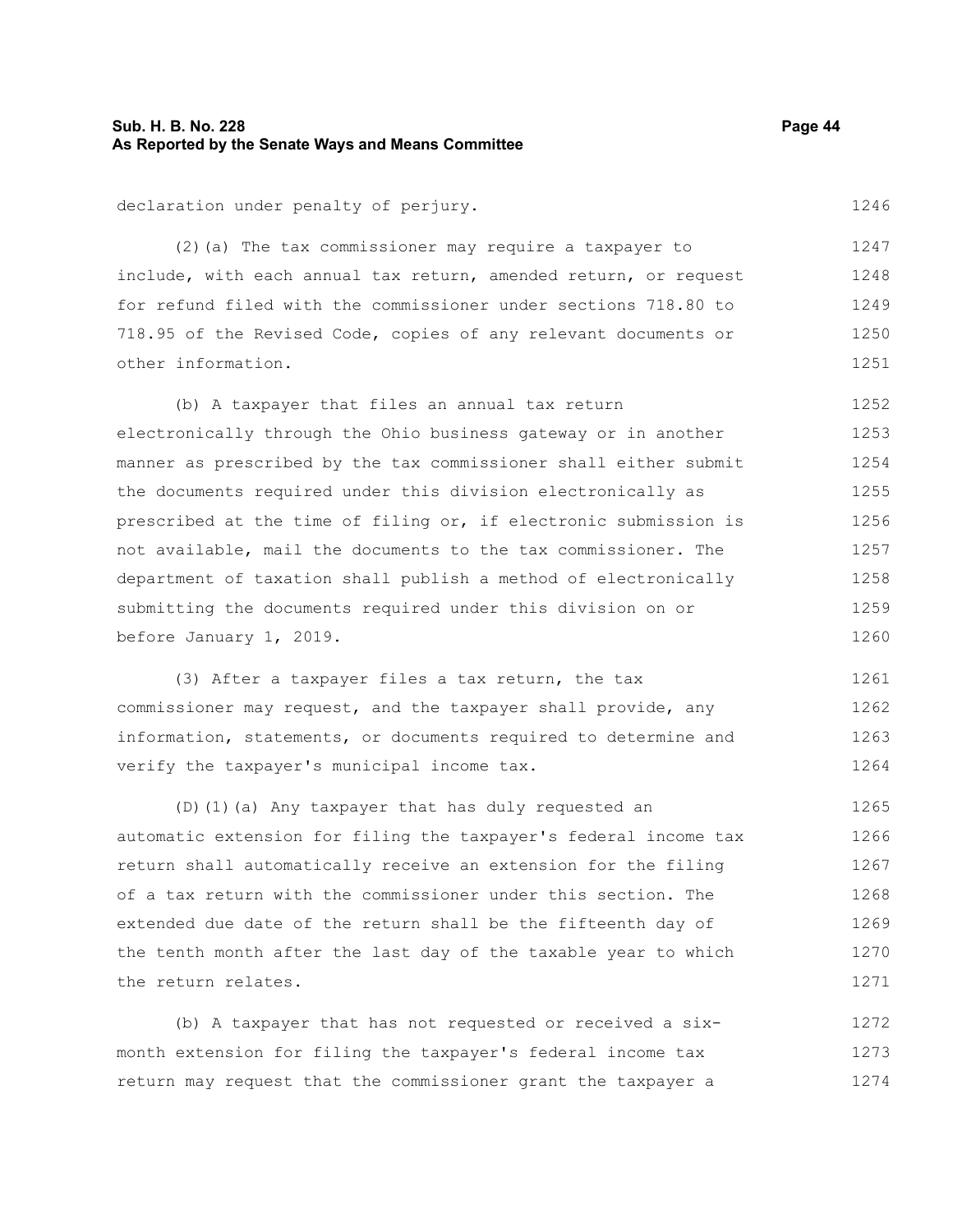declaration under penalty of perjury.

(2)(a) The tax commissioner may require a taxpayer to include, with each annual tax return, amended return, or request for refund filed with the commissioner under sections 718.80 to 718.95 of the Revised Code, copies of any relevant documents or other information.

(b) A taxpayer that files an annual tax return electronically through the Ohio business gateway or in another manner as prescribed by the tax commissioner shall either submit the documents required under this division electronically as prescribed at the time of filing or, if electronic submission is not available, mail the documents to the tax commissioner. The department of taxation shall publish a method of electronically submitting the documents required under this division on or before January 1, 2019.

(3) After a taxpayer files a tax return, the tax commissioner may request, and the taxpayer shall provide, any information, statements, or documents required to determine and verify the taxpayer's municipal income tax.

(D)(1)(a) Any taxpayer that has duly requested an automatic extension for filing the taxpayer's federal income tax return shall automatically receive an extension for the filing of a tax return with the commissioner under this section. The extended due date of the return shall be the fifteenth day of the tenth month after the last day of the taxable year to which the return relates.

(b) A taxpayer that has not requested or received a six-month extension for filing the taxpayer's federal income tax return may request that the commissioner grant the taxpayer a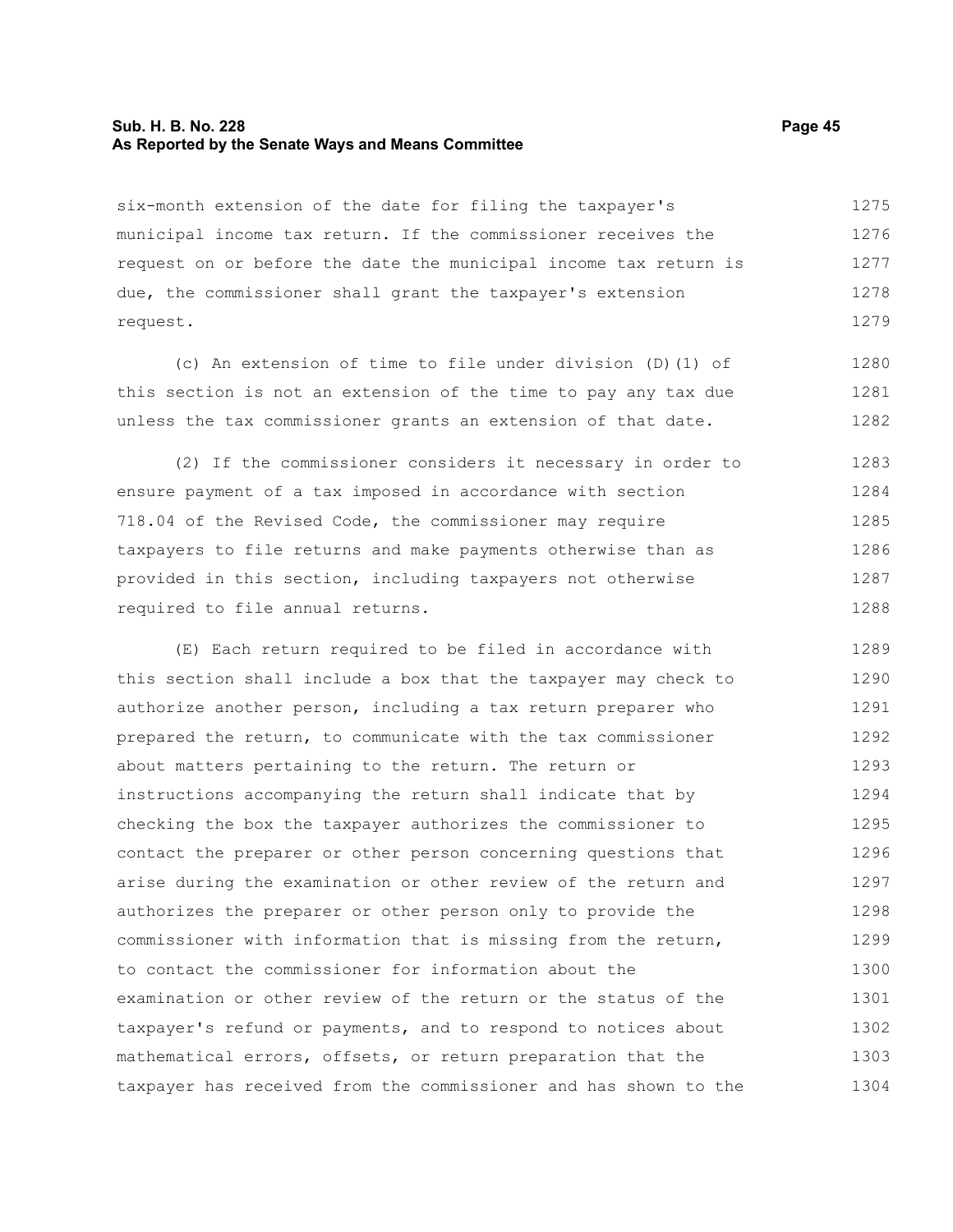six-month extension of the date for filing the taxpayer's municipal income tax return. If the commissioner receives the request on or before the date the municipal income tax return is due, the commissioner shall grant the taxpayer's extension request.

(c) An extension of time to file under division (D)(1) of this section is not an extension of the time to pay any tax due unless the tax commissioner grants an extension of that date.

(2) If the commissioner considers it necessary in order to ensure payment of a tax imposed in accordance with section 718.04 of the Revised Code, the commissioner may require taxpayers to file returns and make payments otherwise than as provided in this section, including taxpayers not otherwise required to file annual returns.

(E) Each return required to be filed in accordance with this section shall include a box that the taxpayer may check to authorize another person, including a tax return preparer who prepared the return, to communicate with the tax commissioner about matters pertaining to the return. The return or instructions accompanying the return shall indicate that by checking the box the taxpayer authorizes the commissioner to contact the preparer or other person concerning questions that arise during the examination or other review of the return and authorizes the preparer or other person only to provide the commissioner with information that is missing from the return, to contact the commissioner for information about the examination or other review of the return or the status of the taxpayer's refund or payments, and to respond to notices about mathematical errors, offsets, or return preparation that the taxpayer has received from the commissioner and has shown to the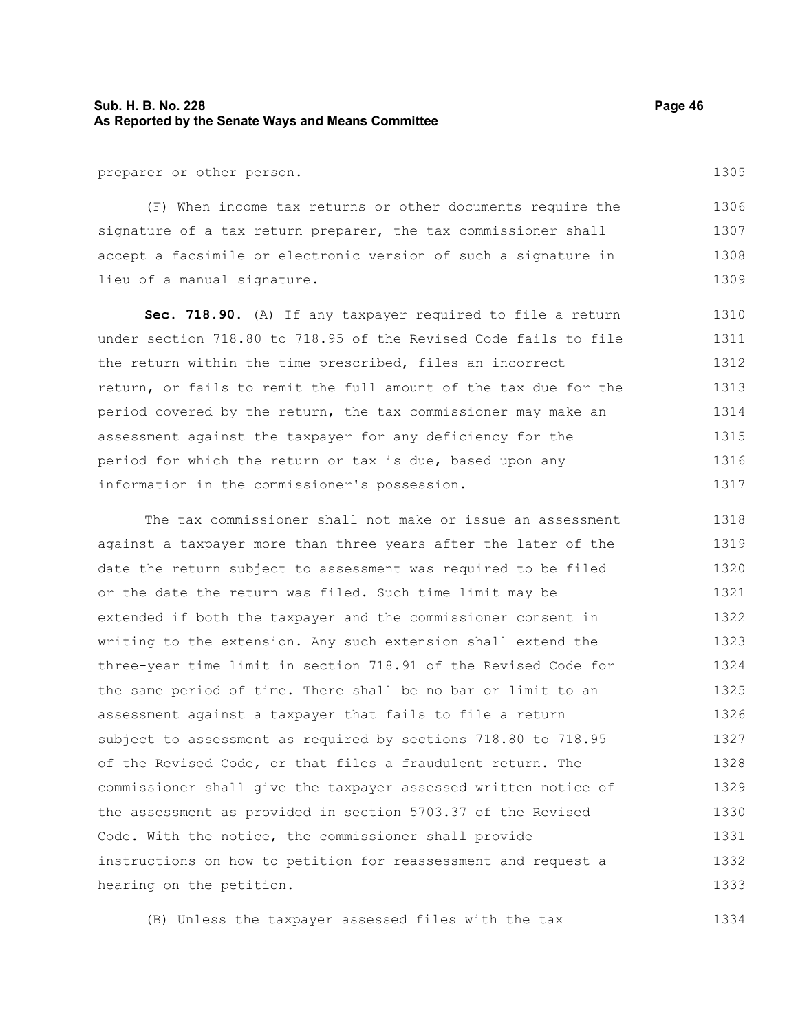preparer or other person.

(F) When income tax returns or other documents require the signature of a tax return preparer, the tax commissioner shall accept a facsimile or electronic version of such a signature in lieu of a manual signature.

**Sec. 718.90.** (A) If any taxpayer required to file a return under section 718.80 to 718.95 of the Revised Code fails to file the return within the time prescribed, files an incorrect return, or fails to remit the full amount of the tax due for the period covered by the return, the tax commissioner may make an assessment against the taxpayer for any deficiency for the period for which the return or tax is due, based upon any information in the commissioner's possession.

The tax commissioner shall not make or issue an assessment against a taxpayer more than three years after the later of the date the return subject to assessment was required to be filed or the date the return was filed. Such time limit may be extended if both the taxpayer and the commissioner consent in writing to the extension. Any such extension shall extend the three-year time limit in section 718.91 of the Revised Code for the same period of time. There shall be no bar or limit to an assessment against a taxpayer that fails to file a return subject to assessment as required by sections 718.80 to 718.95 of the Revised Code, or that files a fraudulent return. The commissioner shall give the taxpayer assessed written notice of the assessment as provided in section 5703.37 of the Revised Code. With the notice, the commissioner shall provide instructions on how to petition for reassessment and request a hearing on the petition.

(B) Unless the taxpayer assessed files with the tax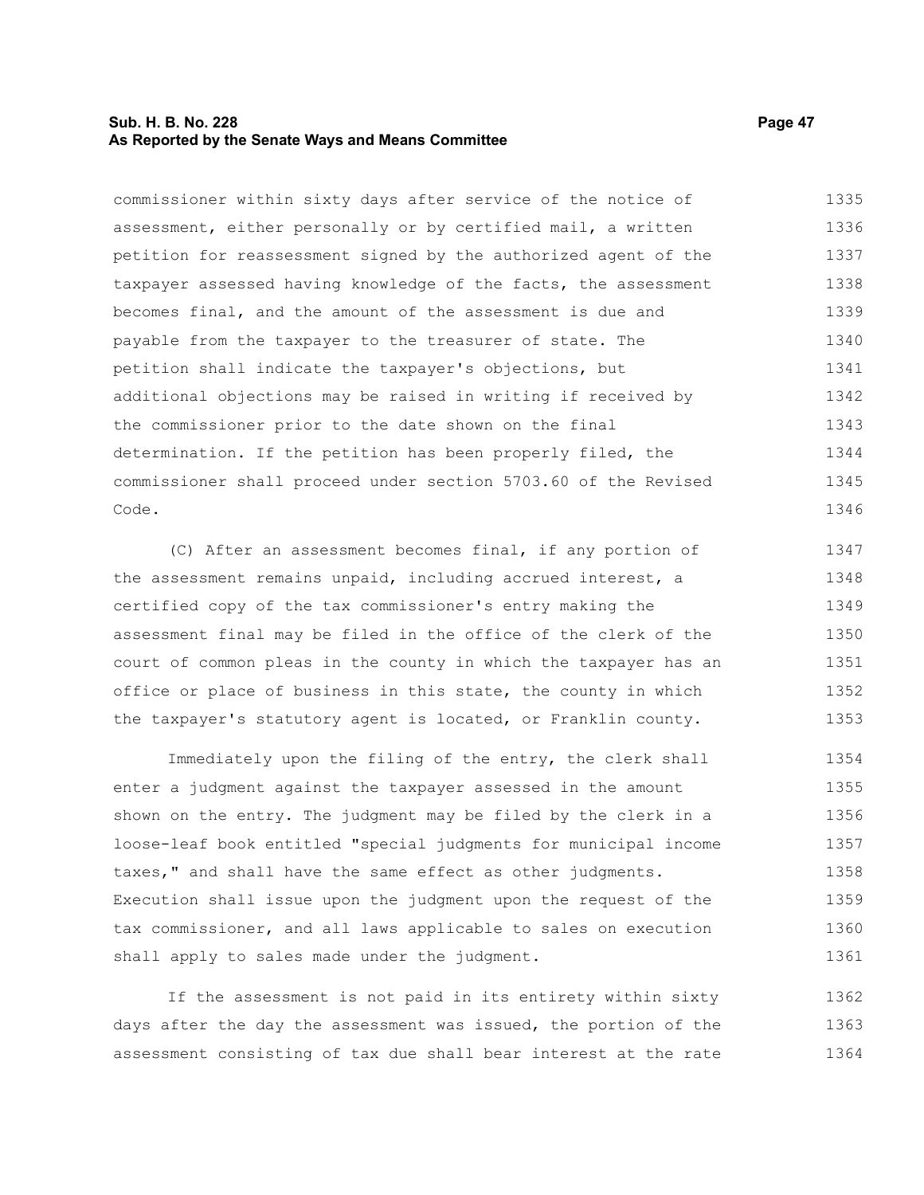commissioner within sixty days after service of the notice of assessment, either personally or by certified mail, a written petition for reassessment signed by the authorized agent of the taxpayer assessed having knowledge of the facts, the assessment becomes final, and the amount of the assessment is due and payable from the taxpayer to the treasurer of state. The petition shall indicate the taxpayer's objections, but additional objections may be raised in writing if received by the commissioner prior to the date shown on the final determination. If the petition has been properly filed, the commissioner shall proceed under section 5703.60 of the Revised Code.

(C) After an assessment becomes final, if any portion of the assessment remains unpaid, including accrued interest, a certified copy of the tax commissioner's entry making the assessment final may be filed in the office of the clerk of the court of common pleas in the county in which the taxpayer has an office or place of business in this state, the county in which the taxpayer's statutory agent is located, or Franklin county.

Immediately upon the filing of the entry, the clerk shall enter a judgment against the taxpayer assessed in the amount shown on the entry. The judgment may be filed by the clerk in a loose-leaf book entitled "special judgments for municipal income taxes," and shall have the same effect as other judgments. Execution shall issue upon the judgment upon the request of the tax commissioner, and all laws applicable to sales on execution shall apply to sales made under the judgment.

If the assessment is not paid in its entirety within sixty days after the day the assessment was issued, the portion of the assessment consisting of tax due shall bear interest at the rate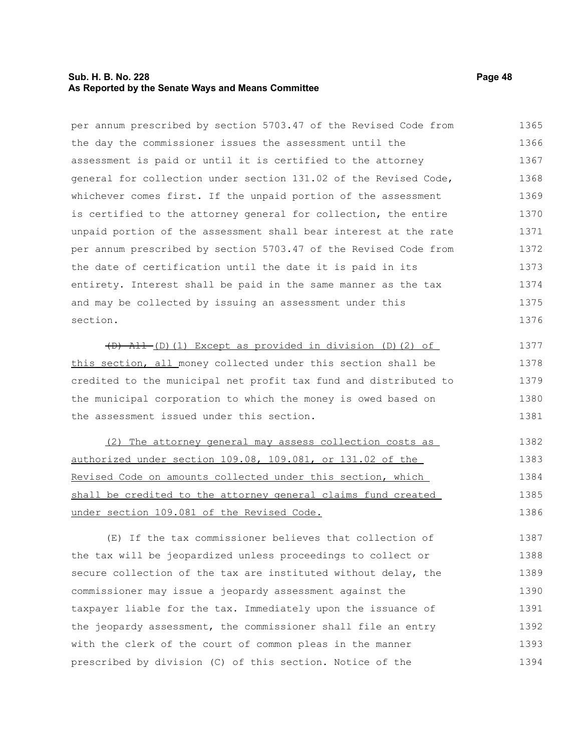per annum prescribed by section 5703.47 of the Revised Code from the day the commissioner issues the assessment until the assessment is paid or until it is certified to the attorney general for collection under section 131.02 of the Revised Code, whichever comes first. If the unpaid portion of the assessment is certified to the attorney general for collection, the entire unpaid portion of the assessment shall bear interest at the rate per annum prescribed by section 5703.47 of the Revised Code from the date of certification until the date it is paid in its entirety. Interest shall be paid in the same manner as the tax and may be collected by issuing an assessment under this section.

~~(D) All~~ (D)(1) Except as provided in division (D)(2) of this section, all money collected under this section shall be credited to the municipal net profit tax fund and distributed to the municipal corporation to which the money is owed based on the assessment issued under this section.

(2) The attorney general may assess collection costs as authorized under section 109.08, 109.081, or 131.02 of the Revised Code on amounts collected under this section, which shall be credited to the attorney general claims fund created under section 109.081 of the Revised Code.

(E) If the tax commissioner believes that collection of the tax will be jeopardized unless proceedings to collect or secure collection of the tax are instituted without delay, the commissioner may issue a jeopardy assessment against the taxpayer liable for the tax. Immediately upon the issuance of the jeopardy assessment, the commissioner shall file an entry with the clerk of the court of common pleas in the manner prescribed by division (C) of this section. Notice of the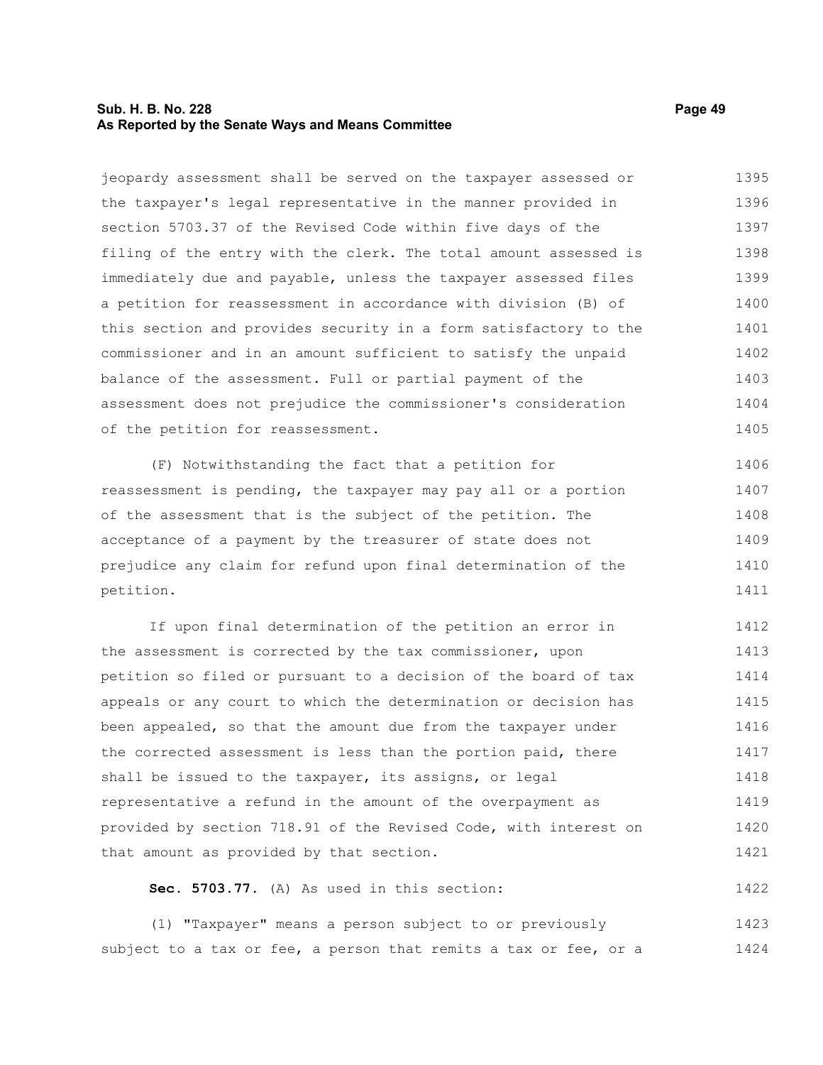jeopardy assessment shall be served on the taxpayer assessed or the taxpayer's legal representative in the manner provided in section 5703.37 of the Revised Code within five days of the filing of the entry with the clerk. The total amount assessed is immediately due and payable, unless the taxpayer assessed files a petition for reassessment in accordance with division (B) of this section and provides security in a form satisfactory to the commissioner and in an amount sufficient to satisfy the unpaid balance of the assessment. Full or partial payment of the assessment does not prejudice the commissioner's consideration of the petition for reassessment.

(F) Notwithstanding the fact that a petition for reassessment is pending, the taxpayer may pay all or a portion of the assessment that is the subject of the petition. The acceptance of a payment by the treasurer of state does not prejudice any claim for refund upon final determination of the petition.

If upon final determination of the petition an error in the assessment is corrected by the tax commissioner, upon petition so filed or pursuant to a decision of the board of tax appeals or any court to which the determination or decision has been appealed, so that the amount due from the taxpayer under the corrected assessment is less than the portion paid, there shall be issued to the taxpayer, its assigns, or legal representative a refund in the amount of the overpayment as provided by section 718.91 of the Revised Code, with interest on that amount as provided by that section.

**Sec. 5703.77.** (A) As used in this section:

(1) "Taxpayer" means a person subject to or previously subject to a tax or fee, a person that remits a tax or fee, or a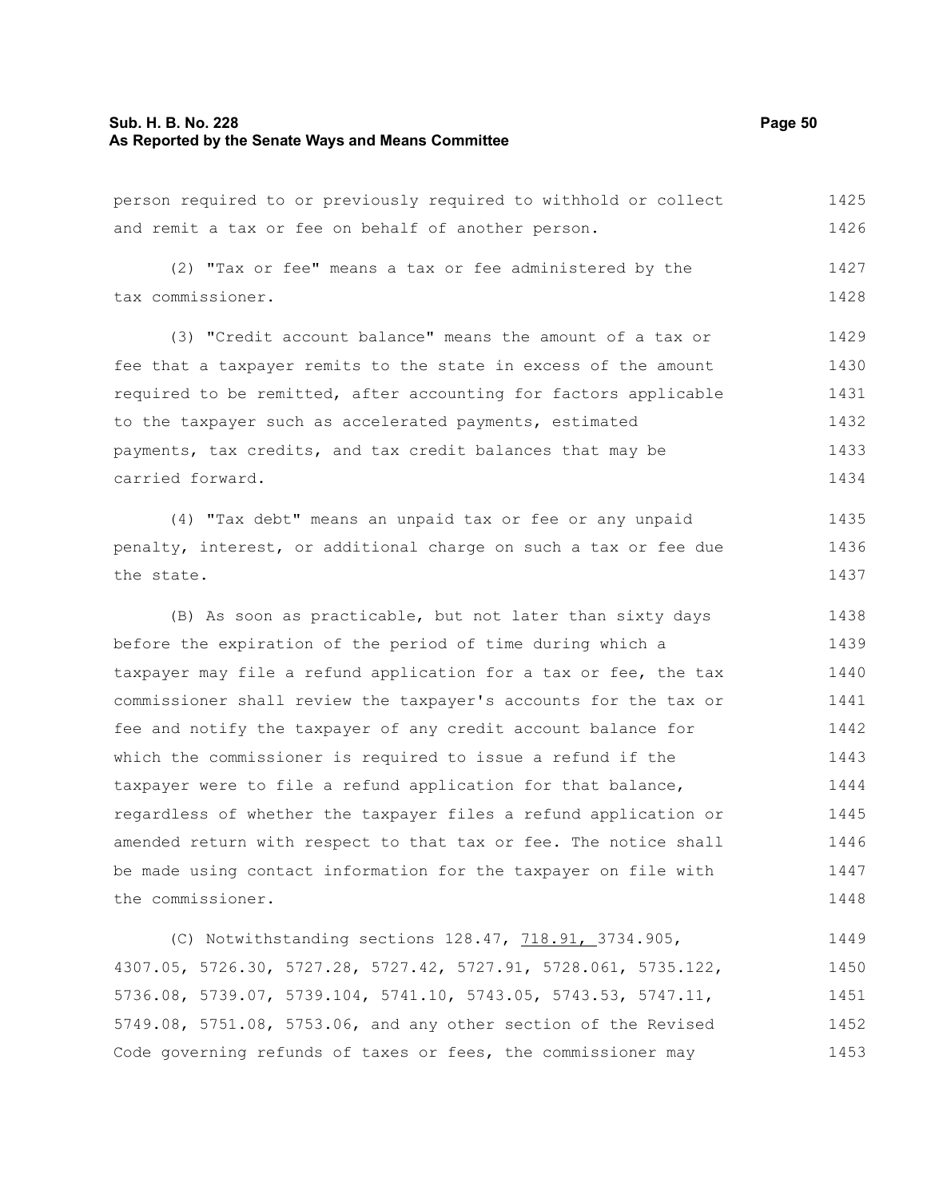person required to or previously required to withhold or collect and remit a tax or fee on behalf of another person.

(2) "Tax or fee" means a tax or fee administered by the tax commissioner.

(3) "Credit account balance" means the amount of a tax or fee that a taxpayer remits to the state in excess of the amount required to be remitted, after accounting for factors applicable to the taxpayer such as accelerated payments, estimated payments, tax credits, and tax credit balances that may be carried forward.

(4) "Tax debt" means an unpaid tax or fee or any unpaid penalty, interest, or additional charge on such a tax or fee due the state.

(B) As soon as practicable, but not later than sixty days before the expiration of the period of time during which a taxpayer may file a refund application for a tax or fee, the tax commissioner shall review the taxpayer's accounts for the tax or fee and notify the taxpayer of any credit account balance for which the commissioner is required to issue a refund if the taxpayer were to file a refund application for that balance, regardless of whether the taxpayer files a refund application or amended return with respect to that tax or fee. The notice shall be made using contact information for the taxpayer on file with the commissioner.

(C) Notwithstanding sections 128.47, 718.91, 3734.905, 4307.05, 5726.30, 5727.28, 5727.42, 5727.91, 5728.061, 5735.122, 5736.08, 5739.07, 5739.104, 5741.10, 5743.05, 5743.53, 5747.11, 5749.08, 5751.08, 5753.06, and any other section of the Revised Code governing refunds of taxes or fees, the commissioner may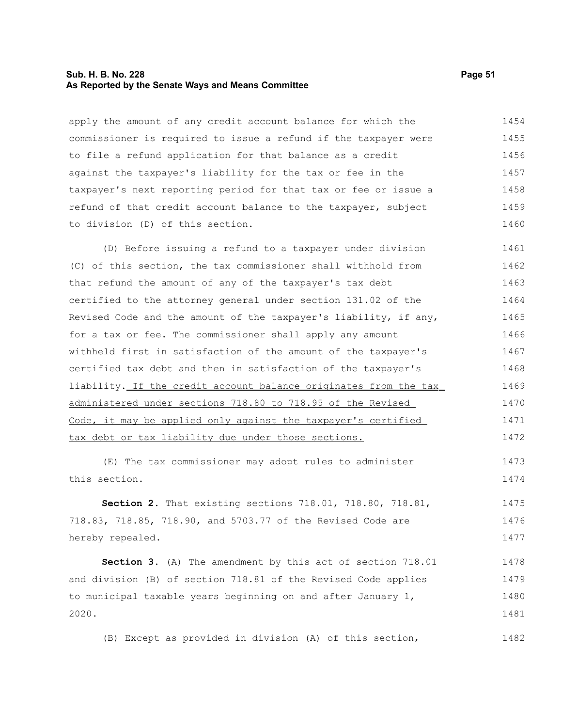apply the amount of any credit account balance for which the commissioner is required to issue a refund if the taxpayer were to file a refund application for that balance as a credit against the taxpayer's liability for the tax or fee in the taxpayer's next reporting period for that tax or fee or issue a refund of that credit account balance to the taxpayer, subject to division (D) of this section.

(D) Before issuing a refund to a taxpayer under division (C) of this section, the tax commissioner shall withhold from that refund the amount of any of the taxpayer's tax debt certified to the attorney general under section 131.02 of the Revised Code and the amount of the taxpayer's liability, if any, for a tax or fee. The commissioner shall apply any amount withheld first in satisfaction of the amount of the taxpayer's certified tax debt and then in satisfaction of the taxpayer's liability. If the credit account balance originates from the tax administered under sections 718.80 to 718.95 of the Revised Code, it may be applied only against the taxpayer's certified tax debt or tax liability due under those sections.

(E) The tax commissioner may adopt rules to administer this section.

**Section 2.** That existing sections 718.01, 718.80, 718.81, 718.83, 718.85, 718.90, and 5703.77 of the Revised Code are hereby repealed.

**Section 3.** (A) The amendment by this act of section 718.01 and division (B) of section 718.81 of the Revised Code applies to municipal taxable years beginning on and after January 1, 2020.

(B) Except as provided in division (A) of this section,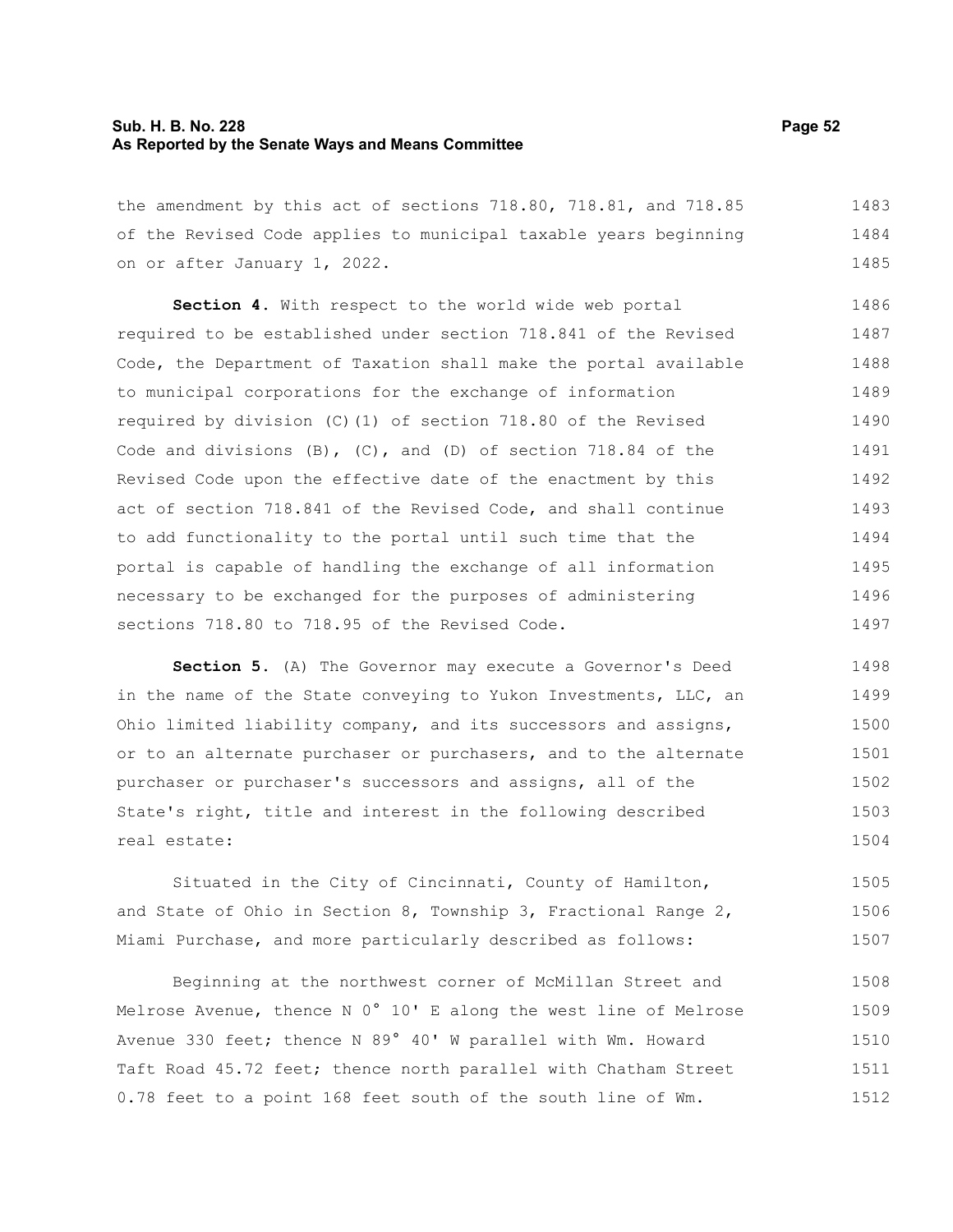the amendment by this act of sections 718.80, 718.81, and 718.85 of the Revised Code applies to municipal taxable years beginning on or after January 1, 2022.

**Section 4.** With respect to the world wide web portal required to be established under section 718.841 of the Revised Code, the Department of Taxation shall make the portal available to municipal corporations for the exchange of information required by division (C)(1) of section 718.80 of the Revised Code and divisions (B), (C), and (D) of section 718.84 of the Revised Code upon the effective date of the enactment by this act of section 718.841 of the Revised Code, and shall continue to add functionality to the portal until such time that the portal is capable of handling the exchange of all information necessary to be exchanged for the purposes of administering sections 718.80 to 718.95 of the Revised Code.

**Section 5.** (A) The Governor may execute a Governor's Deed in the name of the State conveying to Yukon Investments, LLC, an Ohio limited liability company, and its successors and assigns, or to an alternate purchaser or purchasers, and to the alternate purchaser or purchaser's successors and assigns, all of the State's right, title and interest in the following described real estate:

Situated in the City of Cincinnati, County of Hamilton, and State of Ohio in Section 8, Township 3, Fractional Range 2, Miami Purchase, and more particularly described as follows:

Beginning at the northwest corner of McMillan Street and Melrose Avenue, thence N 0° 10' E along the west line of Melrose Avenue 330 feet; thence N 89° 40' W parallel with Wm. Howard Taft Road 45.72 feet; thence north parallel with Chatham Street 0.78 feet to a point 168 feet south of the south line of Wm.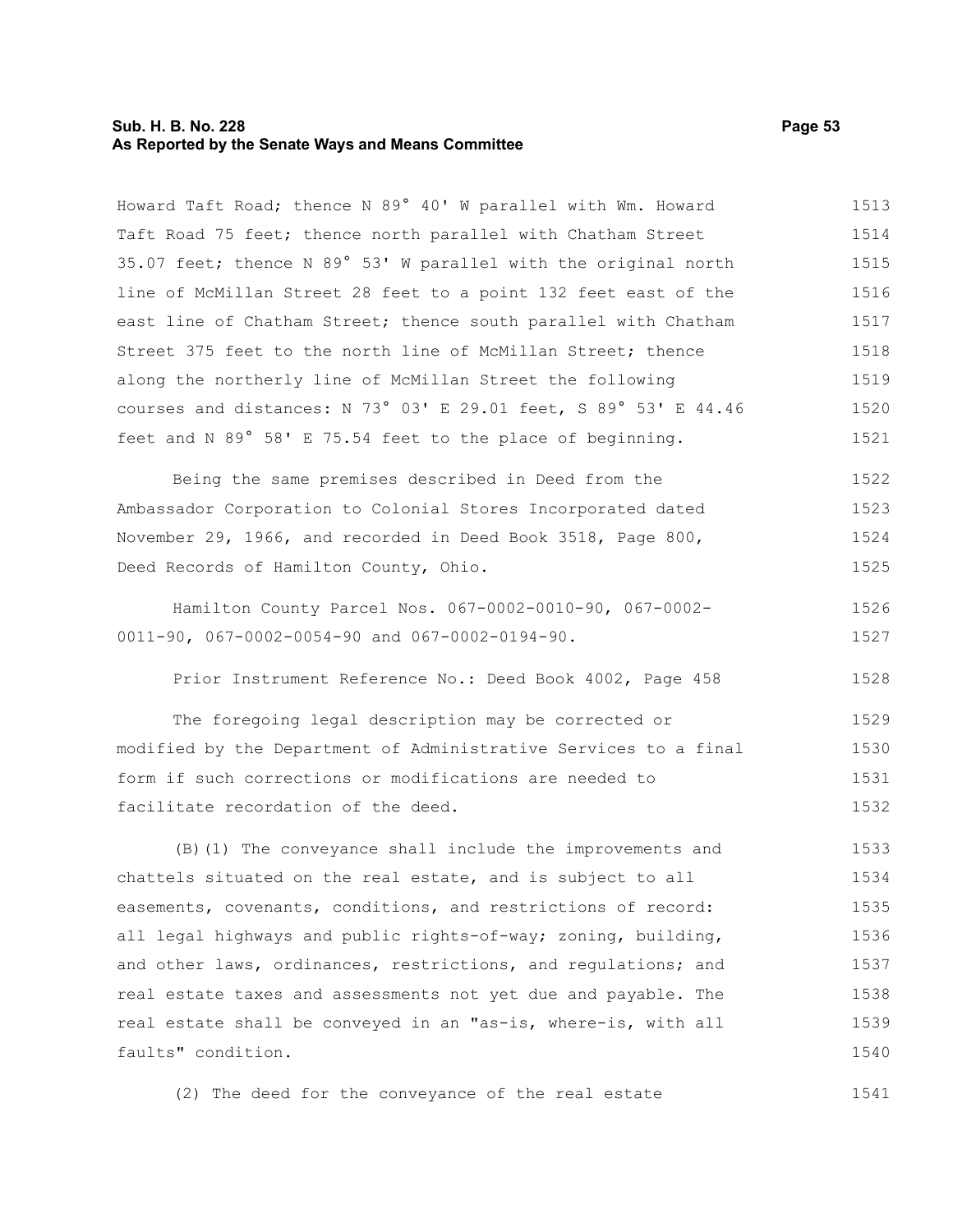Howard Taft Road; thence N 89° 40' W parallel with Wm. Howard Taft Road 75 feet; thence north parallel with Chatham Street 35.07 feet; thence N 89° 53' W parallel with the original north line of McMillan Street 28 feet to a point 132 feet east of the east line of Chatham Street; thence south parallel with Chatham Street 375 feet to the north line of McMillan Street; thence along the northerly line of McMillan Street the following courses and distances: N 73° 03' E 29.01 feet, S 89° 53' E 44.46 feet and N 89° 58' E 75.54 feet to the place of beginning.

Being the same premises described in Deed from the Ambassador Corporation to Colonial Stores Incorporated dated November 29, 1966, and recorded in Deed Book 3518, Page 800, Deed Records of Hamilton County, Ohio.

Hamilton County Parcel Nos. 067-0002-0010-90, 067-0002-0011-90, 067-0002-0054-90 and 067-0002-0194-90.

Prior Instrument Reference No.: Deed Book 4002, Page 458

The foregoing legal description may be corrected or modified by the Department of Administrative Services to a final form if such corrections or modifications are needed to facilitate recordation of the deed.

(B)(1) The conveyance shall include the improvements and chattels situated on the real estate, and is subject to all easements, covenants, conditions, and restrictions of record: all legal highways and public rights-of-way; zoning, building, and other laws, ordinances, restrictions, and regulations; and real estate taxes and assessments not yet due and payable. The real estate shall be conveyed in an "as-is, where-is, with all faults" condition.

(2) The deed for the conveyance of the real estate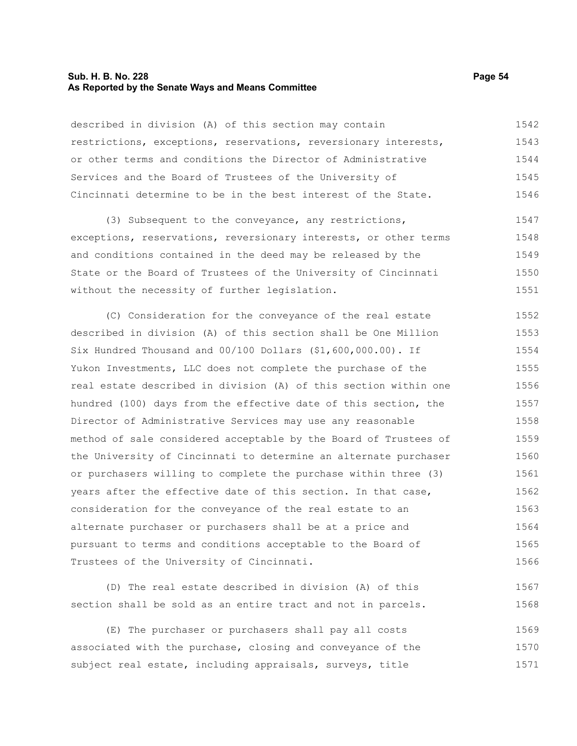described in division (A) of this section may contain restrictions, exceptions, reservations, reversionary interests, or other terms and conditions the Director of Administrative Services and the Board of Trustees of the University of Cincinnati determine to be in the best interest of the State.

(3) Subsequent to the conveyance, any restrictions, exceptions, reservations, reversionary interests, or other terms and conditions contained in the deed may be released by the State or the Board of Trustees of the University of Cincinnati without the necessity of further legislation.

(C) Consideration for the conveyance of the real estate described in division (A) of this section shall be One Million Six Hundred Thousand and 00/100 Dollars ($1,600,000.00). If Yukon Investments, LLC does not complete the purchase of the real estate described in division (A) of this section within one hundred (100) days from the effective date of this section, the Director of Administrative Services may use any reasonable method of sale considered acceptable by the Board of Trustees of the University of Cincinnati to determine an alternate purchaser or purchasers willing to complete the purchase within three (3) years after the effective date of this section. In that case, consideration for the conveyance of the real estate to an alternate purchaser or purchasers shall be at a price and pursuant to terms and conditions acceptable to the Board of Trustees of the University of Cincinnati.

(D) The real estate described in division (A) of this section shall be sold as an entire tract and not in parcels.

(E) The purchaser or purchasers shall pay all costs associated with the purchase, closing and conveyance of the subject real estate, including appraisals, surveys, title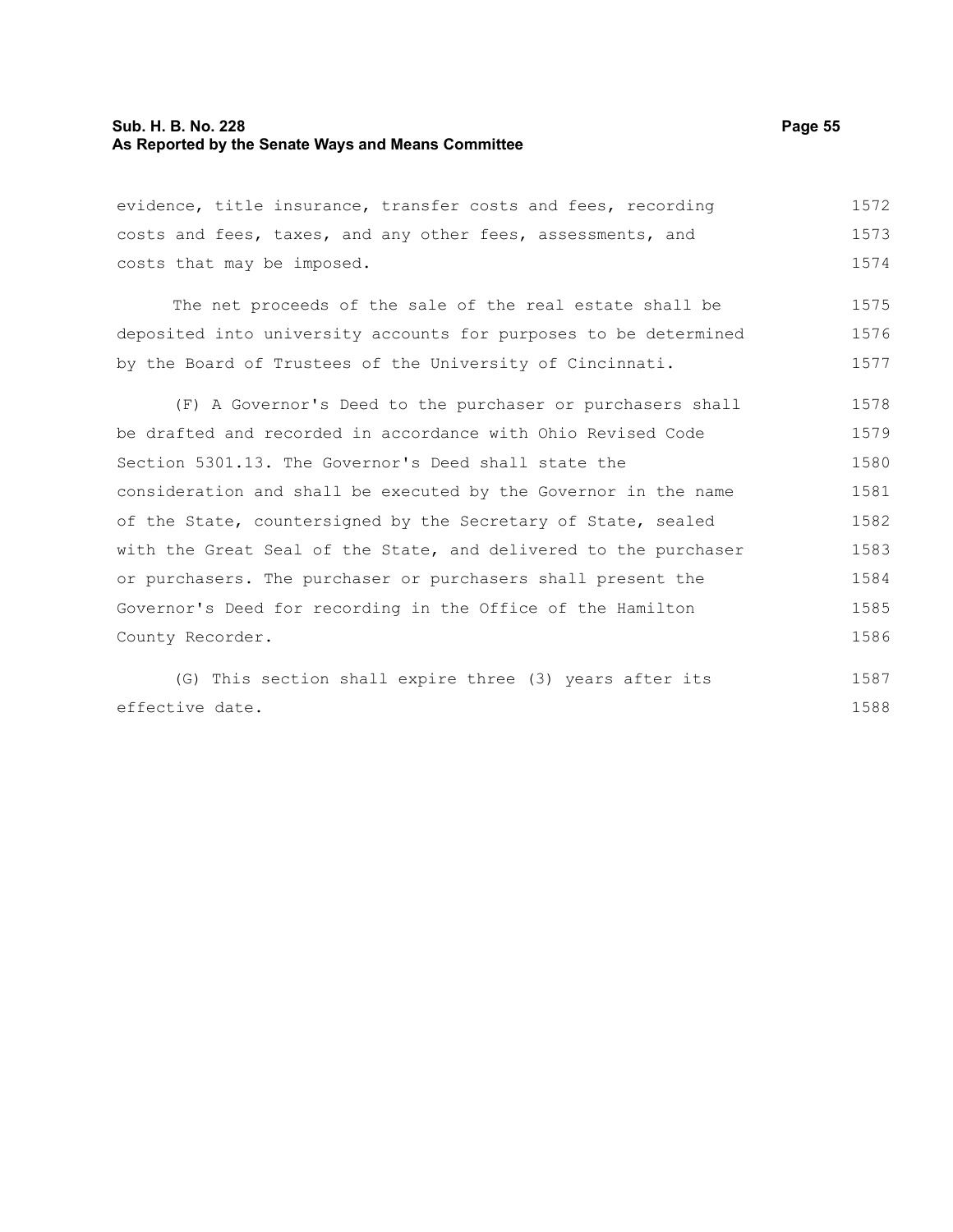evidence, title insurance, transfer costs and fees, recording costs and fees, taxes, and any other fees, assessments, and costs that may be imposed.

The net proceeds of the sale of the real estate shall be deposited into university accounts for purposes to be determined by the Board of Trustees of the University of Cincinnati.

(F) A Governor's Deed to the purchaser or purchasers shall be drafted and recorded in accordance with Ohio Revised Code Section 5301.13. The Governor's Deed shall state the consideration and shall be executed by the Governor in the name of the State, countersigned by the Secretary of State, sealed with the Great Seal of the State, and delivered to the purchaser or purchasers. The purchaser or purchasers shall present the Governor's Deed for recording in the Office of the Hamilton County Recorder.

(G) This section shall expire three (3) years after its effective date.